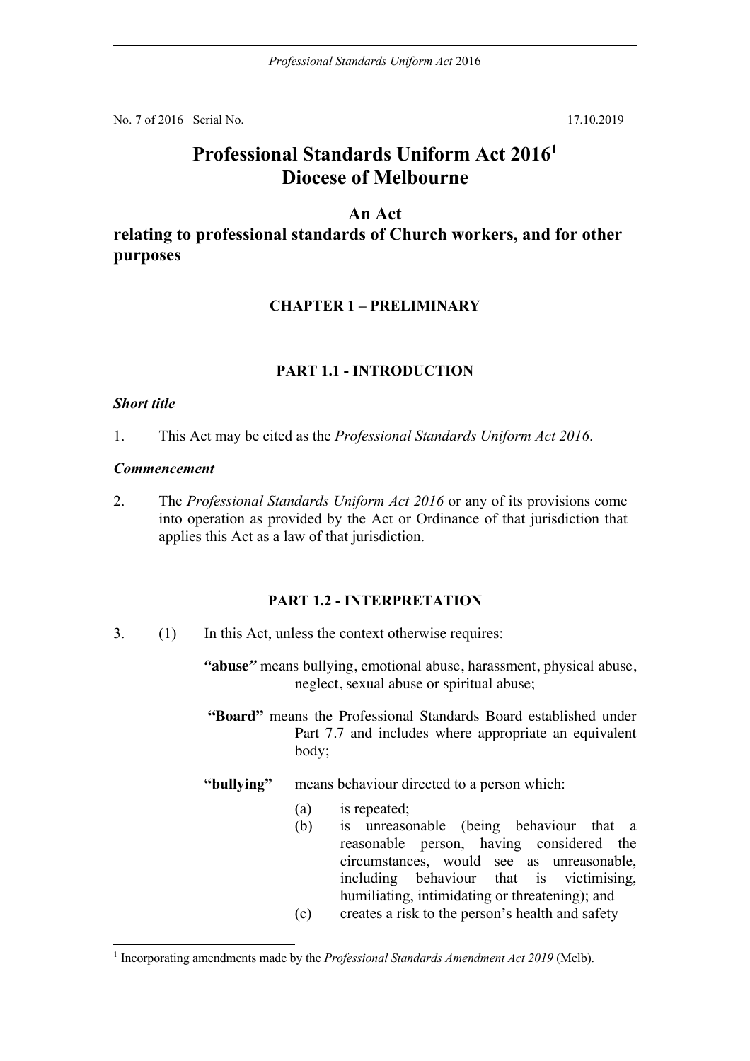No. 7 of 2016 Serial No. 17.10.2019

# Professional Standards Uniform Act 2016[1] Diocese of Melbourne

## An Act relating to professional standards of Church workers, and for other purposes

## CHAPTER 1 – PRELIMINARY

### PART 1.1 - INTRODUCTION

***Short title***

1. This Act may be cited as the *Professional Standards Uniform Act 2016*.

***Commencement***

2. The *Professional Standards Uniform Act 2016* or any of its provisions come into operation as provided by the Act or Ordinance of that jurisdiction that applies this Act as a law of that jurisdiction.

### PART 1.2 - INTERPRETATION

3. (1) In this Act, unless the context otherwise requires:

   ***"abuse"*** means bullying, emotional abuse, harassment, physical abuse, neglect, sexual abuse or spiritual abuse;

   **"Board"** means the Professional Standards Board established under Part 7.7 and includes where appropriate an equivalent body;

   **"bullying"** means behaviour directed to a person which:

   (a) is repeated;

   (b) is unreasonable (being behaviour that a reasonable person, having considered the circumstances, would see as unreasonable, including behaviour that is victimising, humiliating, intimidating or threatening); and

   (c) creates a risk to the person's health and safety

---

[1] Incorporating amendments made by the *Professional Standards Amendment Act 2019* (Melb).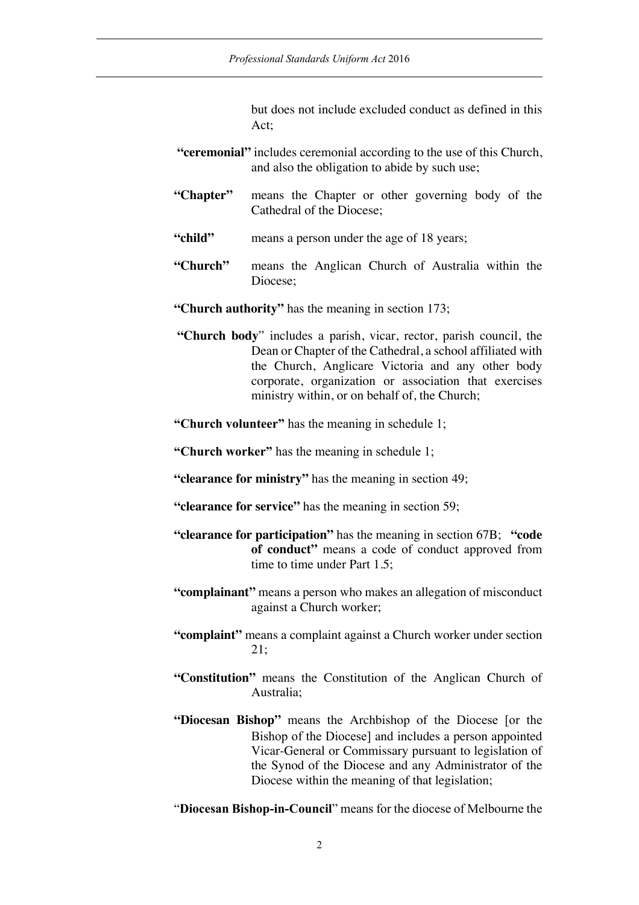but does not include excluded conduct as defined in this Act;

**"ceremonial"** includes ceremonial according to the use of this Church, and also the obligation to abide by such use;

**"Chapter"** means the Chapter or other governing body of the Cathedral of the Diocese;

**"child"** means a person under the age of 18 years;

**"Church"** means the Anglican Church of Australia within the Diocese;

**"Church authority"** has the meaning in section 173;

**"Church body"** includes a parish, vicar, rector, parish council, the Dean or Chapter of the Cathedral, a school affiliated with the Church, Anglicare Victoria and any other body corporate, organization or association that exercises ministry within, or on behalf of, the Church;

**"Church volunteer"** has the meaning in schedule 1;

**"Church worker"** has the meaning in schedule 1;

**"clearance for ministry"** has the meaning in section 49;

**"clearance for service"** has the meaning in section 59;

**"clearance for participation"** has the meaning in section 67B; **"code of conduct"** means a code of conduct approved from time to time under Part 1.5;

**"complainant"** means a person who makes an allegation of misconduct against a Church worker;

**"complaint"** means a complaint against a Church worker under section 21;

**"Constitution"** means the Constitution of the Anglican Church of Australia;

**"Diocesan Bishop"** means the Archbishop of the Diocese [or the Bishop of the Diocese] and includes a person appointed Vicar-General or Commissary pursuant to legislation of the Synod of the Diocese and any Administrator of the Diocese within the meaning of that legislation;

"**Diocesan Bishop-in-Council**" means for the diocese of Melbourne the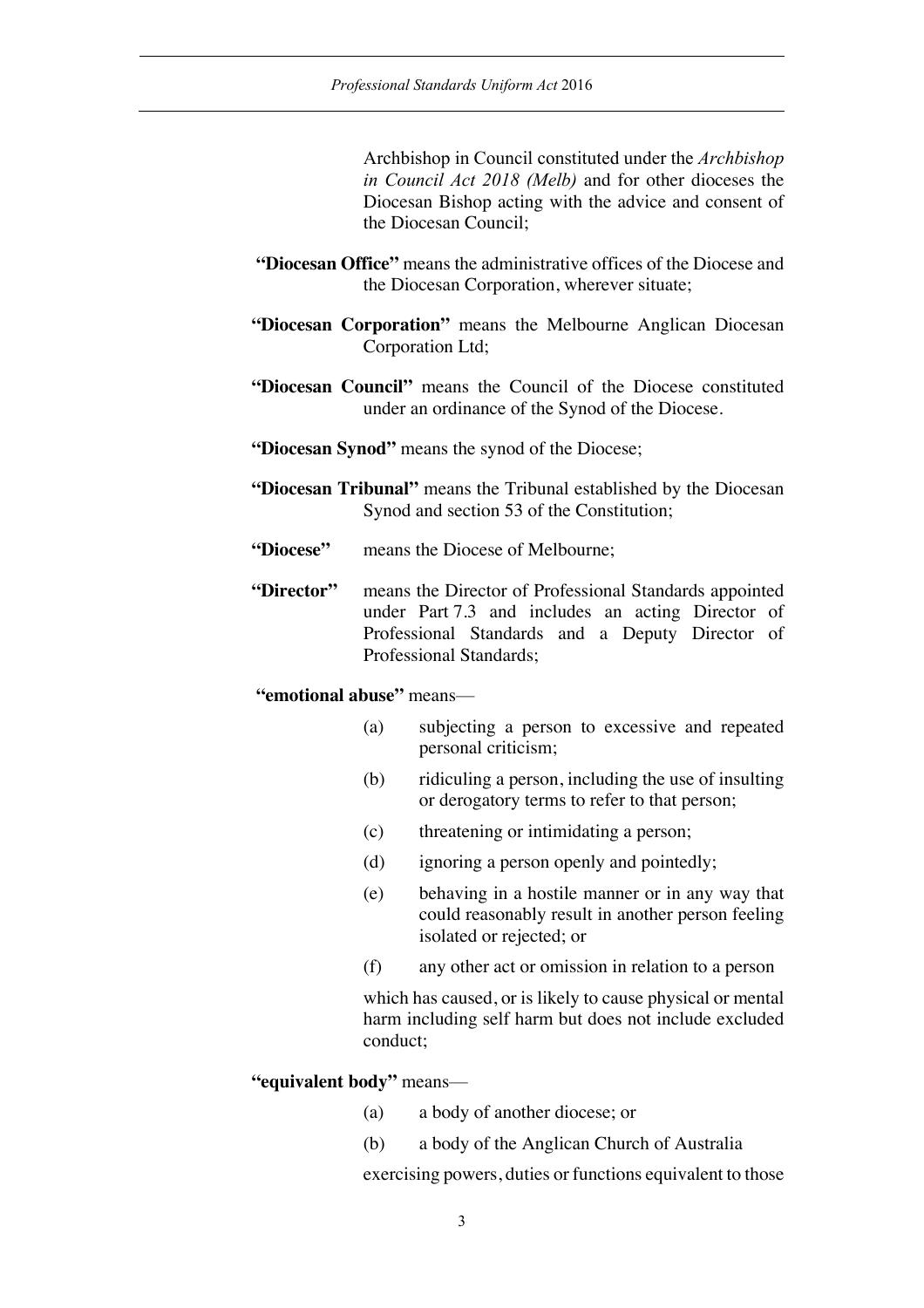Archbishop in Council constituted under the *Archbishop in Council Act 2018 (Melb)* and for other dioceses the Diocesan Bishop acting with the advice and consent of the Diocesan Council;

**"Diocesan Office"** means the administrative offices of the Diocese and the Diocesan Corporation, wherever situate;

**"Diocesan Corporation"** means the Melbourne Anglican Diocesan Corporation Ltd;

**"Diocesan Council"** means the Council of the Diocese constituted under an ordinance of the Synod of the Diocese.

**"Diocesan Synod"** means the synod of the Diocese;

**"Diocesan Tribunal"** means the Tribunal established by the Diocesan Synod and section 53 of the Constitution;

**"Diocese"** means the Diocese of Melbourne;

**"Director"** means the Director of Professional Standards appointed under Part 7.3 and includes an acting Director of Professional Standards and a Deputy Director of Professional Standards;

**"emotional abuse"** means—

(a) subjecting a person to excessive and repeated personal criticism;

(b) ridiculing a person, including the use of insulting or derogatory terms to refer to that person;

(c) threatening or intimidating a person;

(d) ignoring a person openly and pointedly;

(e) behaving in a hostile manner or in any way that could reasonably result in another person feeling isolated or rejected; or

(f) any other act or omission in relation to a person

which has caused, or is likely to cause physical or mental harm including self harm but does not include excluded conduct;

**"equivalent body"** means—

(a) a body of another diocese; or

(b) a body of the Anglican Church of Australia

exercising powers, duties or functions equivalent to those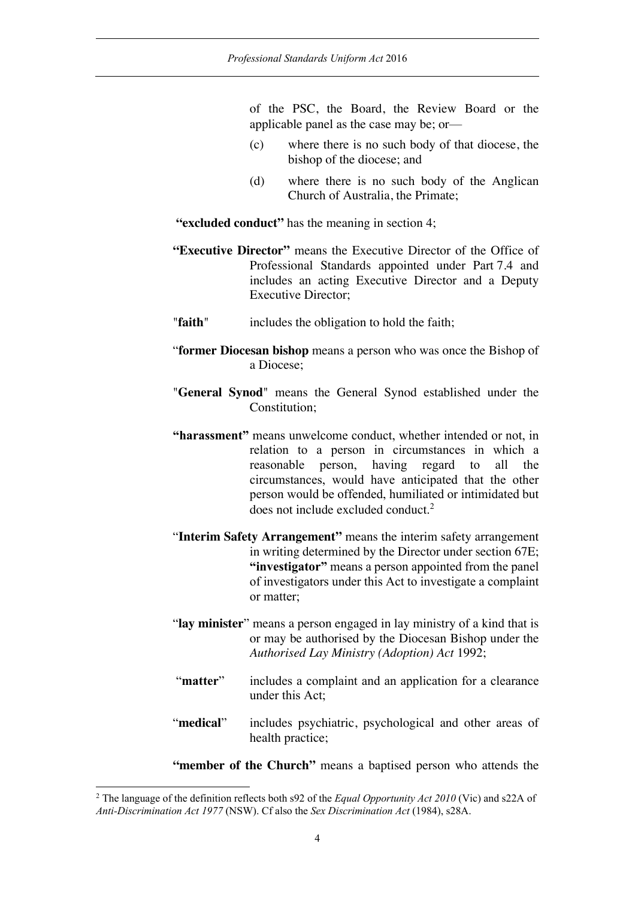of the PSC, the Board, the Review Board or the applicable panel as the case may be; or—

(c) where there is no such body of that diocese, the bishop of the diocese; and

(d) where there is no such body of the Anglican Church of Australia, the Primate;

**"excluded conduct"** has the meaning in section 4;

**"Executive Director"** means the Executive Director of the Office of Professional Standards appointed under Part 7.4 and includes an acting Executive Director and a Deputy Executive Director;

"**faith**" includes the obligation to hold the faith;

"**former Diocesan bishop** means a person who was once the Bishop of a Diocese;

"**General Synod**" means the General Synod established under the Constitution;

**"harassment"** means unwelcome conduct, whether intended or not, in relation to a person in circumstances in which a reasonable person, having regard to all the circumstances, would have anticipated that the other person would be offended, humiliated or intimidated but does not include excluded conduct.[2]

"**Interim Safety Arrangement"** means the interim safety arrangement in writing determined by the Director under section 67E; **"investigator"** means a person appointed from the panel of investigators under this Act to investigate a complaint or matter;

"**lay minister**" means a person engaged in lay ministry of a kind that is or may be authorised by the Diocesan Bishop under the *Authorised Lay Ministry (Adoption) Act* 1992;

"**matter**" includes a complaint and an application for a clearance under this Act;

"**medical**" includes psychiatric, psychological and other areas of health practice;

**"member of the Church"** means a baptised person who attends the

[2] The language of the definition reflects both s92 of the *Equal Opportunity Act 2010* (Vic) and s22A of *Anti-Discrimination Act 1977* (NSW). Cf also the *Sex Discrimination Act* (1984), s28A.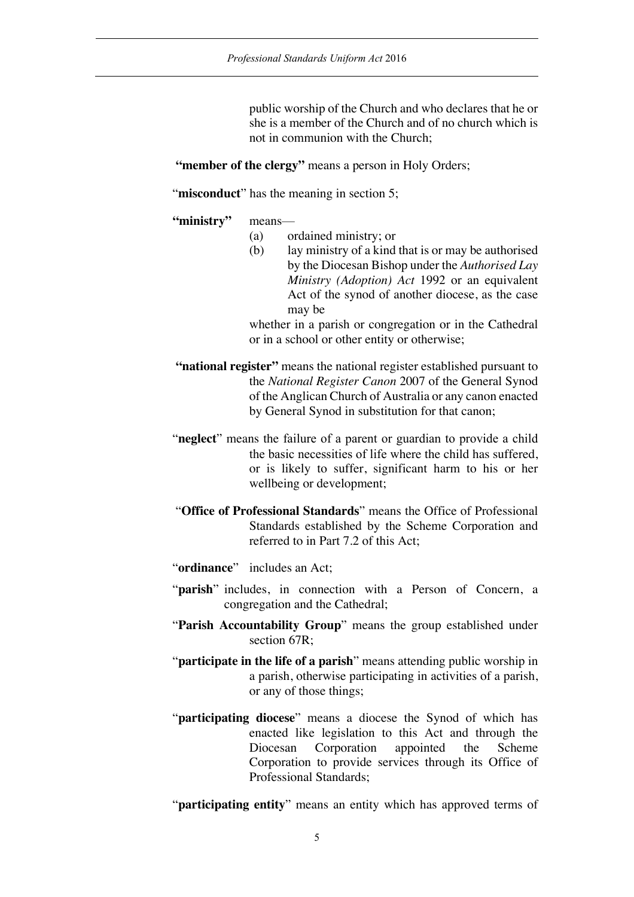public worship of the Church and who declares that he or she is a member of the Church and of no church which is not in communion with the Church;

**"member of the clergy"** means a person in Holy Orders;

"**misconduct**" has the meaning in section 5;

**"ministry"** means—

(a) ordained ministry; or

(b) lay ministry of a kind that is or may be authorised by the Diocesan Bishop under the *Authorised Lay Ministry (Adoption) Act* 1992 or an equivalent Act of the synod of another diocese, as the case may be

whether in a parish or congregation or in the Cathedral or in a school or other entity or otherwise;

**"national register"** means the national register established pursuant to the *National Register Canon* 2007 of the General Synod of the Anglican Church of Australia or any canon enacted by General Synod in substitution for that canon;

"**neglect**" means the failure of a parent or guardian to provide a child the basic necessities of life where the child has suffered, or is likely to suffer, significant harm to his or her wellbeing or development;

"**Office of Professional Standards**" means the Office of Professional Standards established by the Scheme Corporation and referred to in Part 7.2 of this Act;

"**ordinance**" includes an Act;

"**parish**" includes, in connection with a Person of Concern, a congregation and the Cathedral;

"**Parish Accountability Group**" means the group established under section 67R;

"**participate in the life of a parish**" means attending public worship in a parish, otherwise participating in activities of a parish, or any of those things;

"**participating diocese**" means a diocese the Synod of which has enacted like legislation to this Act and through the Diocesan Corporation appointed the Scheme Corporation to provide services through its Office of Professional Standards;

"**participating entity**" means an entity which has approved terms of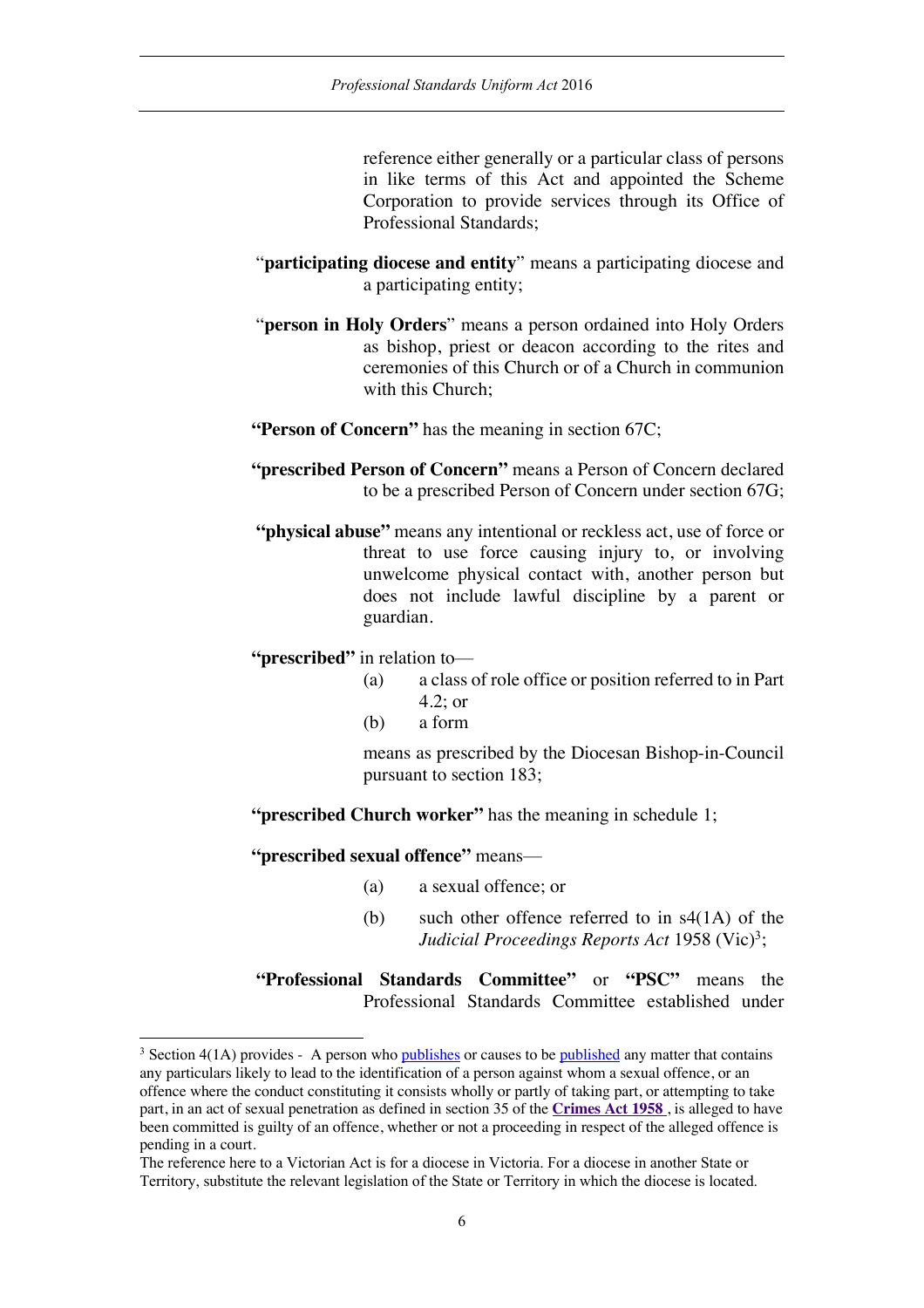reference either generally or a particular class of persons in like terms of this Act and appointed the Scheme Corporation to provide services through its Office of Professional Standards;

"**participating diocese and entity**" means a participating diocese and a participating entity;

"**person in Holy Orders**" means a person ordained into Holy Orders as bishop, priest or deacon according to the rites and ceremonies of this Church or of a Church in communion with this Church;

**"Person of Concern"** has the meaning in section 67C;

**"prescribed Person of Concern"** means a Person of Concern declared to be a prescribed Person of Concern under section 67G;

**"physical abuse"** means any intentional or reckless act, use of force or threat to use force causing injury to, or involving unwelcome physical contact with, another person but does not include lawful discipline by a parent or guardian.

**"prescribed"** in relation to—

(a) a class of role office or position referred to in Part 4.2; or

(b) a form

means as prescribed by the Diocesan Bishop-in-Council pursuant to section 183;

**"prescribed Church worker"** has the meaning in schedule 1;

**"prescribed sexual offence"** means—

(a) a sexual offence; or

(b) such other offence referred to in s4(1A) of the *Judicial Proceedings Reports Act* 1958 (Vic)[3];

**"Professional Standards Committee"** or **"PSC"** means the Professional Standards Committee established under

---

[3] Section 4(1A) provides - A person who publishes or causes to be published any matter that contains any particulars likely to lead to the identification of a person against whom a sexual offence, or an offence where the conduct constituting it consists wholly or partly of taking part, or attempting to take part, in an act of sexual penetration as defined in section 35 of the **Crimes Act 1958** , is alleged to have been committed is guilty of an offence, whether or not a proceeding in respect of the alleged offence is pending in a court.
The reference here to a Victorian Act is for a diocese in Victoria. For a diocese in another State or Territory, substitute the relevant legislation of the State or Territory in which the diocese is located.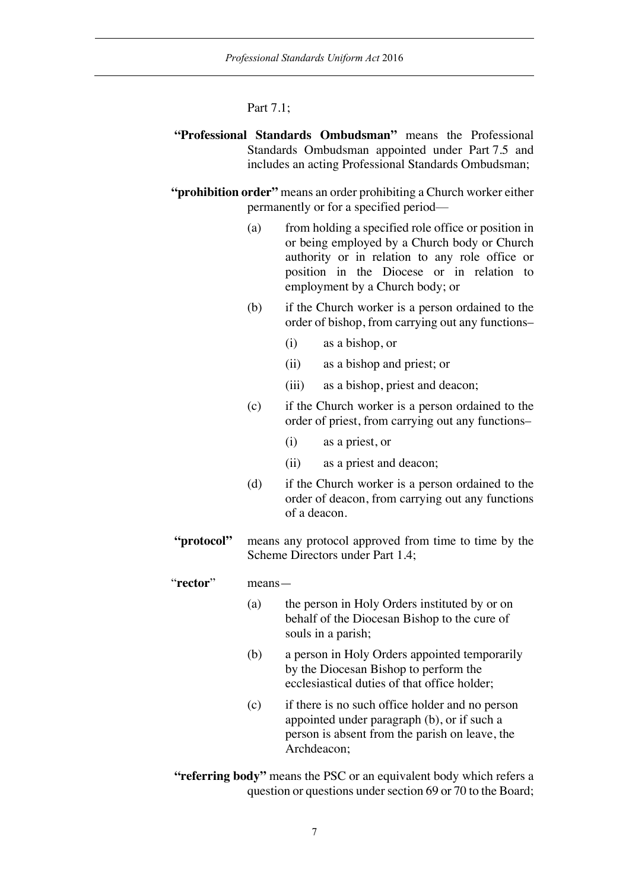Part 7.1;

**"Professional Standards Ombudsman"** means the Professional Standards Ombudsman appointed under Part 7.5 and includes an acting Professional Standards Ombudsman;

**"prohibition order"** means an order prohibiting a Church worker either permanently or for a specified period—

(a) from holding a specified role office or position in or being employed by a Church body or Church authority or in relation to any role office or position in the Diocese or in relation to employment by a Church body; or

(b) if the Church worker is a person ordained to the order of bishop, from carrying out any functions–

  (i) as a bishop, or

  (ii) as a bishop and priest; or

  (iii) as a bishop, priest and deacon;

(c) if the Church worker is a person ordained to the order of priest, from carrying out any functions–

  (i) as a priest, or

  (ii) as a priest and deacon;

(d) if the Church worker is a person ordained to the order of deacon, from carrying out any functions of a deacon.

**"protocol"** means any protocol approved from time to time by the Scheme Directors under Part 1.4;

"**rector**" means—

(a) the person in Holy Orders instituted by or on behalf of the Diocesan Bishop to the cure of souls in a parish;

(b) a person in Holy Orders appointed temporarily by the Diocesan Bishop to perform the ecclesiastical duties of that office holder;

(c) if there is no such office holder and no person appointed under paragraph (b), or if such a person is absent from the parish on leave, the Archdeacon;

**"referring body"** means the PSC or an equivalent body which refers a question or questions under section 69 or 70 to the Board;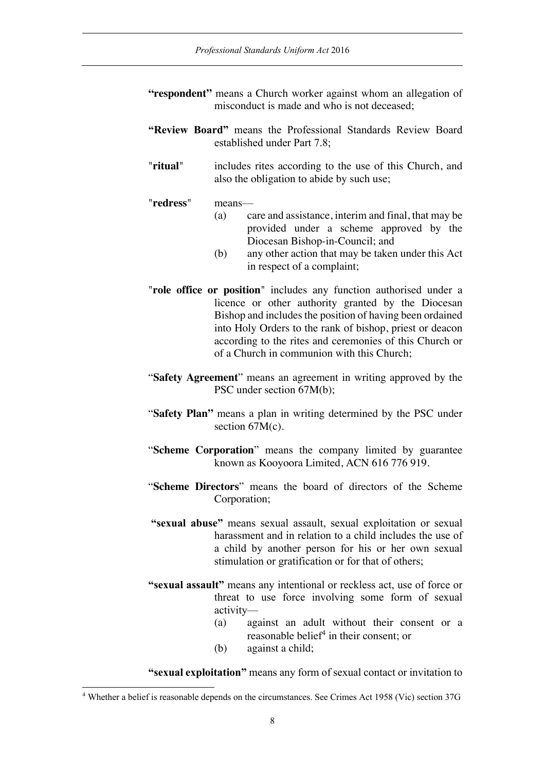**"respondent"** means a Church worker against whom an allegation of misconduct is made and who is not deceased;

**"Review Board"** means the Professional Standards Review Board established under Part 7.8;

"**ritual**" includes rites according to the use of this Church, and also the obligation to abide by such use;

"**redress**" means—

(a) care and assistance, interim and final, that may be provided under a scheme approved by the Diocesan Bishop-in-Council; and

(b) any other action that may be taken under this Act in respect of a complaint;

"**role office or position**" includes any function authorised under a licence or other authority granted by the Diocesan Bishop and includes the position of having been ordained into Holy Orders to the rank of bishop, priest or deacon according to the rites and ceremonies of this Church or of a Church in communion with this Church;

"**Safety Agreement**" means an agreement in writing approved by the PSC under section 67M(b);

"**Safety Plan"** means a plan in writing determined by the PSC under section 67M(c).

"**Scheme Corporation**" means the company limited by guarantee known as Kooyoora Limited, ACN 616 776 919.

"**Scheme Directors**" means the board of directors of the Scheme Corporation;

**"sexual abuse"** means sexual assault, sexual exploitation or sexual harassment and in relation to a child includes the use of a child by another person for his or her own sexual stimulation or gratification or for that of others;

**"sexual assault"** means any intentional or reckless act, use of force or threat to use force involving some form of sexual activity—

(a) against an adult without their consent or a reasonable belief[4] in their consent; or

(b) against a child;

**"sexual exploitation"** means any form of sexual contact or invitation to

---

[4] Whether a belief is reasonable depends on the circumstances. See Crimes Act 1958 (Vic) section 37G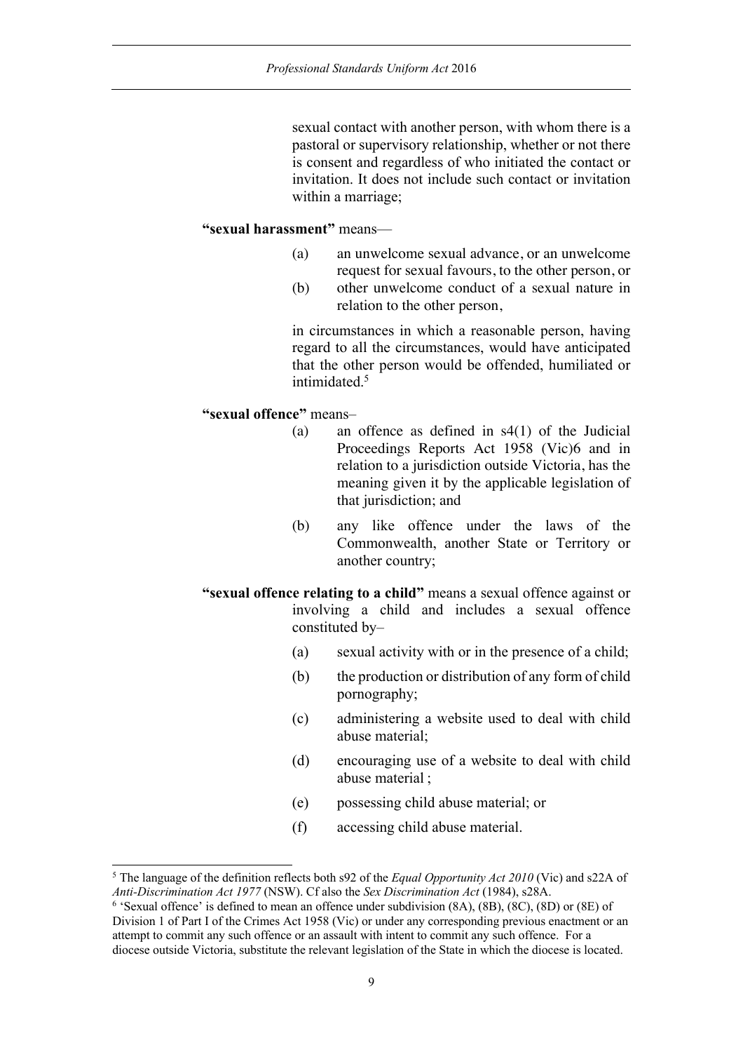sexual contact with another person, with whom there is a pastoral or supervisory relationship, whether or not there is consent and regardless of who initiated the contact or invitation. It does not include such contact or invitation within a marriage;

**"sexual harassment"** means—

(a) an unwelcome sexual advance, or an unwelcome request for sexual favours, to the other person, or

(b) other unwelcome conduct of a sexual nature in relation to the other person,

in circumstances in which a reasonable person, having regard to all the circumstances, would have anticipated that the other person would be offended, humiliated or intimidated.[5]

**"sexual offence"** means–

(a) an offence as defined in s4(1) of the Judicial Proceedings Reports Act 1958 (Vic)6 and in relation to a jurisdiction outside Victoria, has the meaning given it by the applicable legislation of that jurisdiction; and

(b) any like offence under the laws of the Commonwealth, another State or Territory or another country;

**"sexual offence relating to a child"** means a sexual offence against or involving a child and includes a sexual offence constituted by–

(a) sexual activity with or in the presence of a child;

(b) the production or distribution of any form of child pornography;

(c) administering a website used to deal with child abuse material;

(d) encouraging use of a website to deal with child abuse material ;

(e) possessing child abuse material; or

(f) accessing child abuse material.

---

[5] The language of the definition reflects both s92 of the *Equal Opportunity Act 2010* (Vic) and s22A of *Anti-Discrimination Act 1977* (NSW). Cf also the *Sex Discrimination Act* (1984), s28A.

[6] 'Sexual offence' is defined to mean an offence under subdivision (8A), (8B), (8C), (8D) or (8E) of Division 1 of Part I of the Crimes Act 1958 (Vic) or under any corresponding previous enactment or an attempt to commit any such offence or an assault with intent to commit any such offence. For a diocese outside Victoria, substitute the relevant legislation of the State in which the diocese is located.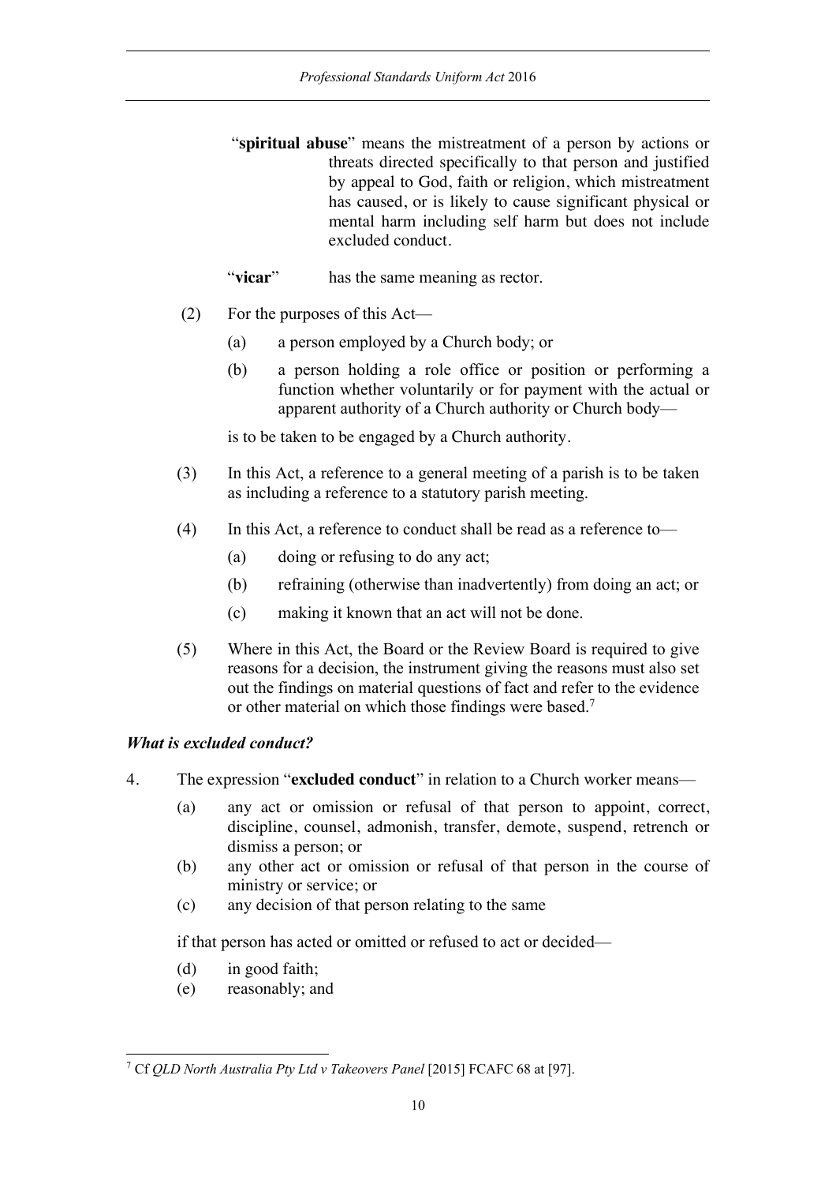"**spiritual abuse**" means the mistreatment of a person by actions or threats directed specifically to that person and justified by appeal to God, faith or religion, which mistreatment has caused, or is likely to cause significant physical or mental harm including self harm but does not include excluded conduct.

"**vicar**" has the same meaning as rector.

(2) For the purposes of this Act—

(a) a person employed by a Church body; or

(b) a person holding a role office or position or performing a function whether voluntarily or for payment with the actual or apparent authority of a Church authority or Church body—

is to be taken to be engaged by a Church authority.

(3) In this Act, a reference to a general meeting of a parish is to be taken as including a reference to a statutory parish meeting.

(4) In this Act, a reference to conduct shall be read as a reference to—

(a) doing or refusing to do any act;

(b) refraining (otherwise than inadvertently) from doing an act; or

(c) making it known that an act will not be done.

(5) Where in this Act, the Board or the Review Board is required to give reasons for a decision, the instrument giving the reasons must also set out the findings on material questions of fact and refer to the evidence or other material on which those findings were based.[7]

### *What is excluded conduct?*

4. The expression "**excluded conduct**" in relation to a Church worker means—

(a) any act or omission or refusal of that person to appoint, correct, discipline, counsel, admonish, transfer, demote, suspend, retrench or dismiss a person; or

(b) any other act or omission or refusal of that person in the course of ministry or service; or

(c) any decision of that person relating to the same

if that person has acted or omitted or refused to act or decided—

(d) in good faith;

(e) reasonably; and

---

[7] Cf *QLD North Australia Pty Ltd v Takeovers Panel* [2015] FCAFC 68 at [97].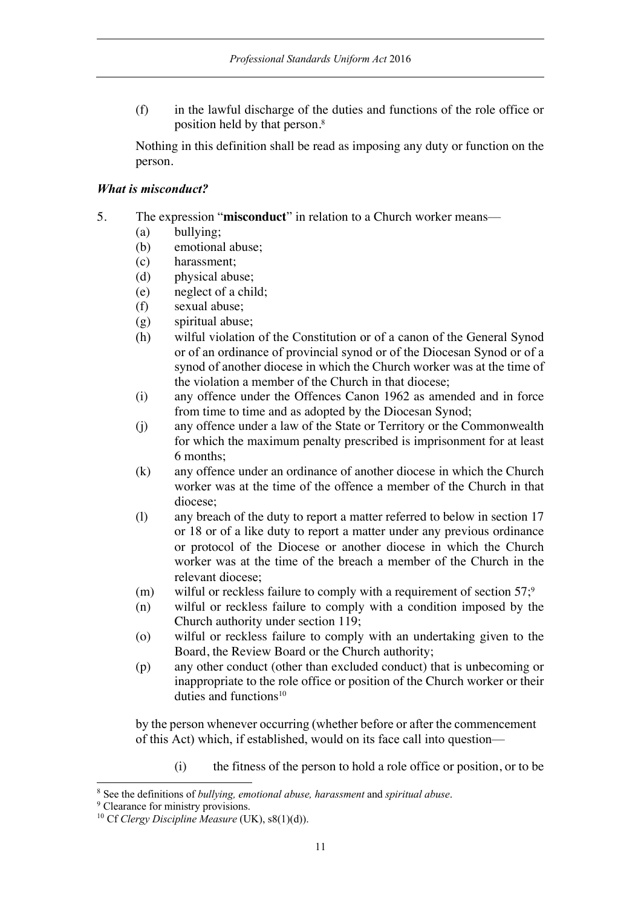(f) in the lawful discharge of the duties and functions of the role office or position held by that person.[8]

Nothing in this definition shall be read as imposing any duty or function on the person.

### *What is misconduct?*

5. The expression "**misconduct**" in relation to a Church worker means—
   (a) bullying;
   (b) emotional abuse;
   (c) harassment;
   (d) physical abuse;
   (e) neglect of a child;
   (f) sexual abuse;
   (g) spiritual abuse;
   (h) wilful violation of the Constitution or of a canon of the General Synod or of an ordinance of provincial synod or of the Diocesan Synod or of a synod of another diocese in which the Church worker was at the time of the violation a member of the Church in that diocese;
   (i) any offence under the Offences Canon 1962 as amended and in force from time to time and as adopted by the Diocesan Synod;
   (j) any offence under a law of the State or Territory or the Commonwealth for which the maximum penalty prescribed is imprisonment for at least 6 months;
   (k) any offence under an ordinance of another diocese in which the Church worker was at the time of the offence a member of the Church in that diocese;
   (l) any breach of the duty to report a matter referred to below in section 17 or 18 or of a like duty to report a matter under any previous ordinance or protocol of the Diocese or another diocese in which the Church worker was at the time of the breach a member of the Church in the relevant diocese;
   (m) wilful or reckless failure to comply with a requirement of section 57;[9]
   (n) wilful or reckless failure to comply with a condition imposed by the Church authority under section 119;
   (o) wilful or reckless failure to comply with an undertaking given to the Board, the Review Board or the Church authority;
   (p) any other conduct (other than excluded conduct) that is unbecoming or inappropriate to the role office or position of the Church worker or their duties and functions[10]

   by the person whenever occurring (whether before or after the commencement of this Act) which, if established, would on its face call into question—

   (i) the fitness of the person to hold a role office or position, or to be

---

[8] See the definitions of *bullying, emotional abuse, harassment* and *spiritual abuse*.

[9] Clearance for ministry provisions.

[10] Cf *Clergy Discipline Measure* (UK), s8(1)(d)).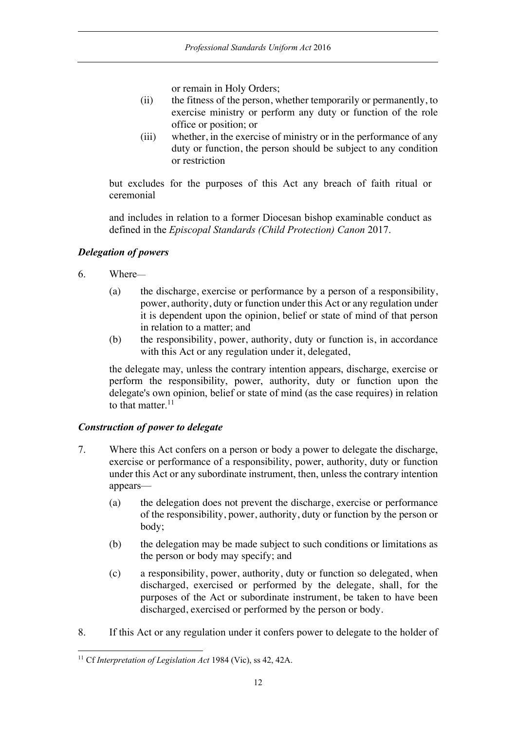or remain in Holy Orders;

(ii) the fitness of the person, whether temporarily or permanently, to exercise ministry or perform any duty or function of the role office or position; or

(iii) whether, in the exercise of ministry or in the performance of any duty or function, the person should be subject to any condition or restriction

but excludes for the purposes of this Act any breach of faith ritual or ceremonial

and includes in relation to a former Diocesan bishop examinable conduct as defined in the *Episcopal Standards (Child Protection) Canon* 2017.

### *Delegation of powers*

6. Where—

   (a) the discharge, exercise or performance by a person of a responsibility, power, authority, duty or function under this Act or any regulation under it is dependent upon the opinion, belief or state of mind of that person in relation to a matter; and

   (b) the responsibility, power, authority, duty or function is, in accordance with this Act or any regulation under it, delegated,

   the delegate may, unless the contrary intention appears, discharge, exercise or perform the responsibility, power, authority, duty or function upon the delegate's own opinion, belief or state of mind (as the case requires) in relation to that matter.[11]

### *Construction of power to delegate*

7. Where this Act confers on a person or body a power to delegate the discharge, exercise or performance of a responsibility, power, authority, duty or function under this Act or any subordinate instrument, then, unless the contrary intention appears—

   (a) the delegation does not prevent the discharge, exercise or performance of the responsibility, power, authority, duty or function by the person or body;

   (b) the delegation may be made subject to such conditions or limitations as the person or body may specify; and

   (c) a responsibility, power, authority, duty or function so delegated, when discharged, exercised or performed by the delegate, shall, for the purposes of the Act or subordinate instrument, be taken to have been discharged, exercised or performed by the person or body.

8. If this Act or any regulation under it confers power to delegate to the holder of

---

[11] Cf *Interpretation of Legislation Act* 1984 (Vic), ss 42, 42A.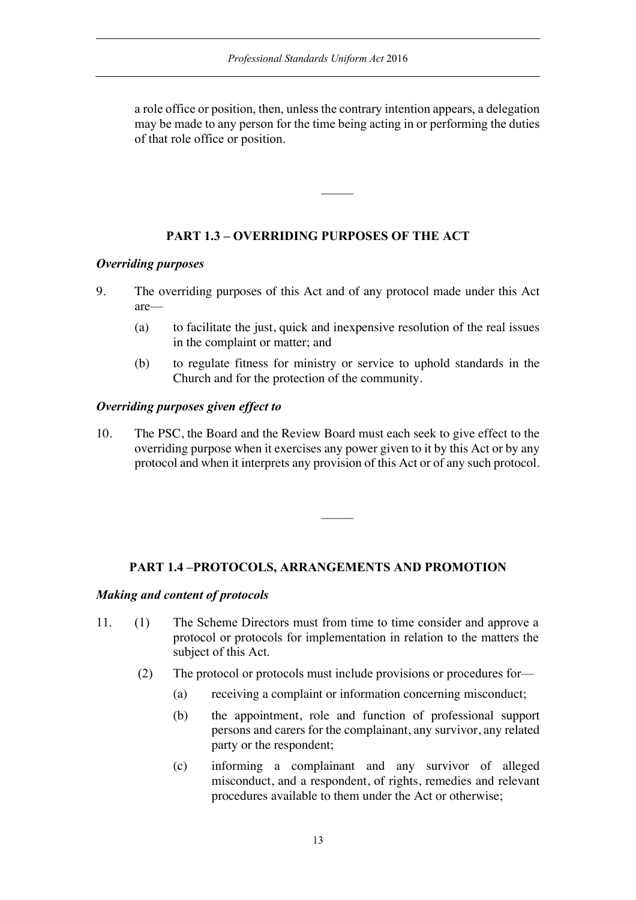a role office or position, then, unless the contrary intention appears, a delegation may be made to any person for the time being acting in or performing the duties of that role office or position.

---

## PART 1.3 – OVERRIDING PURPOSES OF THE ACT

***Overriding purposes***

9. The overriding purposes of this Act and of any protocol made under this Act are—

   (a) to facilitate the just, quick and inexpensive resolution of the real issues in the complaint or matter; and

   (b) to regulate fitness for ministry or service to uphold standards in the Church and for the protection of the community.

***Overriding purposes given effect to***

10. The PSC, the Board and the Review Board must each seek to give effect to the overriding purpose when it exercises any power given to it by this Act or by any protocol and when it interprets any provision of this Act or of any such protocol.

---

## PART 1.4 –PROTOCOLS, ARRANGEMENTS AND PROMOTION

***Making and content of protocols***

11. (1) The Scheme Directors must from time to time consider and approve a protocol or protocols for implementation in relation to the matters the subject of this Act.

    (2) The protocol or protocols must include provisions or procedures for—

    (a) receiving a complaint or information concerning misconduct;

    (b) the appointment, role and function of professional support persons and carers for the complainant, any survivor, any related party or the respondent;

    (c) informing a complainant and any survivor of alleged misconduct, and a respondent, of rights, remedies and relevant procedures available to them under the Act or otherwise;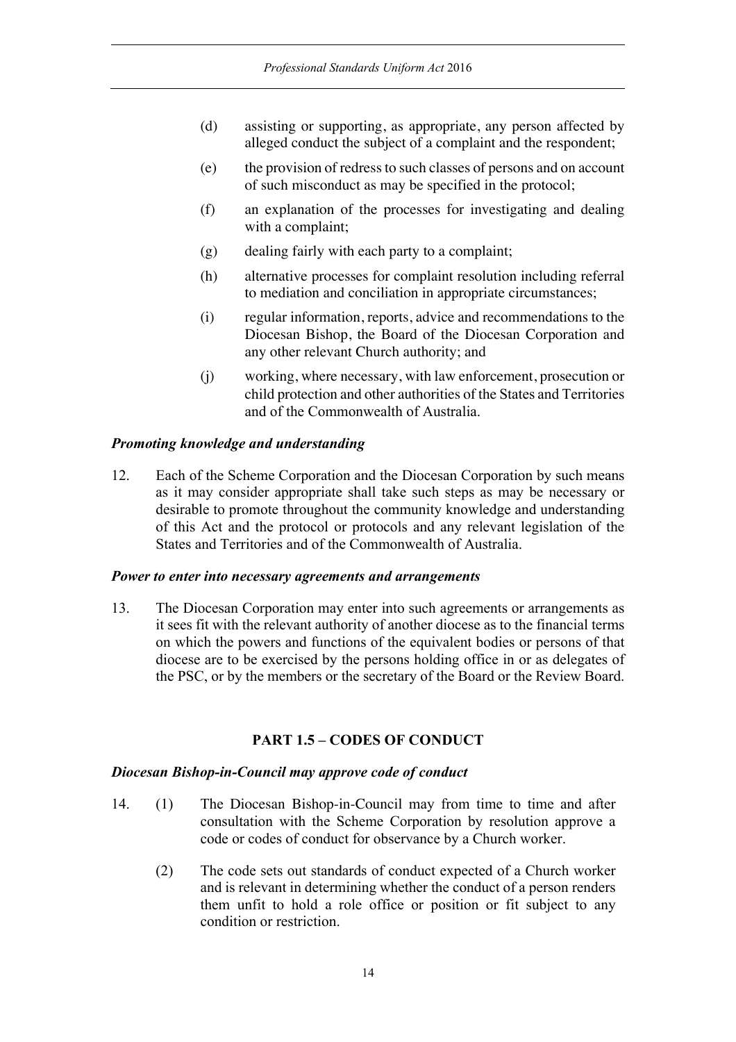(d) assisting or supporting, as appropriate, any person affected by alleged conduct the subject of a complaint and the respondent;

(e) the provision of redress to such classes of persons and on account of such misconduct as may be specified in the protocol;

(f) an explanation of the processes for investigating and dealing with a complaint;

(g) dealing fairly with each party to a complaint;

(h) alternative processes for complaint resolution including referral to mediation and conciliation in appropriate circumstances;

(i) regular information, reports, advice and recommendations to the Diocesan Bishop, the Board of the Diocesan Corporation and any other relevant Church authority; and

(j) working, where necessary, with law enforcement, prosecution or child protection and other authorities of the States and Territories and of the Commonwealth of Australia.

***Promoting knowledge and understanding***

12. Each of the Scheme Corporation and the Diocesan Corporation by such means as it may consider appropriate shall take such steps as may be necessary or desirable to promote throughout the community knowledge and understanding of this Act and the protocol or protocols and any relevant legislation of the States and Territories and of the Commonwealth of Australia.

***Power to enter into necessary agreements and arrangements***

13. The Diocesan Corporation may enter into such agreements or arrangements as it sees fit with the relevant authority of another diocese as to the financial terms on which the powers and functions of the equivalent bodies or persons of that diocese are to be exercised by the persons holding office in or as delegates of the PSC, or by the members or the secretary of the Board or the Review Board.

## PART 1.5 – CODES OF CONDUCT

***Diocesan Bishop-in-Council may approve code of conduct***

14. (1) The Diocesan Bishop-in-Council may from time to time and after consultation with the Scheme Corporation by resolution approve a code or codes of conduct for observance by a Church worker.

(2) The code sets out standards of conduct expected of a Church worker and is relevant in determining whether the conduct of a person renders them unfit to hold a role office or position or fit subject to any condition or restriction.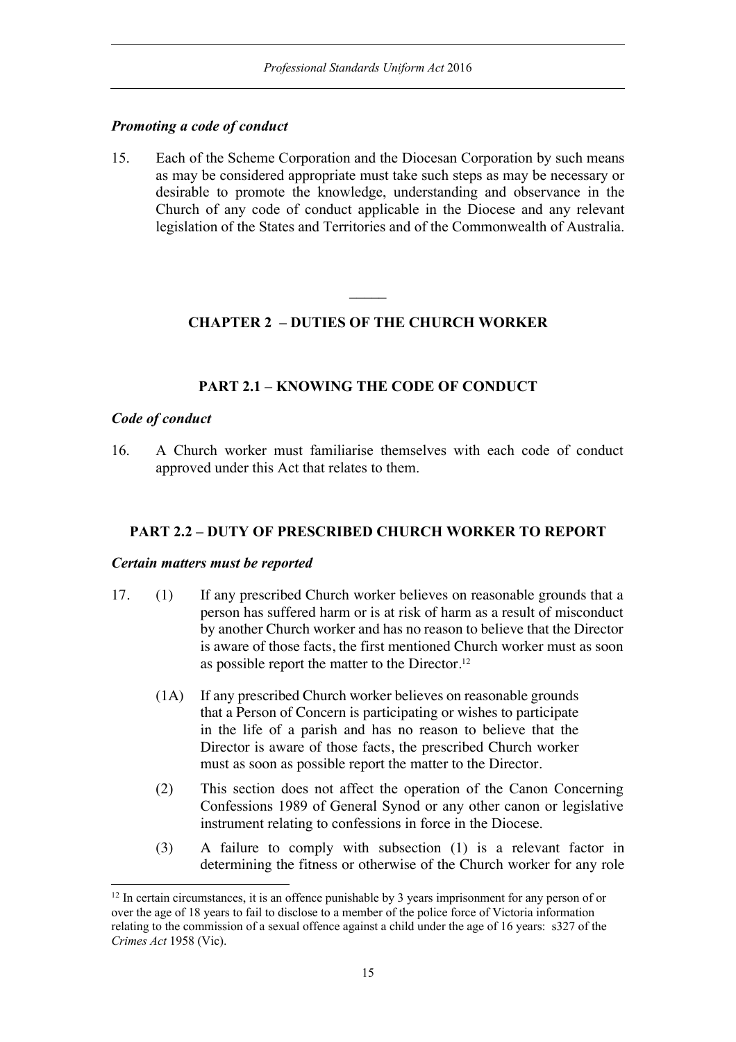### *Promoting a code of conduct*

15. Each of the Scheme Corporation and the Diocesan Corporation by such means as may be considered appropriate must take such steps as may be necessary or desirable to promote the knowledge, understanding and observance in the Church of any code of conduct applicable in the Diocese and any relevant legislation of the States and Territories and of the Commonwealth of Australia.

---

## CHAPTER 2 – DUTIES OF THE CHURCH WORKER

### PART 2.1 – KNOWING THE CODE OF CONDUCT

#### *Code of conduct*

16. A Church worker must familiarise themselves with each code of conduct approved under this Act that relates to them.

### PART 2.2 – DUTY OF PRESCRIBED CHURCH WORKER TO REPORT

#### *Certain matters must be reported*

17. (1) If any prescribed Church worker believes on reasonable grounds that a person has suffered harm or is at risk of harm as a result of misconduct by another Church worker and has no reason to believe that the Director is aware of those facts, the first mentioned Church worker must as soon as possible report the matter to the Director.[12]

    (1A) If any prescribed Church worker believes on reasonable grounds that a Person of Concern is participating or wishes to participate in the life of a parish and has no reason to believe that the Director is aware of those facts, the prescribed Church worker must as soon as possible report the matter to the Director.

    (2) This section does not affect the operation of the Canon Concerning Confessions 1989 of General Synod or any other canon or legislative instrument relating to confessions in force in the Diocese.

    (3) A failure to comply with subsection (1) is a relevant factor in determining the fitness or otherwise of the Church worker for any role

---

[12] In certain circumstances, it is an offence punishable by 3 years imprisonment for any person of or over the age of 18 years to fail to disclose to a member of the police force of Victoria information relating to the commission of a sexual offence against a child under the age of 16 years: s327 of the *Crimes Act* 1958 (Vic).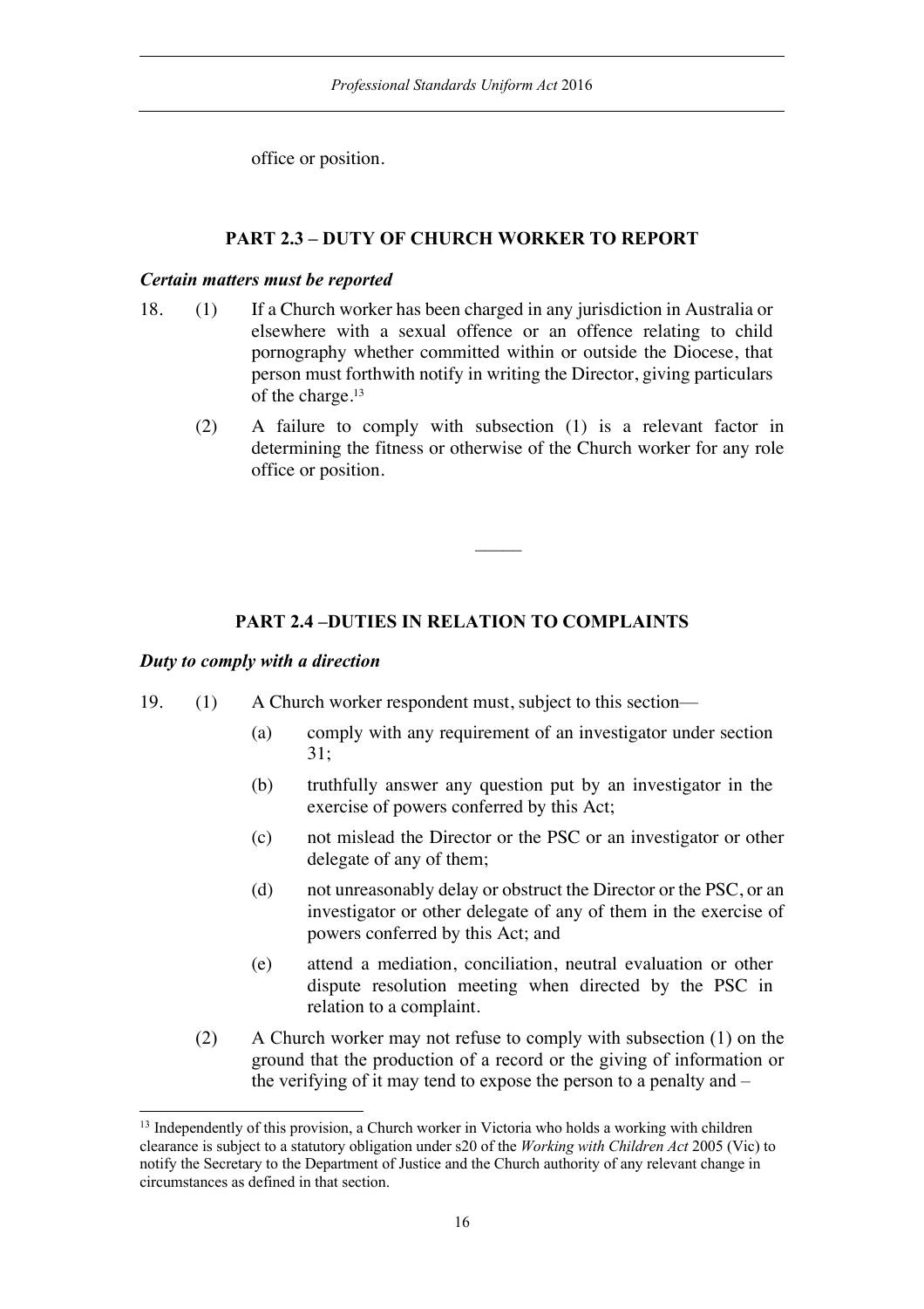office or position.

## PART 2.3 – DUTY OF CHURCH WORKER TO REPORT

### *Certain matters must be reported*

18. (1) If a Church worker has been charged in any jurisdiction in Australia or elsewhere with a sexual offence or an offence relating to child pornography whether committed within or outside the Diocese, that person must forthwith notify in writing the Director, giving particulars of the charge.[13]

(2) A failure to comply with subsection (1) is a relevant factor in determining the fitness or otherwise of the Church worker for any role office or position.

———

## PART 2.4 –DUTIES IN RELATION TO COMPLAINTS

### *Duty to comply with a direction*

19. (1) A Church worker respondent must, subject to this section—

(a) comply with any requirement of an investigator under section 31;

(b) truthfully answer any question put by an investigator in the exercise of powers conferred by this Act;

(c) not mislead the Director or the PSC or an investigator or other delegate of any of them;

(d) not unreasonably delay or obstruct the Director or the PSC, or an investigator or other delegate of any of them in the exercise of powers conferred by this Act; and

(e) attend a mediation, conciliation, neutral evaluation or other dispute resolution meeting when directed by the PSC in relation to a complaint.

(2) A Church worker may not refuse to comply with subsection (1) on the ground that the production of a record or the giving of information or the verifying of it may tend to expose the person to a penalty and –

[13] Independently of this provision, a Church worker in Victoria who holds a working with children clearance is subject to a statutory obligation under s20 of the *Working with Children Act* 2005 (Vic) to notify the Secretary to the Department of Justice and the Church authority of any relevant change in circumstances as defined in that section.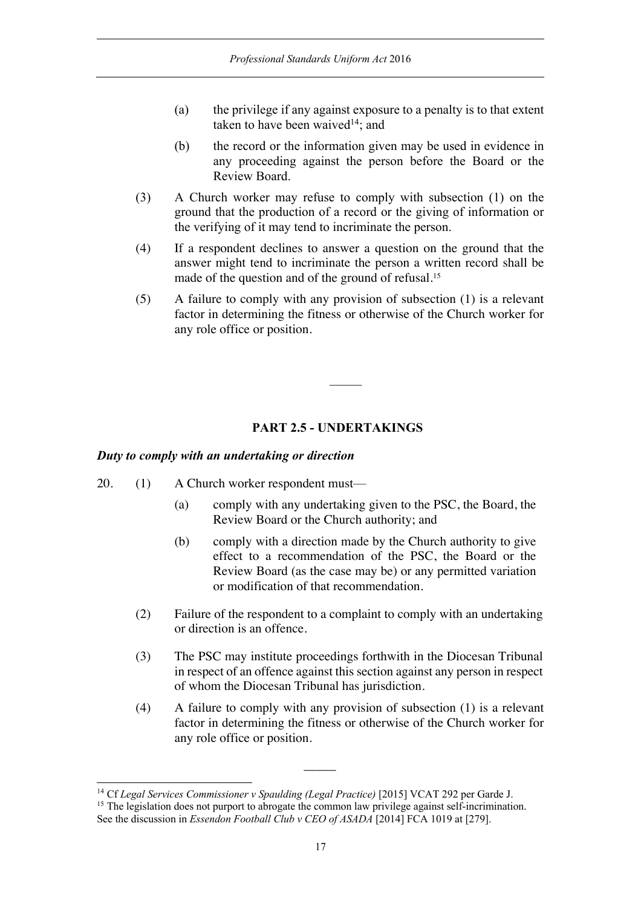(a) the privilege if any against exposure to a penalty is to that extent taken to have been waived[14]; and

(b) the record or the information given may be used in evidence in any proceeding against the person before the Board or the Review Board.

(3) A Church worker may refuse to comply with subsection (1) on the ground that the production of a record or the giving of information or the verifying of it may tend to incriminate the person.

(4) If a respondent declines to answer a question on the ground that the answer might tend to incriminate the person a written record shall be made of the question and of the ground of refusal.[15]

(5) A failure to comply with any provision of subsection (1) is a relevant factor in determining the fitness or otherwise of the Church worker for any role office or position.

---

## PART 2.5 - UNDERTAKINGS

***Duty to comply with an undertaking or direction***

20. (1) A Church worker respondent must—

(a) comply with any undertaking given to the PSC, the Board, the Review Board or the Church authority; and

(b) comply with a direction made by the Church authority to give effect to a recommendation of the PSC, the Board or the Review Board (as the case may be) or any permitted variation or modification of that recommendation.

(2) Failure of the respondent to a complaint to comply with an undertaking or direction is an offence.

(3) The PSC may institute proceedings forthwith in the Diocesan Tribunal in respect of an offence against this section against any person in respect of whom the Diocesan Tribunal has jurisdiction.

(4) A failure to comply with any provision of subsection (1) is a relevant factor in determining the fitness or otherwise of the Church worker for any role office or position.

---

[14] Cf *Legal Services Commissioner v Spaulding (Legal Practice)* [2015] VCAT 292 per Garde J.

[15] The legislation does not purport to abrogate the common law privilege against self-incrimination. See the discussion in *Essendon Football Club v CEO of ASADA* [2014] FCA 1019 at [279].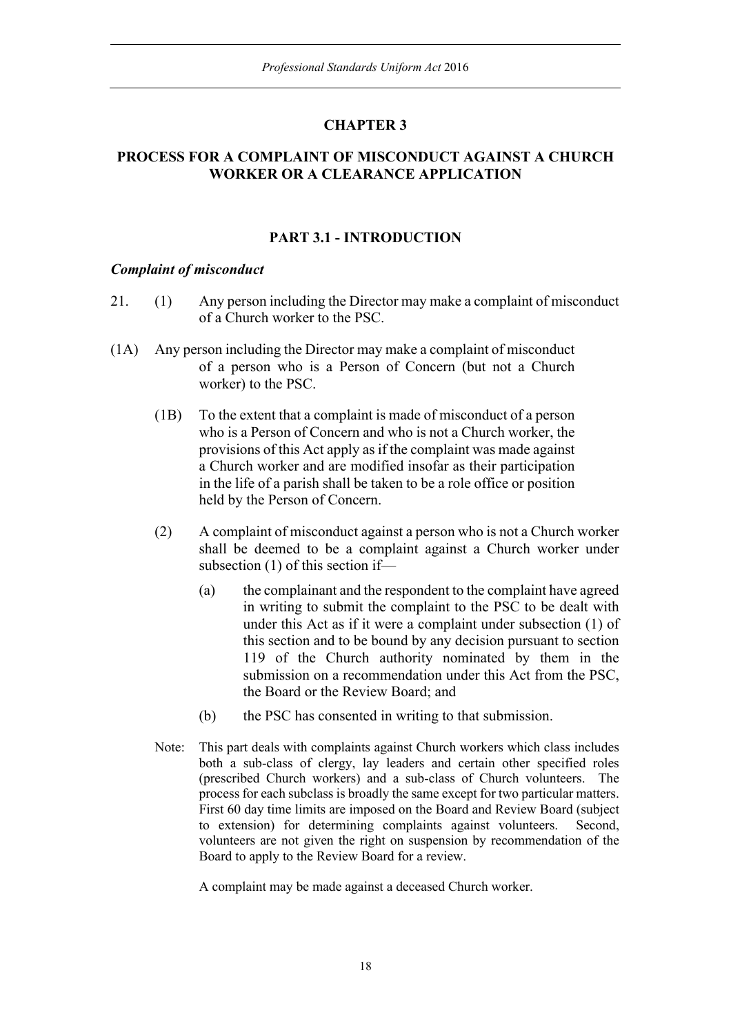## CHAPTER 3

## PROCESS FOR A COMPLAINT OF MISCONDUCT AGAINST A CHURCH WORKER OR A CLEARANCE APPLICATION

### PART 3.1 - INTRODUCTION

***Complaint of misconduct***

21. (1) Any person including the Director may make a complaint of misconduct of a Church worker to the PSC.

(1A) Any person including the Director may make a complaint of misconduct of a person who is a Person of Concern (but not a Church worker) to the PSC.

(1B) To the extent that a complaint is made of misconduct of a person who is a Person of Concern and who is not a Church worker, the provisions of this Act apply as if the complaint was made against a Church worker and are modified insofar as their participation in the life of a parish shall be taken to be a role office or position held by the Person of Concern.

(2) A complaint of misconduct against a person who is not a Church worker shall be deemed to be a complaint against a Church worker under subsection (1) of this section if—

(a) the complainant and the respondent to the complaint have agreed in writing to submit the complaint to the PSC to be dealt with under this Act as if it were a complaint under subsection (1) of this section and to be bound by any decision pursuant to section 119 of the Church authority nominated by them in the submission on a recommendation under this Act from the PSC, the Board or the Review Board; and

(b) the PSC has consented in writing to that submission.

Note: This part deals with complaints against Church workers which class includes both a sub-class of clergy, lay leaders and certain other specified roles (prescribed Church workers) and a sub-class of Church volunteers. The process for each subclass is broadly the same except for two particular matters. First 60 day time limits are imposed on the Board and Review Board (subject to extension) for determining complaints against volunteers. Second, volunteers are not given the right on suspension by recommendation of the Board to apply to the Review Board for a review.

A complaint may be made against a deceased Church worker.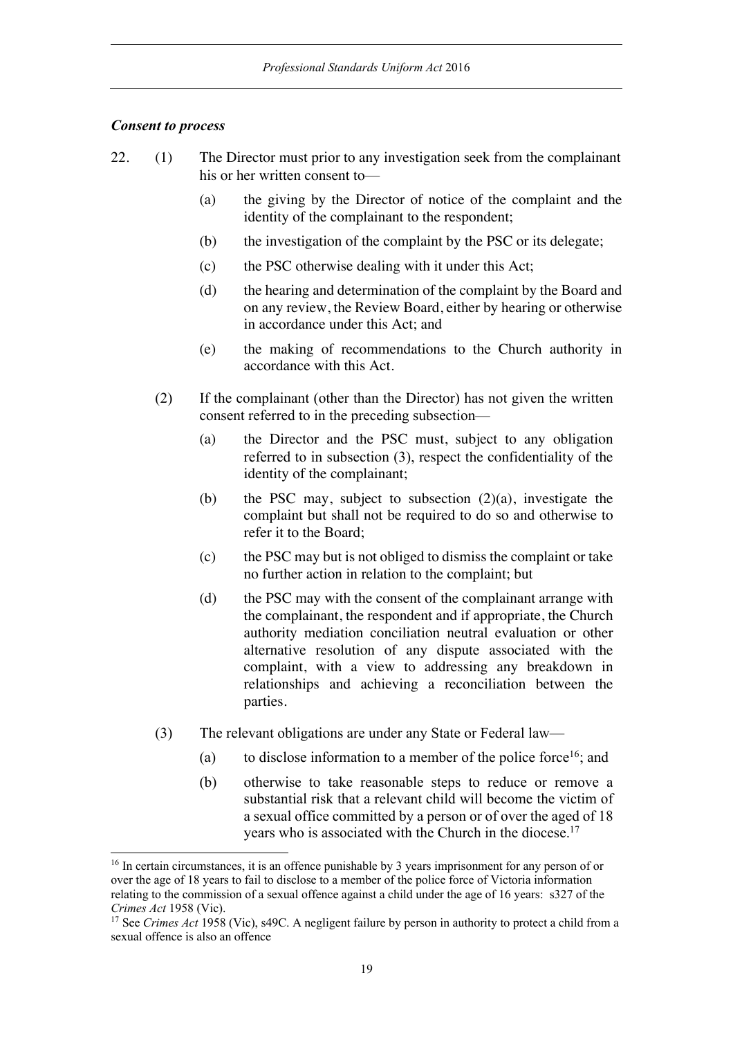### *Consent to process*

22. (1) The Director must prior to any investigation seek from the complainant his or her written consent to—

    (a) the giving by the Director of notice of the complaint and the identity of the complainant to the respondent;

    (b) the investigation of the complaint by the PSC or its delegate;

    (c) the PSC otherwise dealing with it under this Act;

    (d) the hearing and determination of the complaint by the Board and on any review, the Review Board, either by hearing or otherwise in accordance under this Act; and

    (e) the making of recommendations to the Church authority in accordance with this Act.

(2) If the complainant (other than the Director) has not given the written consent referred to in the preceding subsection—

    (a) the Director and the PSC must, subject to any obligation referred to in subsection (3), respect the confidentiality of the identity of the complainant;

    (b) the PSC may, subject to subsection (2)(a), investigate the complaint but shall not be required to do so and otherwise to refer it to the Board;

    (c) the PSC may but is not obliged to dismiss the complaint or take no further action in relation to the complaint; but

    (d) the PSC may with the consent of the complainant arrange with the complainant, the respondent and if appropriate, the Church authority mediation conciliation neutral evaluation or other alternative resolution of any dispute associated with the complaint, with a view to addressing any breakdown in relationships and achieving a reconciliation between the parties.

(3) The relevant obligations are under any State or Federal law—

    (a) to disclose information to a member of the police force[16]; and

    (b) otherwise to take reasonable steps to reduce or remove a substantial risk that a relevant child will become the victim of a sexual office committed by a person or of over the aged of 18 years who is associated with the Church in the diocese.[17]

---

[16] In certain circumstances, it is an offence punishable by 3 years imprisonment for any person of or over the age of 18 years to fail to disclose to a member of the police force of Victoria information relating to the commission of a sexual offence against a child under the age of 16 years: s327 of the *Crimes Act* 1958 (Vic).

[17] See *Crimes Act* 1958 (Vic), s49C. A negligent failure by person in authority to protect a child from a sexual offence is also an offence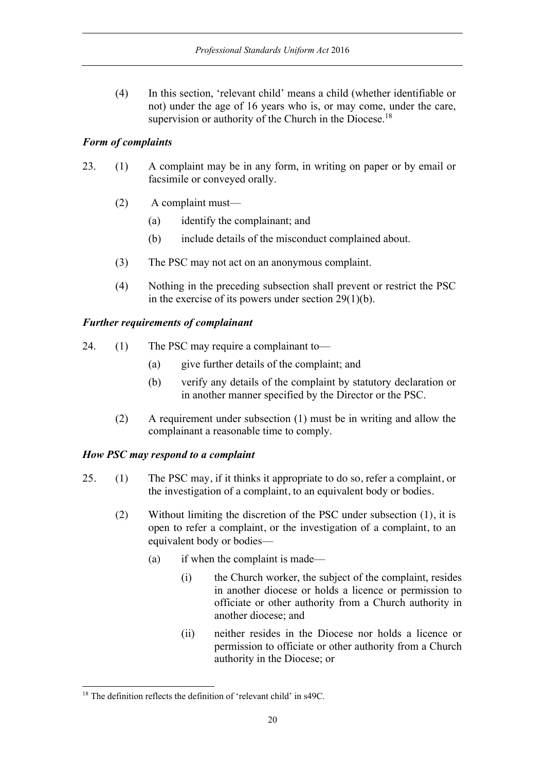(4) In this section, 'relevant child' means a child (whether identifiable or not) under the age of 16 years who is, or may come, under the care, supervision or authority of the Church in the Diocese.[18]

***Form of complaints***

23. (1) A complaint may be in any form, in writing on paper or by email or facsimile or conveyed orally.

(2) A complaint must—

(a) identify the complainant; and

(b) include details of the misconduct complained about.

(3) The PSC may not act on an anonymous complaint.

(4) Nothing in the preceding subsection shall prevent or restrict the PSC in the exercise of its powers under section 29(1)(b).

***Further requirements of complainant***

24. (1) The PSC may require a complainant to—

(a) give further details of the complaint; and

(b) verify any details of the complaint by statutory declaration or in another manner specified by the Director or the PSC.

(2) A requirement under subsection (1) must be in writing and allow the complainant a reasonable time to comply.

***How PSC may respond to a complaint***

25. (1) The PSC may, if it thinks it appropriate to do so, refer a complaint, or the investigation of a complaint, to an equivalent body or bodies.

(2) Without limiting the discretion of the PSC under subsection (1), it is open to refer a complaint, or the investigation of a complaint, to an equivalent body or bodies—

(a) if when the complaint is made—

(i) the Church worker, the subject of the complaint, resides in another diocese or holds a licence or permission to officiate or other authority from a Church authority in another diocese; and

(ii) neither resides in the Diocese nor holds a licence or permission to officiate or other authority from a Church authority in the Diocese; or

---

[18] The definition reflects the definition of 'relevant child' in s49C.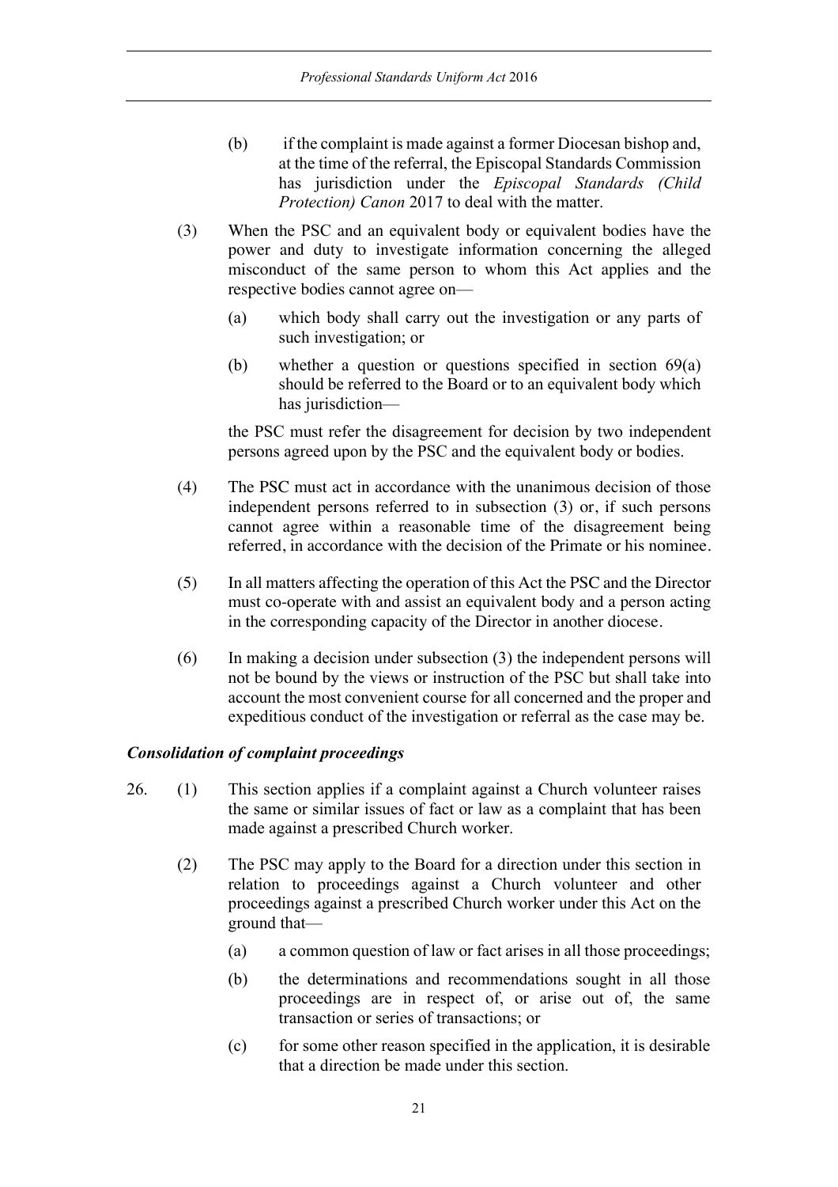(b) if the complaint is made against a former Diocesan bishop and, at the time of the referral, the Episcopal Standards Commission has jurisdiction under the *Episcopal Standards (Child Protection) Canon* 2017 to deal with the matter.

(3) When the PSC and an equivalent body or equivalent bodies have the power and duty to investigate information concerning the alleged misconduct of the same person to whom this Act applies and the respective bodies cannot agree on—

(a) which body shall carry out the investigation or any parts of such investigation; or

(b) whether a question or questions specified in section 69(a) should be referred to the Board or to an equivalent body which has jurisdiction—

the PSC must refer the disagreement for decision by two independent persons agreed upon by the PSC and the equivalent body or bodies.

(4) The PSC must act in accordance with the unanimous decision of those independent persons referred to in subsection (3) or, if such persons cannot agree within a reasonable time of the disagreement being referred, in accordance with the decision of the Primate or his nominee.

(5) In all matters affecting the operation of this Act the PSC and the Director must co-operate with and assist an equivalent body and a person acting in the corresponding capacity of the Director in another diocese.

(6) In making a decision under subsection (3) the independent persons will not be bound by the views or instruction of the PSC but shall take into account the most convenient course for all concerned and the proper and expeditious conduct of the investigation or referral as the case may be.

***Consolidation of complaint proceedings***

26. (1) This section applies if a complaint against a Church volunteer raises the same or similar issues of fact or law as a complaint that has been made against a prescribed Church worker.

(2) The PSC may apply to the Board for a direction under this section in relation to proceedings against a Church volunteer and other proceedings against a prescribed Church worker under this Act on the ground that—

(a) a common question of law or fact arises in all those proceedings;

(b) the determinations and recommendations sought in all those proceedings are in respect of, or arise out of, the same transaction or series of transactions; or

(c) for some other reason specified in the application, it is desirable that a direction be made under this section.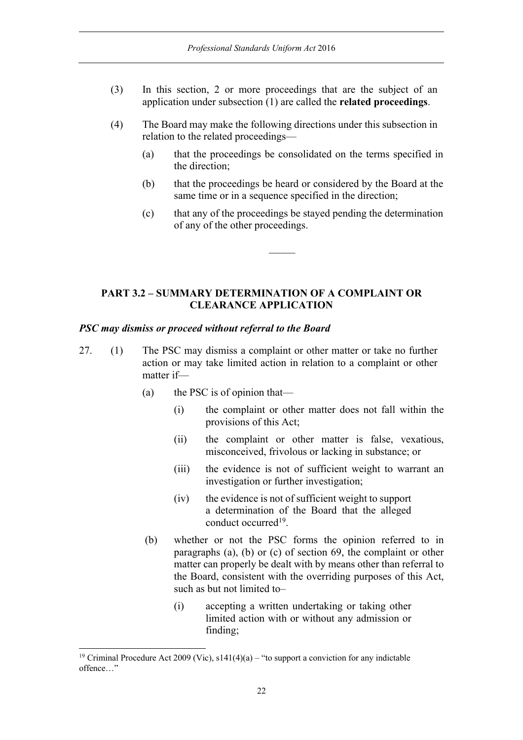(3) In this section, 2 or more proceedings that are the subject of an application under subsection (1) are called the **related proceedings**.

(4) The Board may make the following directions under this subsection in relation to the related proceedings—

(a) that the proceedings be consolidated on the terms specified in the direction;

(b) that the proceedings be heard or considered by the Board at the same time or in a sequence specified in the direction;

(c) that any of the proceedings be stayed pending the determination of any of the other proceedings.

______

## PART 3.2 – SUMMARY DETERMINATION OF A COMPLAINT OR CLEARANCE APPLICATION

### *PSC may dismiss or proceed without referral to the Board*

27. (1) The PSC may dismiss a complaint or other matter or take no further action or may take limited action in relation to a complaint or other matter if—

(a) the PSC is of opinion that—

(i) the complaint or other matter does not fall within the provisions of this Act;

(ii) the complaint or other matter is false, vexatious, misconceived, frivolous or lacking in substance; or

(iii) the evidence is not of sufficient weight to warrant an investigation or further investigation;

(iv) the evidence is not of sufficient weight to support a determination of the Board that the alleged conduct occurred[19].

(b) whether or not the PSC forms the opinion referred to in paragraphs (a), (b) or (c) of section 69, the complaint or other matter can properly be dealt with by means other than referral to the Board, consistent with the overriding purposes of this Act, such as but not limited to–

(i) accepting a written undertaking or taking other limited action with or without any admission or finding;

---

[19] Criminal Procedure Act 2009 (Vic), s141(4)(a) – "to support a conviction for any indictable offence…"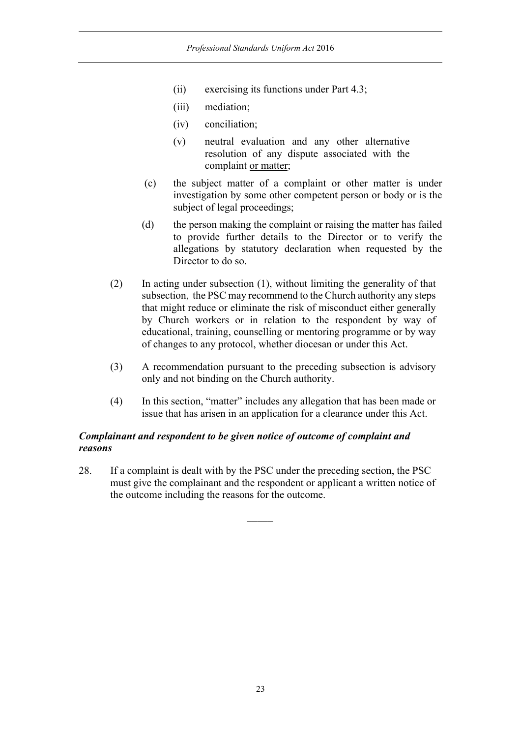(ii) exercising its functions under Part 4.3;

(iii) mediation;

(iv) conciliation;

(v) neutral evaluation and any other alternative resolution of any dispute associated with the complaint or matter;

(c) the subject matter of a complaint or other matter is under investigation by some other competent person or body or is the subject of legal proceedings;

(d) the person making the complaint or raising the matter has failed to provide further details to the Director or to verify the allegations by statutory declaration when requested by the Director to do so.

(2) In acting under subsection (1), without limiting the generality of that subsection, the PSC may recommend to the Church authority any steps that might reduce or eliminate the risk of misconduct either generally by Church workers or in relation to the respondent by way of educational, training, counselling or mentoring programme or by way of changes to any protocol, whether diocesan or under this Act.

(3) A recommendation pursuant to the preceding subsection is advisory only and not binding on the Church authority.

(4) In this section, "matter" includes any allegation that has been made or issue that has arisen in an application for a clearance under this Act.

***Complainant and respondent to be given notice of outcome of complaint and reasons***

28. If a complaint is dealt with by the PSC under the preceding section, the PSC must give the complainant and the respondent or applicant a written notice of the outcome including the reasons for the outcome.

---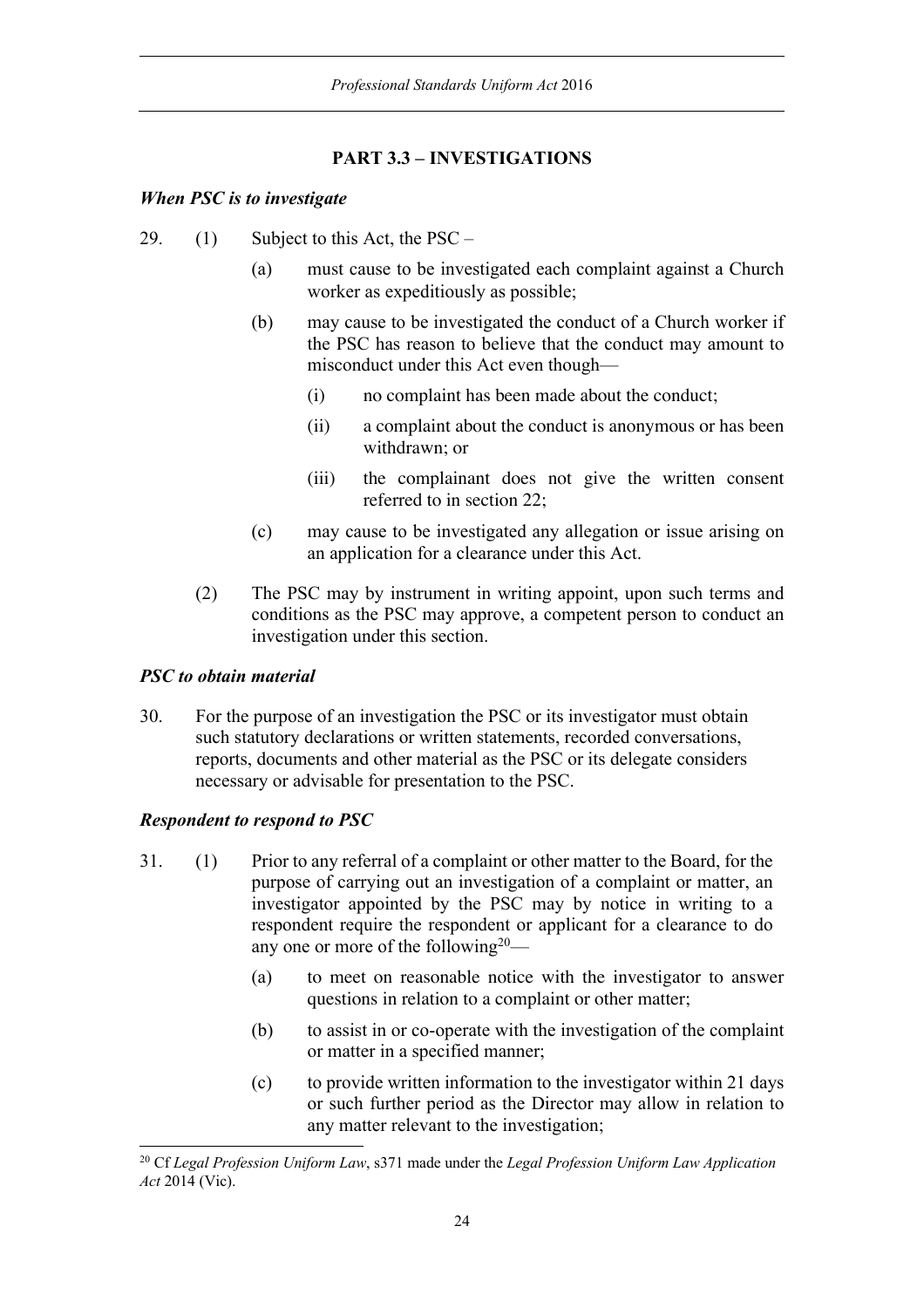## PART 3.3 – INVESTIGATIONS

***When PSC is to investigate***

29. (1) Subject to this Act, the PSC –

    (a) must cause to be investigated each complaint against a Church worker as expeditiously as possible;

    (b) may cause to be investigated the conduct of a Church worker if the PSC has reason to believe that the conduct may amount to misconduct under this Act even though—

        (i) no complaint has been made about the conduct;

        (ii) a complaint about the conduct is anonymous or has been withdrawn; or

        (iii) the complainant does not give the written consent referred to in section 22;

    (c) may cause to be investigated any allegation or issue arising on an application for a clearance under this Act.

    (2) The PSC may by instrument in writing appoint, upon such terms and conditions as the PSC may approve, a competent person to conduct an investigation under this section.

***PSC to obtain material***

30. For the purpose of an investigation the PSC or its investigator must obtain such statutory declarations or written statements, recorded conversations, reports, documents and other material as the PSC or its delegate considers necessary or advisable for presentation to the PSC.

***Respondent to respond to PSC***

31. (1) Prior to any referral of a complaint or other matter to the Board, for the purpose of carrying out an investigation of a complaint or matter, an investigator appointed by the PSC may by notice in writing to a respondent require the respondent or applicant for a clearance to do any one or more of the following[20]—

    (a) to meet on reasonable notice with the investigator to answer questions in relation to a complaint or other matter;

    (b) to assist in or co-operate with the investigation of the complaint or matter in a specified manner;

    (c) to provide written information to the investigator within 21 days or such further period as the Director may allow in relation to any matter relevant to the investigation;

[20] Cf *Legal Profession Uniform Law*, s371 made under the *Legal Profession Uniform Law Application Act* 2014 (Vic).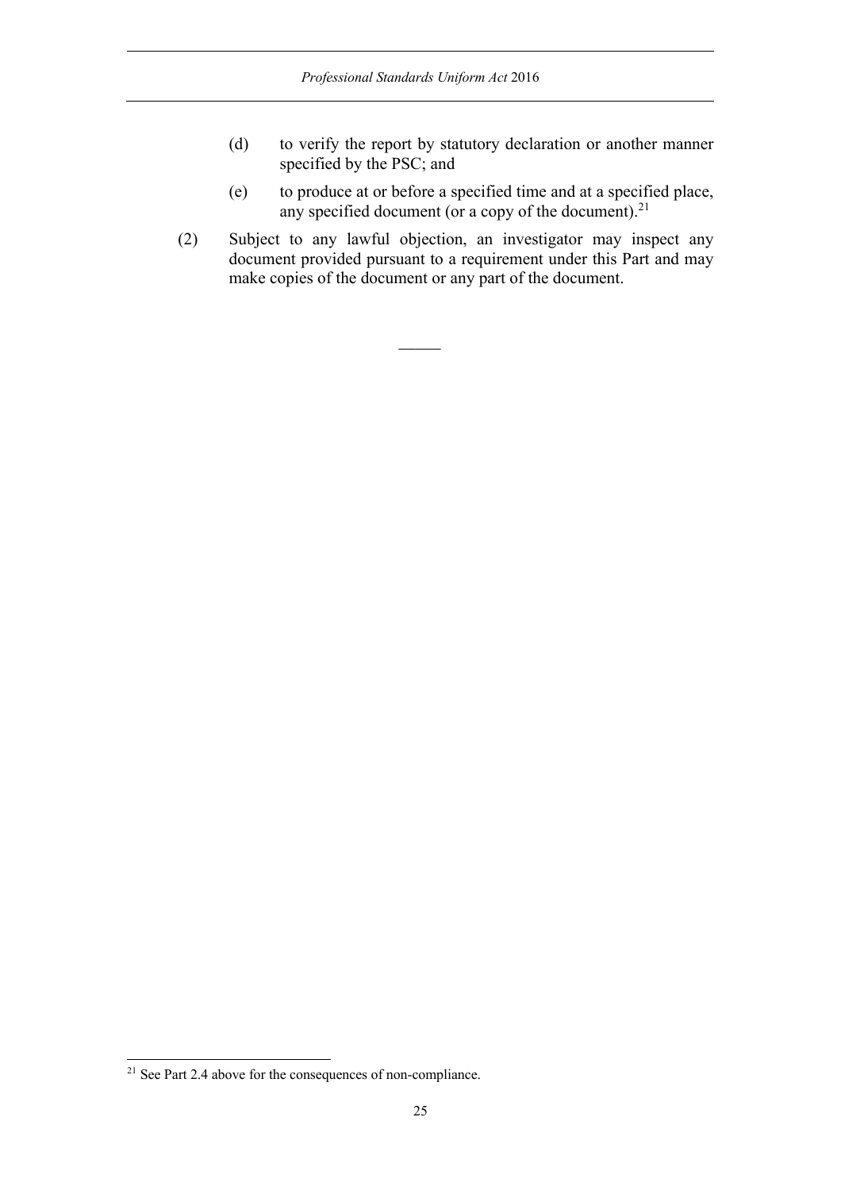(d) to verify the report by statutory declaration or another manner specified by the PSC; and

(e) to produce at or before a specified time and at a specified place, any specified document (or a copy of the document).[21]

(2) Subject to any lawful objection, an investigator may inspect any document provided pursuant to a requirement under this Part and may make copies of the document or any part of the document.

---

[21] See Part 2.4 above for the consequences of non-compliance.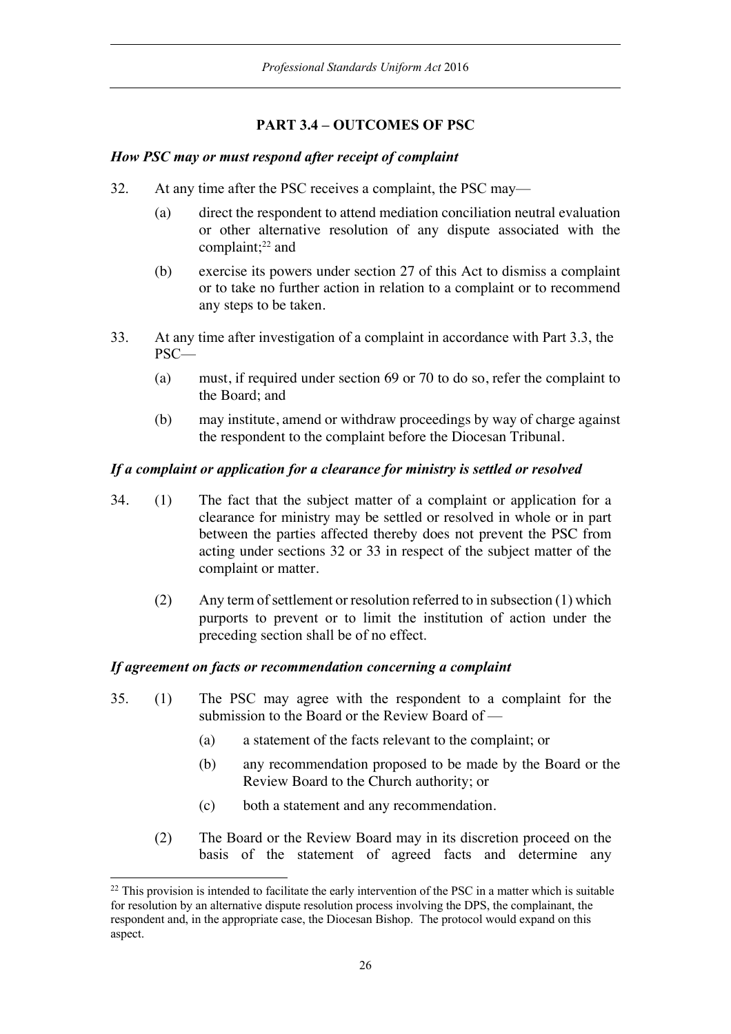## PART 3.4 – OUTCOMES OF PSC

***How PSC may or must respond after receipt of complaint***

32. At any time after the PSC receives a complaint, the PSC may—

    (a) direct the respondent to attend mediation conciliation neutral evaluation or other alternative resolution of any dispute associated with the complaint;[22] and

    (b) exercise its powers under section 27 of this Act to dismiss a complaint or to take no further action in relation to a complaint or to recommend any steps to be taken.

33. At any time after investigation of a complaint in accordance with Part 3.3, the PSC—

    (a) must, if required under section 69 or 70 to do so, refer the complaint to the Board; and

    (b) may institute, amend or withdraw proceedings by way of charge against the respondent to the complaint before the Diocesan Tribunal.

***If a complaint or application for a clearance for ministry is settled or resolved***

34. (1) The fact that the subject matter of a complaint or application for a clearance for ministry may be settled or resolved in whole or in part between the parties affected thereby does not prevent the PSC from acting under sections 32 or 33 in respect of the subject matter of the complaint or matter.

    (2) Any term of settlement or resolution referred to in subsection (1) which purports to prevent or to limit the institution of action under the preceding section shall be of no effect.

***If agreement on facts or recommendation concerning a complaint***

35. (1) The PSC may agree with the respondent to a complaint for the submission to the Board or the Review Board of —

    (a) a statement of the facts relevant to the complaint; or

    (b) any recommendation proposed to be made by the Board or the Review Board to the Church authority; or

    (c) both a statement and any recommendation.

    (2) The Board or the Review Board may in its discretion proceed on the basis of the statement of agreed facts and determine any

---

[22] This provision is intended to facilitate the early intervention of the PSC in a matter which is suitable for resolution by an alternative dispute resolution process involving the DPS, the complainant, the respondent and, in the appropriate case, the Diocesan Bishop. The protocol would expand on this aspect.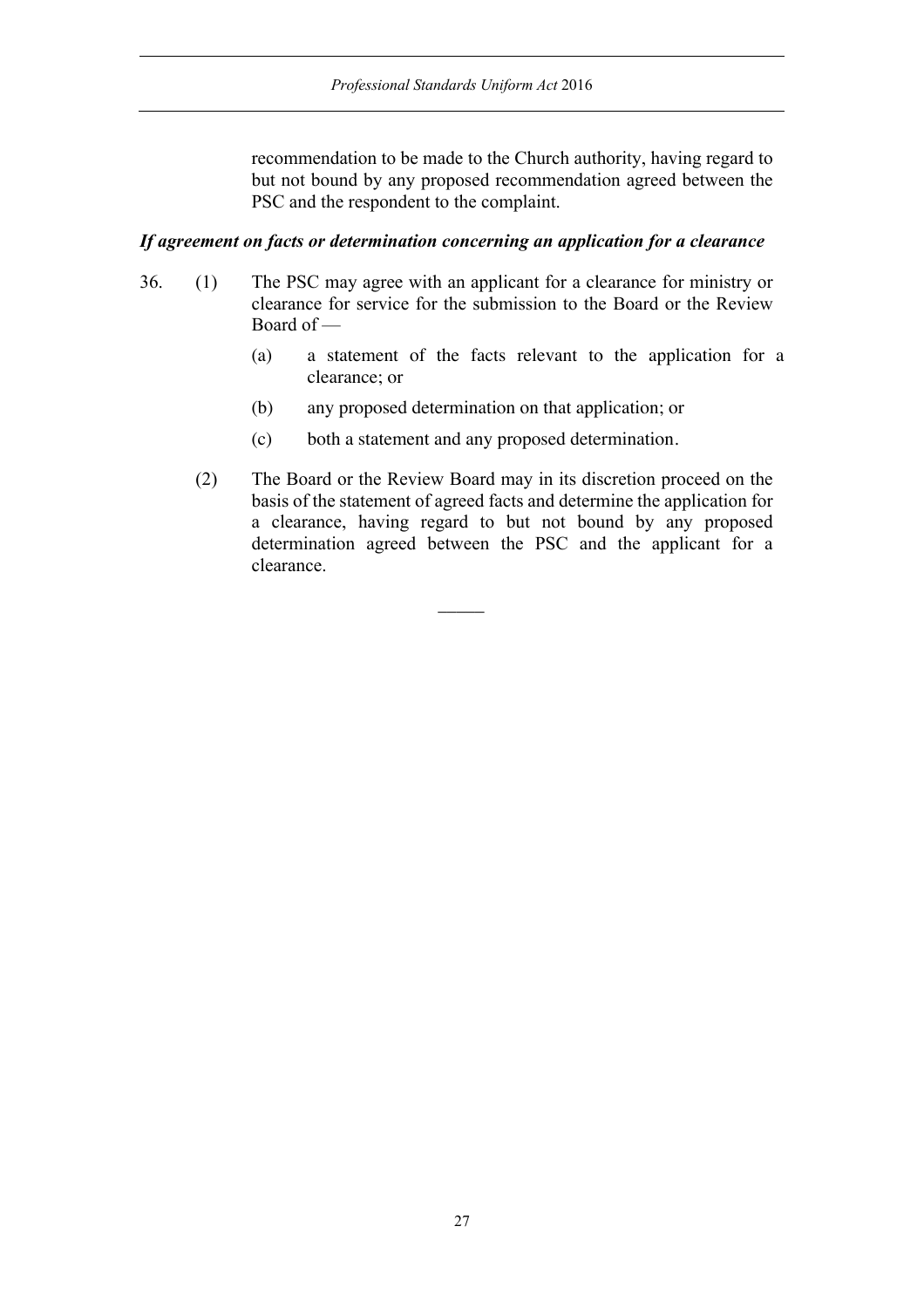recommendation to be made to the Church authority, having regard to but not bound by any proposed recommendation agreed between the PSC and the respondent to the complaint.

***If agreement on facts or determination concerning an application for a clearance***

36. (1) The PSC may agree with an applicant for a clearance for ministry or clearance for service for the submission to the Board or the Review Board of —

   (a) a statement of the facts relevant to the application for a clearance; or

   (b) any proposed determination on that application; or

   (c) both a statement and any proposed determination.

(2) The Board or the Review Board may in its discretion proceed on the basis of the statement of agreed facts and determine the application for a clearance, having regard to but not bound by any proposed determination agreed between the PSC and the applicant for a clearance.

———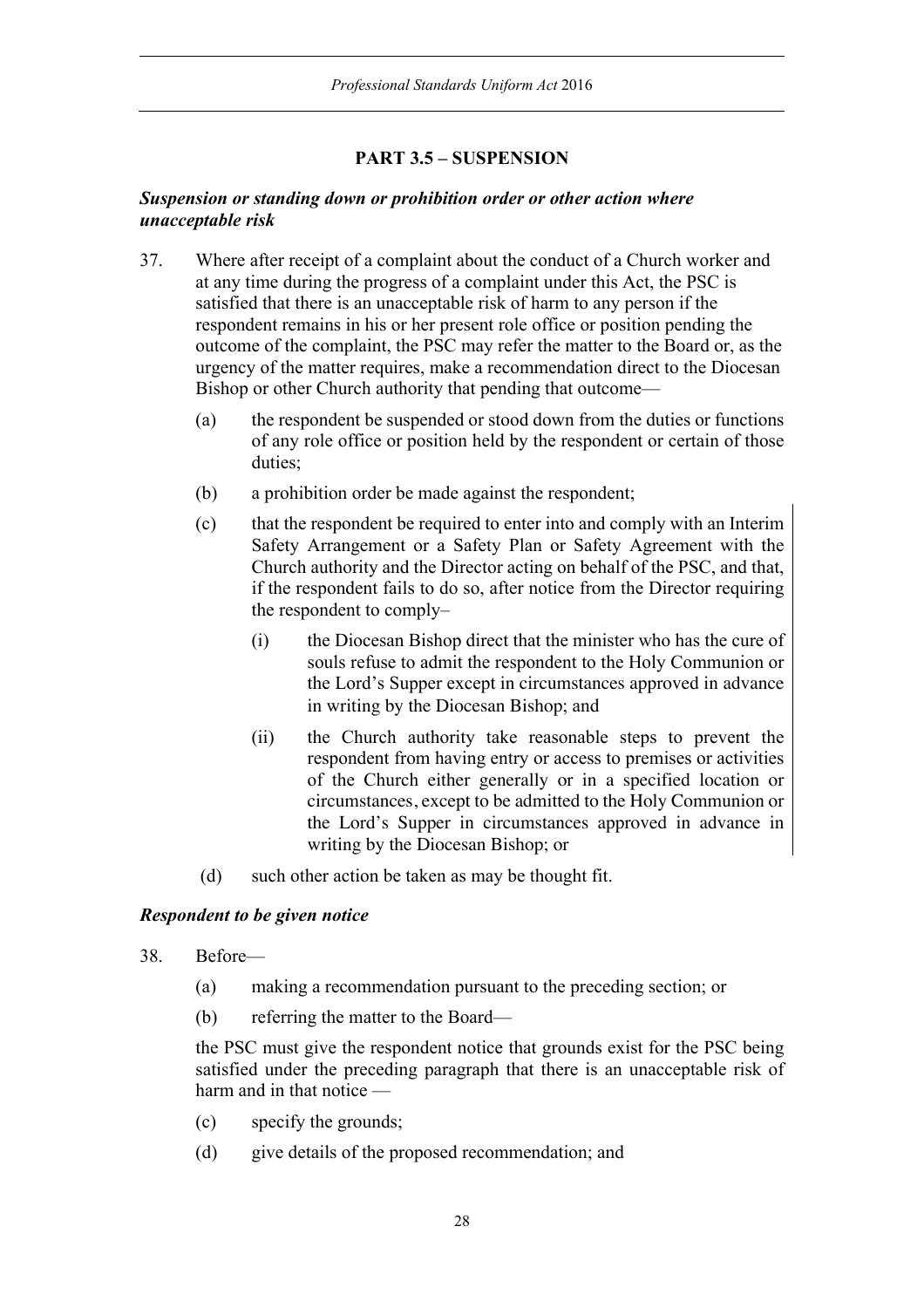## PART 3.5 – SUSPENSION

### *Suspension or standing down or prohibition order or other action where unacceptable risk*

37. Where after receipt of a complaint about the conduct of a Church worker and at any time during the progress of a complaint under this Act, the PSC is satisfied that there is an unacceptable risk of harm to any person if the respondent remains in his or her present role office or position pending the outcome of the complaint, the PSC may refer the matter to the Board or, as the urgency of the matter requires, make a recommendation direct to the Diocesan Bishop or other Church authority that pending that outcome—

    (a) the respondent be suspended or stood down from the duties or functions of any role office or position held by the respondent or certain of those duties;

    (b) a prohibition order be made against the respondent;

    (c) that the respondent be required to enter into and comply with an Interim Safety Arrangement or a Safety Plan or Safety Agreement with the Church authority and the Director acting on behalf of the PSC, and that, if the respondent fails to do so, after notice from the Director requiring the respondent to comply–

        (i) the Diocesan Bishop direct that the minister who has the cure of souls refuse to admit the respondent to the Holy Communion or the Lord's Supper except in circumstances approved in advance in writing by the Diocesan Bishop; and

        (ii) the Church authority take reasonable steps to prevent the respondent from having entry or access to premises or activities of the Church either generally or in a specified location or circumstances, except to be admitted to the Holy Communion or the Lord's Supper in circumstances approved in advance in writing by the Diocesan Bishop; or

    (d) such other action be taken as may be thought fit.

### *Respondent to be given notice*

38. Before—

    (a) making a recommendation pursuant to the preceding section; or

    (b) referring the matter to the Board—

    the PSC must give the respondent notice that grounds exist for the PSC being satisfied under the preceding paragraph that there is an unacceptable risk of harm and in that notice —

    (c) specify the grounds;

    (d) give details of the proposed recommendation; and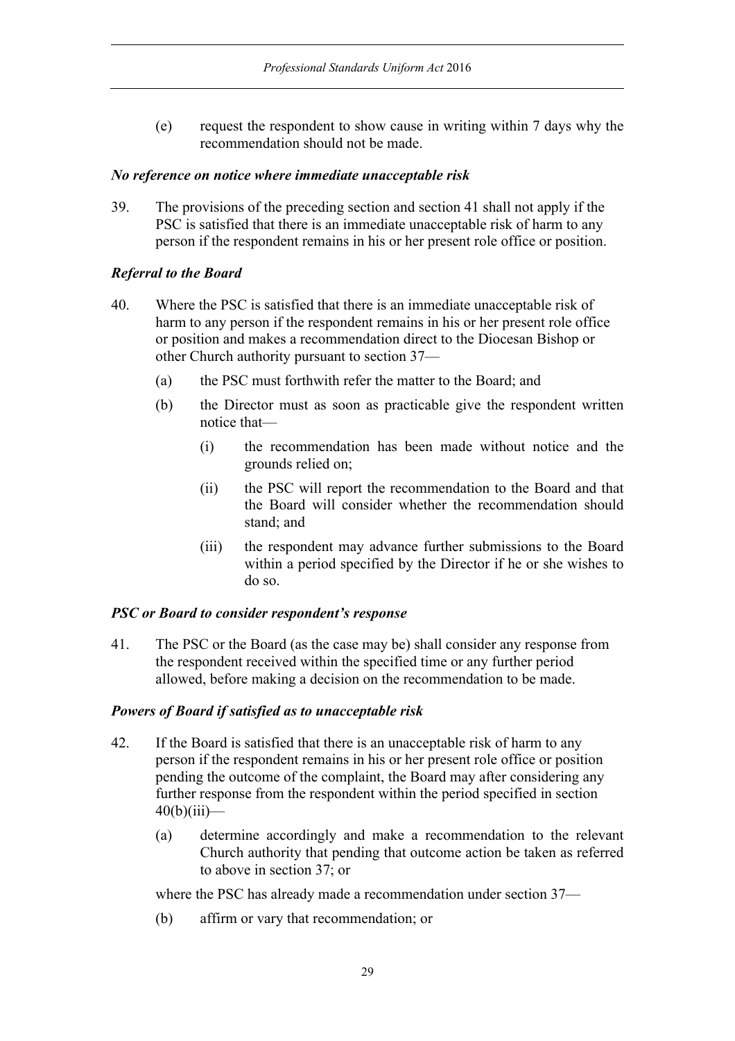(e) request the respondent to show cause in writing within 7 days why the recommendation should not be made.

### *No reference on notice where immediate unacceptable risk*

39. The provisions of the preceding section and section 41 shall not apply if the PSC is satisfied that there is an immediate unacceptable risk of harm to any person if the respondent remains in his or her present role office or position.

### *Referral to the Board*

40. Where the PSC is satisfied that there is an immediate unacceptable risk of harm to any person if the respondent remains in his or her present role office or position and makes a recommendation direct to the Diocesan Bishop or other Church authority pursuant to section 37—

   (a) the PSC must forthwith refer the matter to the Board; and

   (b) the Director must as soon as practicable give the respondent written notice that—

      (i) the recommendation has been made without notice and the grounds relied on;

      (ii) the PSC will report the recommendation to the Board and that the Board will consider whether the recommendation should stand; and

      (iii) the respondent may advance further submissions to the Board within a period specified by the Director if he or she wishes to do so.

### *PSC or Board to consider respondent's response*

41. The PSC or the Board (as the case may be) shall consider any response from the respondent received within the specified time or any further period allowed, before making a decision on the recommendation to be made.

### *Powers of Board if satisfied as to unacceptable risk*

42. If the Board is satisfied that there is an unacceptable risk of harm to any person if the respondent remains in his or her present role office or position pending the outcome of the complaint, the Board may after considering any further response from the respondent within the period specified in section 40(b)(iii)—

   (a) determine accordingly and make a recommendation to the relevant Church authority that pending that outcome action be taken as referred to above in section 37; or

   where the PSC has already made a recommendation under section 37—

   (b) affirm or vary that recommendation; or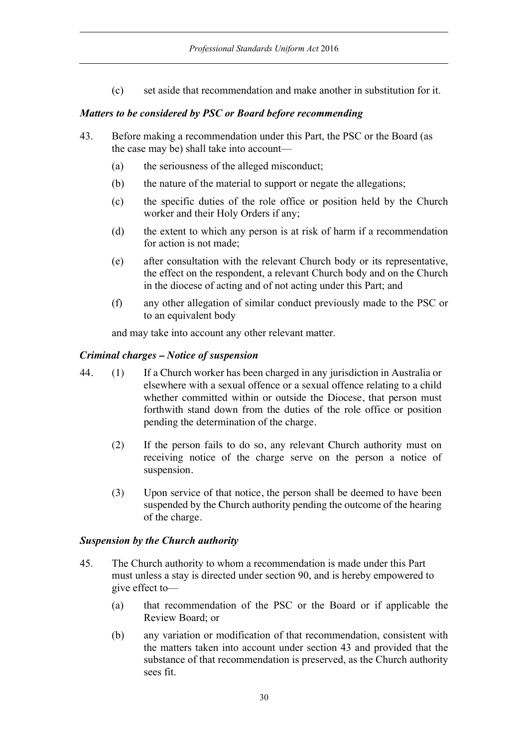(c) set aside that recommendation and make another in substitution for it.

***Matters to be considered by PSC or Board before recommending***

43. Before making a recommendation under this Part, the PSC or the Board (as the case may be) shall take into account—

 (a) the seriousness of the alleged misconduct;

 (b) the nature of the material to support or negate the allegations;

 (c) the specific duties of the role office or position held by the Church worker and their Holy Orders if any;

 (d) the extent to which any person is at risk of harm if a recommendation for action is not made;

 (e) after consultation with the relevant Church body or its representative, the effect on the respondent, a relevant Church body and on the Church in the diocese of acting and of not acting under this Part; and

 (f) any other allegation of similar conduct previously made to the PSC or to an equivalent body

 and may take into account any other relevant matter.

***Criminal charges – Notice of suspension***

44. (1) If a Church worker has been charged in any jurisdiction in Australia or elsewhere with a sexual offence or a sexual offence relating to a child whether committed within or outside the Diocese, that person must forthwith stand down from the duties of the role office or position pending the determination of the charge.

 (2) If the person fails to do so, any relevant Church authority must on receiving notice of the charge serve on the person a notice of suspension.

 (3) Upon service of that notice, the person shall be deemed to have been suspended by the Church authority pending the outcome of the hearing of the charge.

***Suspension by the Church authority***

45. The Church authority to whom a recommendation is made under this Part must unless a stay is directed under section 90, and is hereby empowered to give effect to—

 (a) that recommendation of the PSC or the Board or if applicable the Review Board; or

 (b) any variation or modification of that recommendation, consistent with the matters taken into account under section 43 and provided that the substance of that recommendation is preserved, as the Church authority sees fit.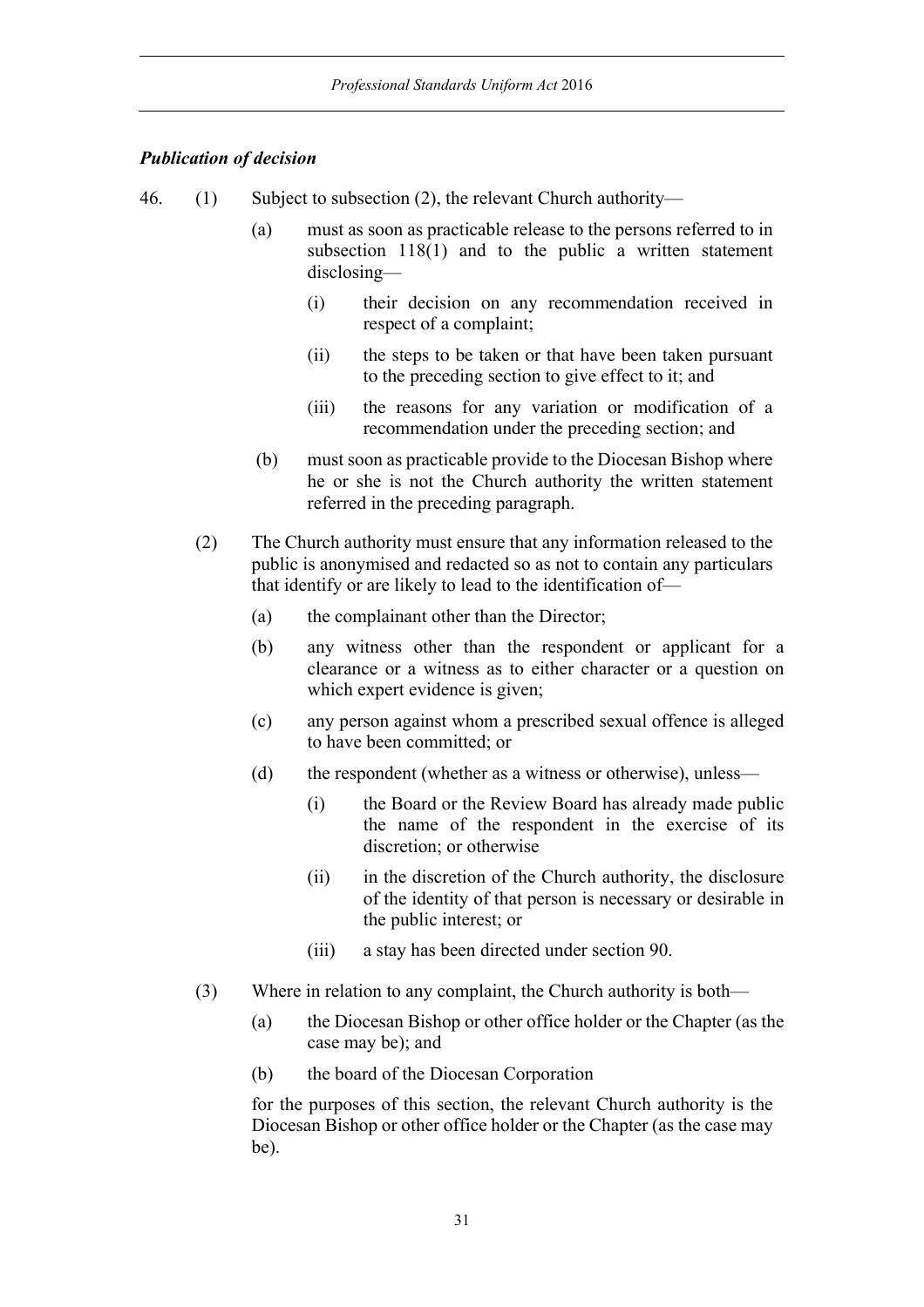### *Publication of decision*

46. (1) Subject to subsection (2), the relevant Church authority—

    (a) must as soon as practicable release to the persons referred to in subsection 118(1) and to the public a written statement disclosing—

        (i) their decision on any recommendation received in respect of a complaint;

        (ii) the steps to be taken or that have been taken pursuant to the preceding section to give effect to it; and

        (iii) the reasons for any variation or modification of a recommendation under the preceding section; and

    (b) must soon as practicable provide to the Diocesan Bishop where he or she is not the Church authority the written statement referred in the preceding paragraph.

(2) The Church authority must ensure that any information released to the public is anonymised and redacted so as not to contain any particulars that identify or are likely to lead to the identification of—

    (a) the complainant other than the Director;

    (b) any witness other than the respondent or applicant for a clearance or a witness as to either character or a question on which expert evidence is given;

    (c) any person against whom a prescribed sexual offence is alleged to have been committed; or

    (d) the respondent (whether as a witness or otherwise), unless—

        (i) the Board or the Review Board has already made public the name of the respondent in the exercise of its discretion; or otherwise

        (ii) in the discretion of the Church authority, the disclosure of the identity of that person is necessary or desirable in the public interest; or

        (iii) a stay has been directed under section 90.

(3) Where in relation to any complaint, the Church authority is both—

    (a) the Diocesan Bishop or other office holder or the Chapter (as the case may be); and

    (b) the board of the Diocesan Corporation

    for the purposes of this section, the relevant Church authority is the Diocesan Bishop or other office holder or the Chapter (as the case may be).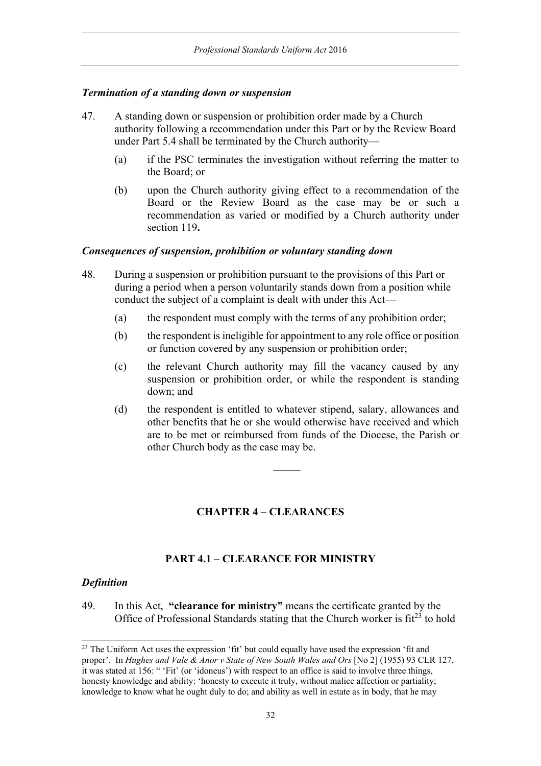### *Termination of a standing down or suspension*

47. A standing down or suspension or prohibition order made by a Church authority following a recommendation under this Part or by the Review Board under Part 5.4 shall be terminated by the Church authority—

    (a) if the PSC terminates the investigation without referring the matter to the Board; or

    (b) upon the Church authority giving effect to a recommendation of the Board or the Review Board as the case may be or such a recommendation as varied or modified by a Church authority under section 119**.**

### *Consequences of suspension, prohibition or voluntary standing down*

48. During a suspension or prohibition pursuant to the provisions of this Part or during a period when a person voluntarily stands down from a position while conduct the subject of a complaint is dealt with under this Act—

    (a) the respondent must comply with the terms of any prohibition order;

    (b) the respondent is ineligible for appointment to any role office or position or function covered by any suspension or prohibition order;

    (c) the relevant Church authority may fill the vacancy caused by any suspension or prohibition order, or while the respondent is standing down; and

    (d) the respondent is entitled to whatever stipend, salary, allowances and other benefits that he or she would otherwise have received and which are to be met or reimbursed from funds of the Diocese, the Parish or other Church body as the case may be.

---

## CHAPTER 4 – CLEARANCES

## PART 4.1 – CLEARANCE FOR MINISTRY

### *Definition*

49. In this Act, **"clearance for ministry"** means the certificate granted by the Office of Professional Standards stating that the Church worker is fit[23] to hold

---

[23] The Uniform Act uses the expression 'fit' but could equally have used the expression 'fit and proper'. In *Hughes and Vale & Anor v State of New South Wales and Ors* [No 2] (1955) 93 CLR 127, it was stated at 156: " 'Fit' (or 'idoneus') with respect to an office is said to involve three things, honesty knowledge and ability: 'honesty to execute it truly, without malice affection or partiality; knowledge to know what he ought duly to do; and ability as well in estate as in body, that he may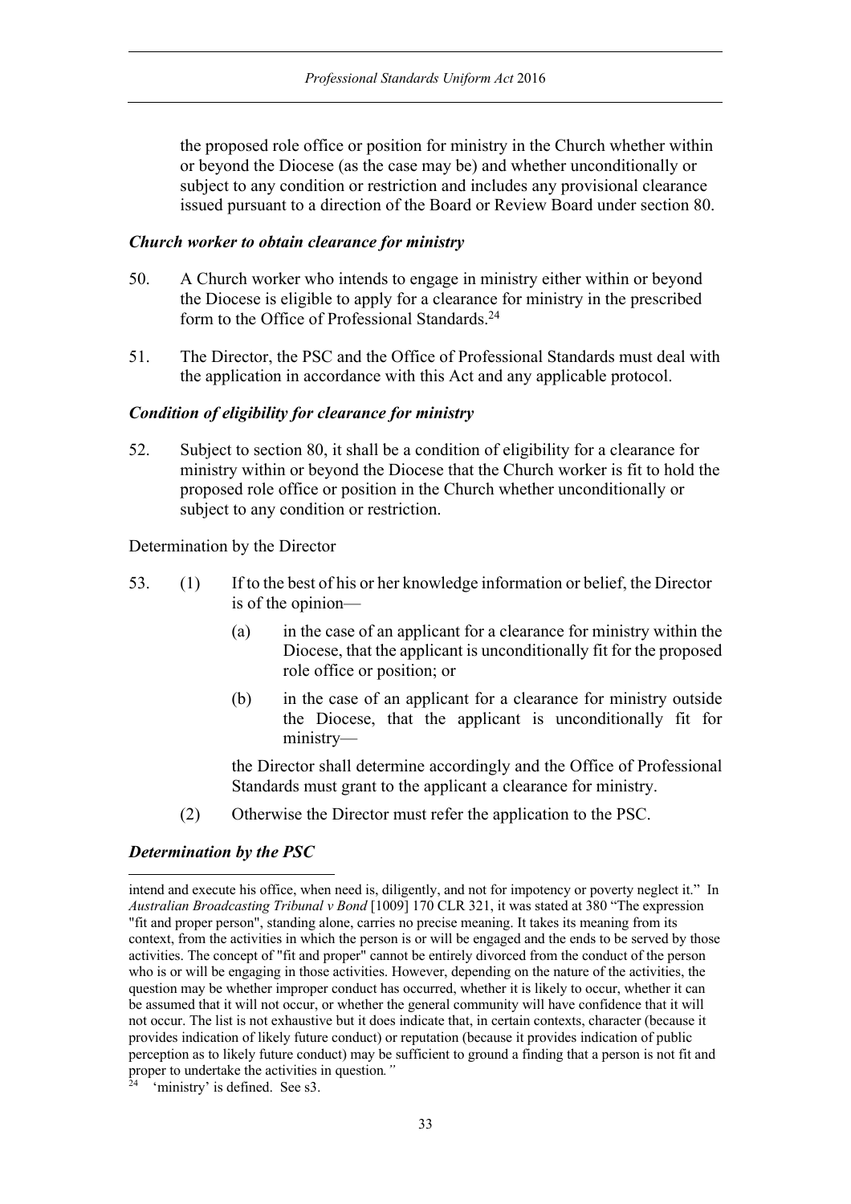the proposed role office or position for ministry in the Church whether within or beyond the Diocese (as the case may be) and whether unconditionally or subject to any condition or restriction and includes any provisional clearance issued pursuant to a direction of the Board or Review Board under section 80.

### *Church worker to obtain clearance for ministry*

50. A Church worker who intends to engage in ministry either within or beyond the Diocese is eligible to apply for a clearance for ministry in the prescribed form to the Office of Professional Standards.[24]

51. The Director, the PSC and the Office of Professional Standards must deal with the application in accordance with this Act and any applicable protocol.

### *Condition of eligibility for clearance for ministry*

52. Subject to section 80, it shall be a condition of eligibility for a clearance for ministry within or beyond the Diocese that the Church worker is fit to hold the proposed role office or position in the Church whether unconditionally or subject to any condition or restriction.

Determination by the Director

53. (1) If to the best of his or her knowledge information or belief, the Director is of the opinion—

    (a) in the case of an applicant for a clearance for ministry within the Diocese, that the applicant is unconditionally fit for the proposed role office or position; or

    (b) in the case of an applicant for a clearance for ministry outside the Diocese, that the applicant is unconditionally fit for ministry—

    the Director shall determine accordingly and the Office of Professional Standards must grant to the applicant a clearance for ministry.

    (2) Otherwise the Director must refer the application to the PSC.

### *Determination by the PSC*

---

intend and execute his office, when need is, diligently, and not for impotency or poverty neglect it." In *Australian Broadcasting Tribunal v Bond* [1009] 170 CLR 321, it was stated at 380 "The expression "fit and proper person", standing alone, carries no precise meaning. It takes its meaning from its context, from the activities in which the person is or will be engaged and the ends to be served by those activities. The concept of "fit and proper" cannot be entirely divorced from the conduct of the person who is or will be engaging in those activities. However, depending on the nature of the activities, the question may be whether improper conduct has occurred, whether it is likely to occur, whether it can be assumed that it will not occur, or whether the general community will have confidence that it will not occur. The list is not exhaustive but it does indicate that, in certain contexts, character (because it provides indication of likely future conduct) or reputation (because it provides indication of public perception as to likely future conduct) may be sufficient to ground a finding that a person is not fit and proper to undertake the activities in question*."*

[24] 'ministry' is defined. See s3.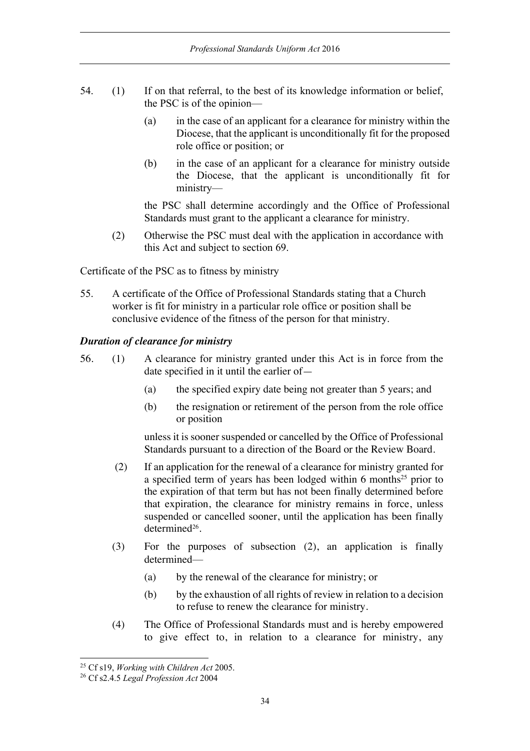54. (1) If on that referral, to the best of its knowledge information or belief, the PSC is of the opinion—

    (a) in the case of an applicant for a clearance for ministry within the Diocese, that the applicant is unconditionally fit for the proposed role office or position; or

    (b) in the case of an applicant for a clearance for ministry outside the Diocese, that the applicant is unconditionally fit for ministry—

    the PSC shall determine accordingly and the Office of Professional Standards must grant to the applicant a clearance for ministry.

    (2) Otherwise the PSC must deal with the application in accordance with this Act and subject to section 69.

Certificate of the PSC as to fitness by ministry

55. A certificate of the Office of Professional Standards stating that a Church worker is fit for ministry in a particular role office or position shall be conclusive evidence of the fitness of the person for that ministry.

### *Duration of clearance for ministry*

56. (1) A clearance for ministry granted under this Act is in force from the date specified in it until the earlier of—

    (a) the specified expiry date being not greater than 5 years; and

    (b) the resignation or retirement of the person from the role office or position

    unless it is sooner suspended or cancelled by the Office of Professional Standards pursuant to a direction of the Board or the Review Board.

    (2) If an application for the renewal of a clearance for ministry granted for a specified term of years has been lodged within 6 months[25] prior to the expiration of that term but has not been finally determined before that expiration, the clearance for ministry remains in force, unless suspended or cancelled sooner, until the application has been finally determined[26].

    (3) For the purposes of subsection (2), an application is finally determined—

    (a) by the renewal of the clearance for ministry; or

    (b) by the exhaustion of all rights of review in relation to a decision to refuse to renew the clearance for ministry.

    (4) The Office of Professional Standards must and is hereby empowered to give effect to, in relation to a clearance for ministry, any

---

[25] Cf s19, *Working with Children Act* 2005.

[26] Cf s2.4.5 *Legal Profession Act* 2004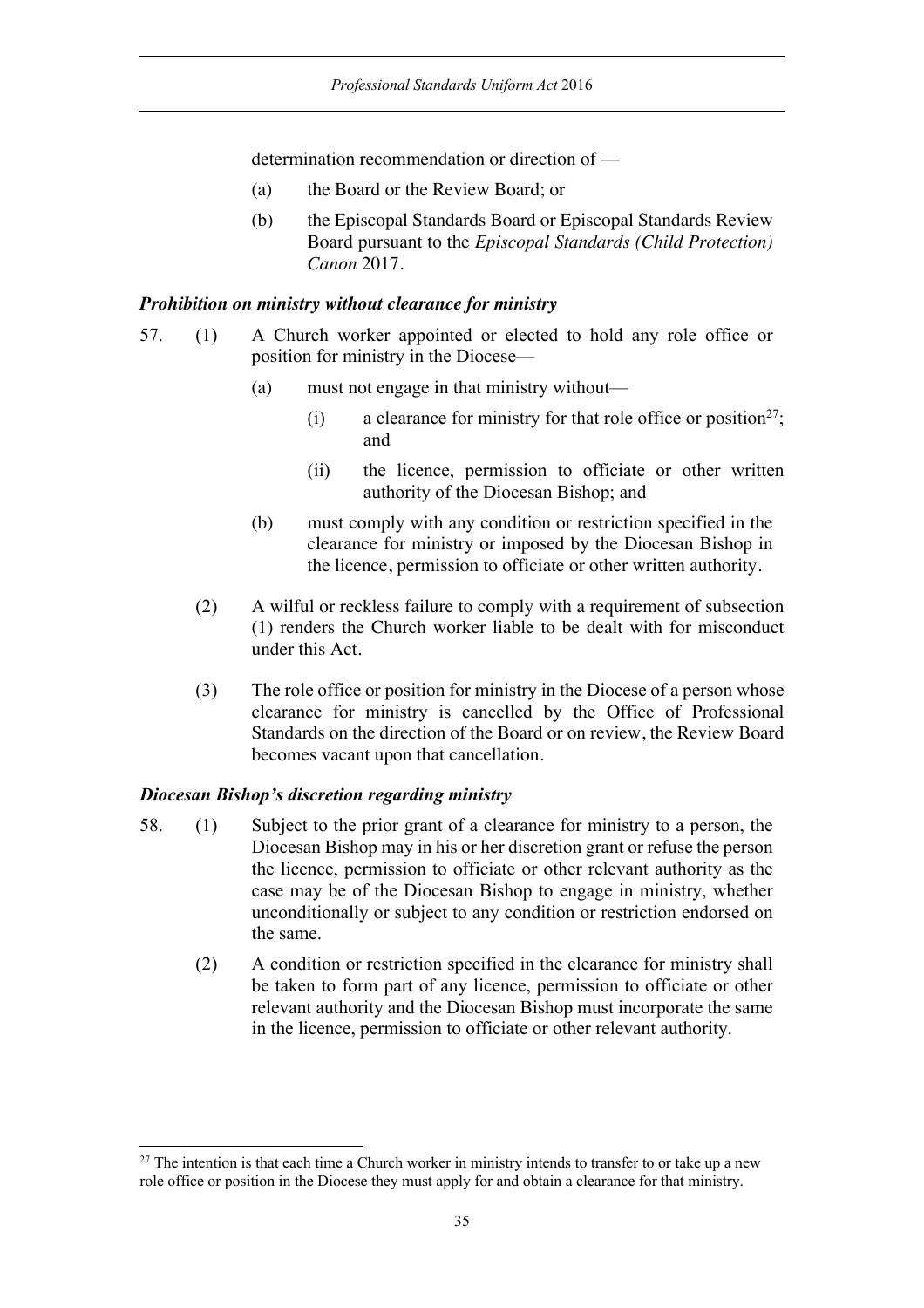determination recommendation or direction of —

(a) the Board or the Review Board; or

(b) the Episcopal Standards Board or Episcopal Standards Review Board pursuant to the *Episcopal Standards (Child Protection) Canon* 2017.

### *Prohibition on ministry without clearance for ministry*

57. (1) A Church worker appointed or elected to hold any role office or position for ministry in the Diocese—

  (a) must not engage in that ministry without—

   (i) a clearance for ministry for that role office or position[27]; and

   (ii) the licence, permission to officiate or other written authority of the Diocesan Bishop; and

  (b) must comply with any condition or restriction specified in the clearance for ministry or imposed by the Diocesan Bishop in the licence, permission to officiate or other written authority.

 (2) A wilful or reckless failure to comply with a requirement of subsection (1) renders the Church worker liable to be dealt with for misconduct under this Act.

 (3) The role office or position for ministry in the Diocese of a person whose clearance for ministry is cancelled by the Office of Professional Standards on the direction of the Board or on review, the Review Board becomes vacant upon that cancellation.

### *Diocesan Bishop's discretion regarding ministry*

58. (1) Subject to the prior grant of a clearance for ministry to a person, the Diocesan Bishop may in his or her discretion grant or refuse the person the licence, permission to officiate or other relevant authority as the case may be of the Diocesan Bishop to engage in ministry, whether unconditionally or subject to any condition or restriction endorsed on the same.

 (2) A condition or restriction specified in the clearance for ministry shall be taken to form part of any licence, permission to officiate or other relevant authority and the Diocesan Bishop must incorporate the same in the licence, permission to officiate or other relevant authority.

---

[27] The intention is that each time a Church worker in ministry intends to transfer to or take up a new role office or position in the Diocese they must apply for and obtain a clearance for that ministry.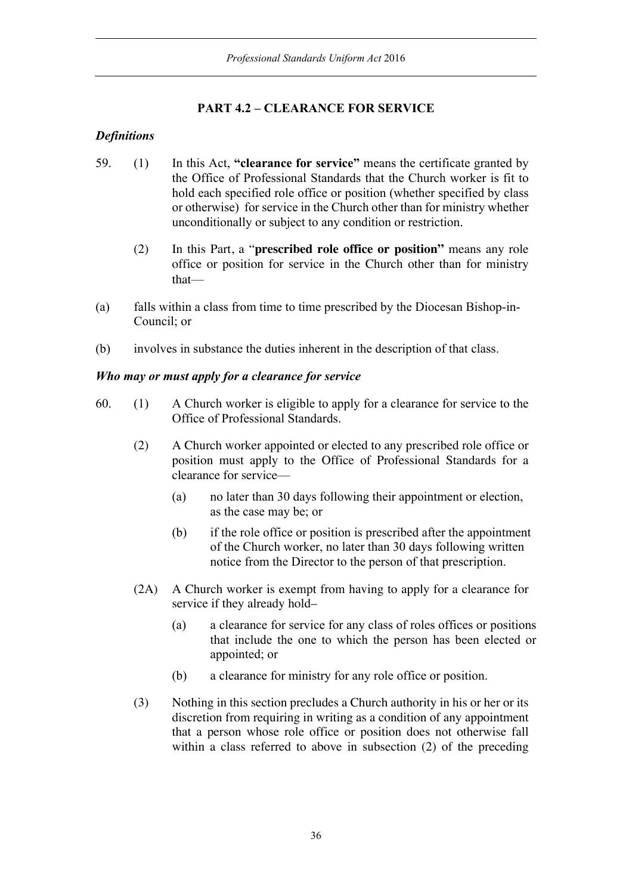## PART 4.2 – CLEARANCE FOR SERVICE

### *Definitions*

59. (1) In this Act, **"clearance for service"** means the certificate granted by the Office of Professional Standards that the Church worker is fit to hold each specified role office or position (whether specified by class or otherwise) for service in the Church other than for ministry whether unconditionally or subject to any condition or restriction.

(2) In this Part, a "**prescribed role office or position"** means any role office or position for service in the Church other than for ministry that—

(a) falls within a class from time to time prescribed by the Diocesan Bishop-in-Council; or

(b) involves in substance the duties inherent in the description of that class.

### *Who may or must apply for a clearance for service*

60. (1) A Church worker is eligible to apply for a clearance for service to the Office of Professional Standards.

(2) A Church worker appointed or elected to any prescribed role office or position must apply to the Office of Professional Standards for a clearance for service—

(a) no later than 30 days following their appointment or election, as the case may be; or

(b) if the role office or position is prescribed after the appointment of the Church worker, no later than 30 days following written notice from the Director to the person of that prescription.

(2A) A Church worker is exempt from having to apply for a clearance for service if they already hold–

(a) a clearance for service for any class of roles offices or positions that include the one to which the person has been elected or appointed; or

(b) a clearance for ministry for any role office or position.

(3) Nothing in this section precludes a Church authority in his or her or its discretion from requiring in writing as a condition of any appointment that a person whose role office or position does not otherwise fall within a class referred to above in subsection (2) of the preceding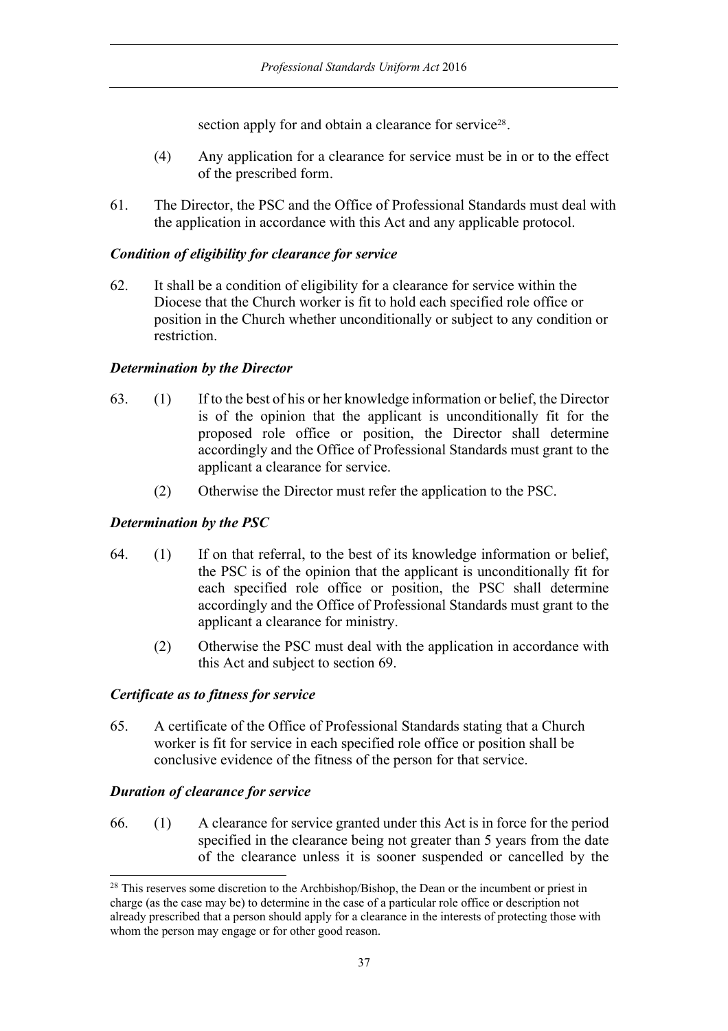section apply for and obtain a clearance for service[28].

(4) Any application for a clearance for service must be in or to the effect of the prescribed form.

61. The Director, the PSC and the Office of Professional Standards must deal with the application in accordance with this Act and any applicable protocol.

### *Condition of eligibility for clearance for service*

62. It shall be a condition of eligibility for a clearance for service within the Diocese that the Church worker is fit to hold each specified role office or position in the Church whether unconditionally or subject to any condition or restriction.

### *Determination by the Director*

63. (1) If to the best of his or her knowledge information or belief, the Director is of the opinion that the applicant is unconditionally fit for the proposed role office or position, the Director shall determine accordingly and the Office of Professional Standards must grant to the applicant a clearance for service.

(2) Otherwise the Director must refer the application to the PSC.

### *Determination by the PSC*

64. (1) If on that referral, to the best of its knowledge information or belief, the PSC is of the opinion that the applicant is unconditionally fit for each specified role office or position, the PSC shall determine accordingly and the Office of Professional Standards must grant to the applicant a clearance for ministry.

(2) Otherwise the PSC must deal with the application in accordance with this Act and subject to section 69.

### *Certificate as to fitness for service*

65. A certificate of the Office of Professional Standards stating that a Church worker is fit for service in each specified role office or position shall be conclusive evidence of the fitness of the person for that service.

### *Duration of clearance for service*

66. (1) A clearance for service granted under this Act is in force for the period specified in the clearance being not greater than 5 years from the date of the clearance unless it is sooner suspended or cancelled by the

---

[28] This reserves some discretion to the Archbishop/Bishop, the Dean or the incumbent or priest in charge (as the case may be) to determine in the case of a particular role office or description not already prescribed that a person should apply for a clearance in the interests of protecting those with whom the person may engage or for other good reason.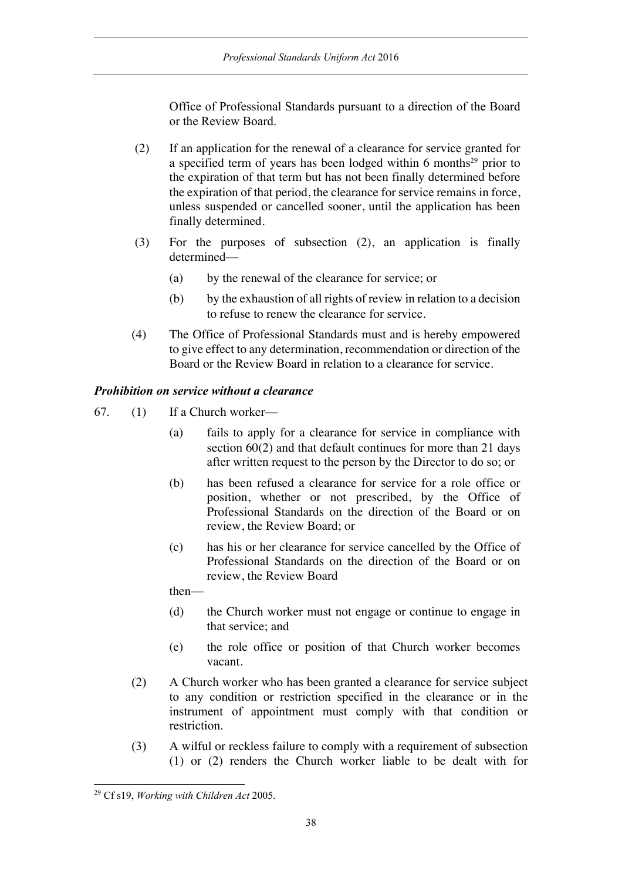Office of Professional Standards pursuant to a direction of the Board or the Review Board.

(2) If an application for the renewal of a clearance for service granted for a specified term of years has been lodged within 6 months[29] prior to the expiration of that term but has not been finally determined before the expiration of that period, the clearance for service remains in force, unless suspended or cancelled sooner, until the application has been finally determined.

(3) For the purposes of subsection (2), an application is finally determined—

(a) by the renewal of the clearance for service; or

(b) by the exhaustion of all rights of review in relation to a decision to refuse to renew the clearance for service.

(4) The Office of Professional Standards must and is hereby empowered to give effect to any determination, recommendation or direction of the Board or the Review Board in relation to a clearance for service.

***Prohibition on service without a clearance***

67. (1) If a Church worker—

(a) fails to apply for a clearance for service in compliance with section 60(2) and that default continues for more than 21 days after written request to the person by the Director to do so; or

(b) has been refused a clearance for service for a role office or position, whether or not prescribed, by the Office of Professional Standards on the direction of the Board or on review, the Review Board; or

(c) has his or her clearance for service cancelled by the Office of Professional Standards on the direction of the Board or on review, the Review Board

then—

(d) the Church worker must not engage or continue to engage in that service; and

(e) the role office or position of that Church worker becomes vacant.

(2) A Church worker who has been granted a clearance for service subject to any condition or restriction specified in the clearance or in the instrument of appointment must comply with that condition or restriction.

(3) A wilful or reckless failure to comply with a requirement of subsection (1) or (2) renders the Church worker liable to be dealt with for

---

[29] Cf s19, *Working with Children Act* 2005.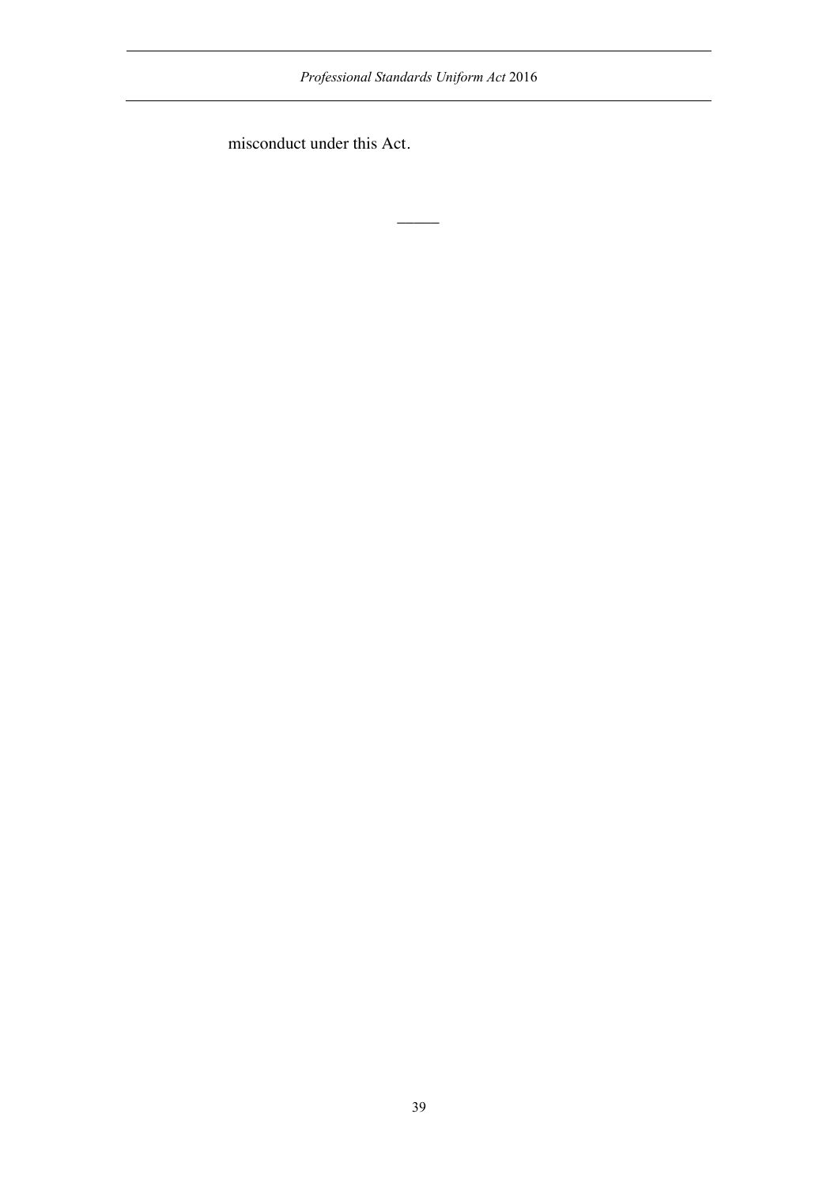misconduct under this Act.

———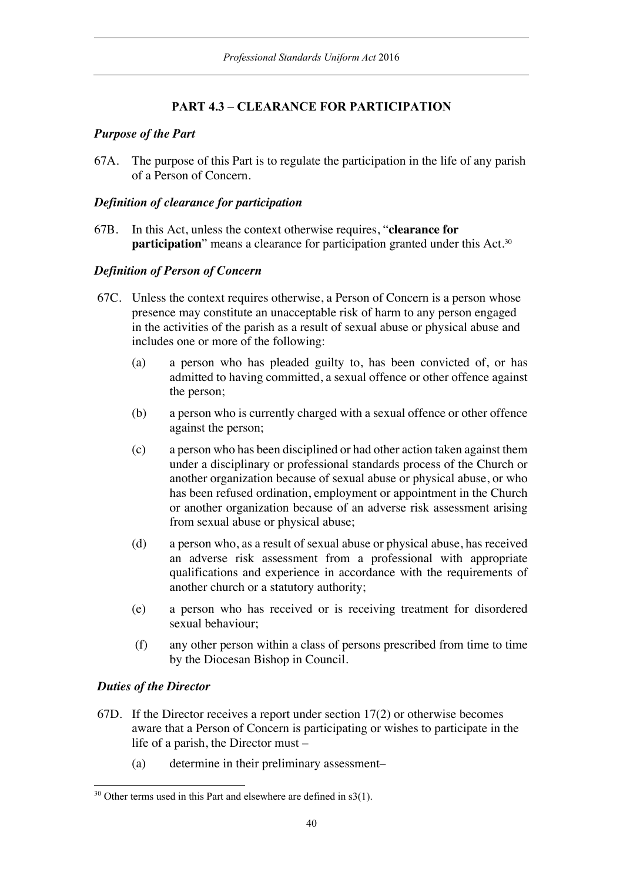## PART 4.3 – CLEARANCE FOR PARTICIPATION

### *Purpose of the Part*

67A. The purpose of this Part is to regulate the participation in the life of any parish of a Person of Concern.

### *Definition of clearance for participation*

67B. In this Act, unless the context otherwise requires, "**clearance for participation**" means a clearance for participation granted under this Act.[30]

### *Definition of Person of Concern*

67C. Unless the context requires otherwise, a Person of Concern is a person whose presence may constitute an unacceptable risk of harm to any person engaged in the activities of the parish as a result of sexual abuse or physical abuse and includes one or more of the following:

- (a) a person who has pleaded guilty to, has been convicted of, or has admitted to having committed, a sexual offence or other offence against the person;
- (b) a person who is currently charged with a sexual offence or other offence against the person;
- (c) a person who has been disciplined or had other action taken against them under a disciplinary or professional standards process of the Church or another organization because of sexual abuse or physical abuse, or who has been refused ordination, employment or appointment in the Church or another organization because of an adverse risk assessment arising from sexual abuse or physical abuse;
- (d) a person who, as a result of sexual abuse or physical abuse, has received an adverse risk assessment from a professional with appropriate qualifications and experience in accordance with the requirements of another church or a statutory authority;
- (e) a person who has received or is receiving treatment for disordered sexual behaviour;
- (f) any other person within a class of persons prescribed from time to time by the Diocesan Bishop in Council.

### *Duties of the Director*

67D. If the Director receives a report under section 17(2) or otherwise becomes aware that a Person of Concern is participating or wishes to participate in the life of a parish, the Director must –

- (a) determine in their preliminary assessment–

---

[30] Other terms used in this Part and elsewhere are defined in s3(1).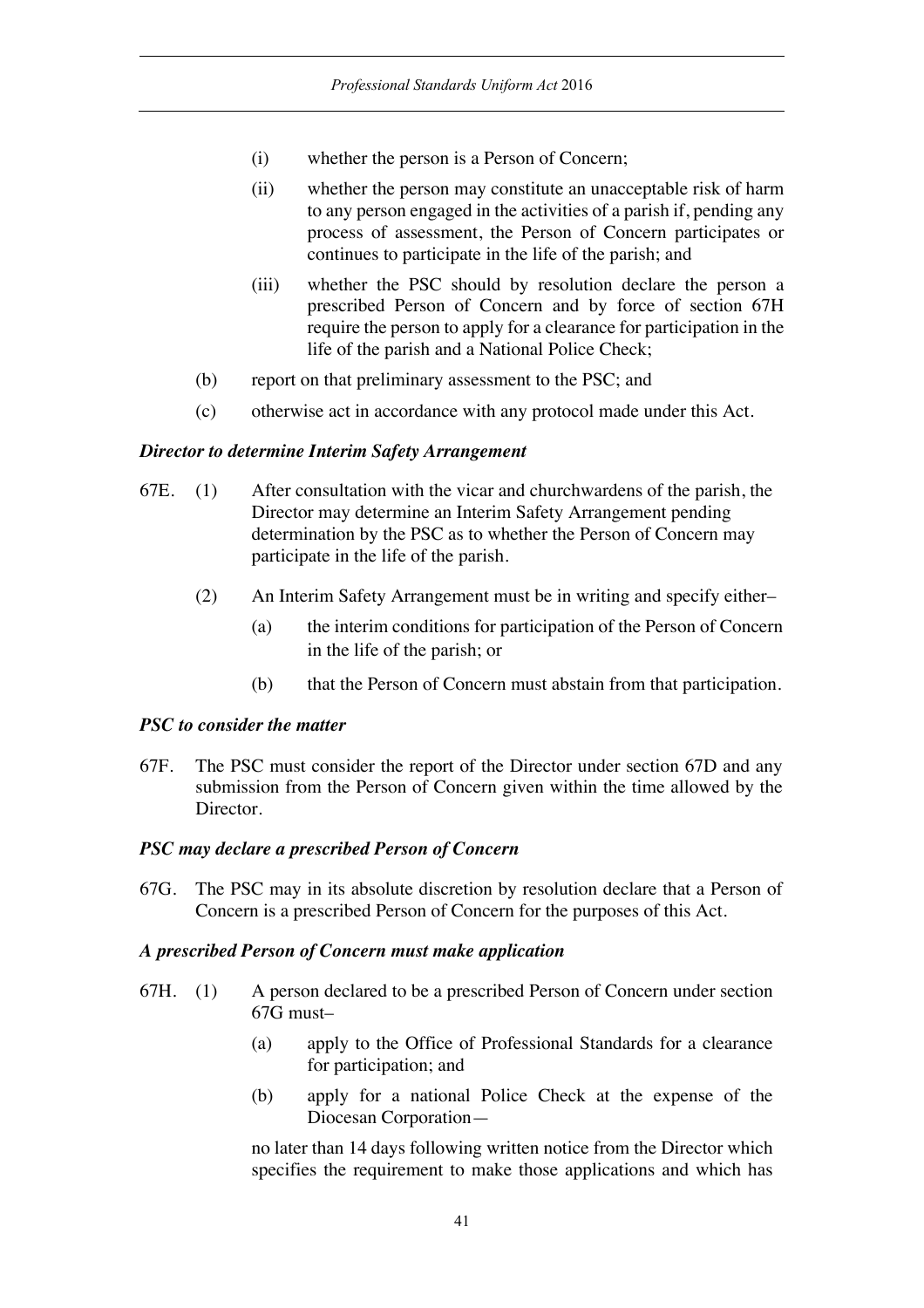(i) whether the person is a Person of Concern;

(ii) whether the person may constitute an unacceptable risk of harm to any person engaged in the activities of a parish if, pending any process of assessment, the Person of Concern participates or continues to participate in the life of the parish; and

(iii) whether the PSC should by resolution declare the person a prescribed Person of Concern and by force of section 67H require the person to apply for a clearance for participation in the life of the parish and a National Police Check;

(b) report on that preliminary assessment to the PSC; and

(c) otherwise act in accordance with any protocol made under this Act.

***Director to determine Interim Safety Arrangement***

67E. (1) After consultation with the vicar and churchwardens of the parish, the Director may determine an Interim Safety Arrangement pending determination by the PSC as to whether the Person of Concern may participate in the life of the parish.

(2) An Interim Safety Arrangement must be in writing and specify either–

(a) the interim conditions for participation of the Person of Concern in the life of the parish; or

(b) that the Person of Concern must abstain from that participation.

***PSC to consider the matter***

67F. The PSC must consider the report of the Director under section 67D and any submission from the Person of Concern given within the time allowed by the Director.

***PSC may declare a prescribed Person of Concern***

67G. The PSC may in its absolute discretion by resolution declare that a Person of Concern is a prescribed Person of Concern for the purposes of this Act.

***A prescribed Person of Concern must make application***

67H. (1) A person declared to be a prescribed Person of Concern under section 67G must–

(a) apply to the Office of Professional Standards for a clearance for participation; and

(b) apply for a national Police Check at the expense of the Diocesan Corporation—

no later than 14 days following written notice from the Director which specifies the requirement to make those applications and which has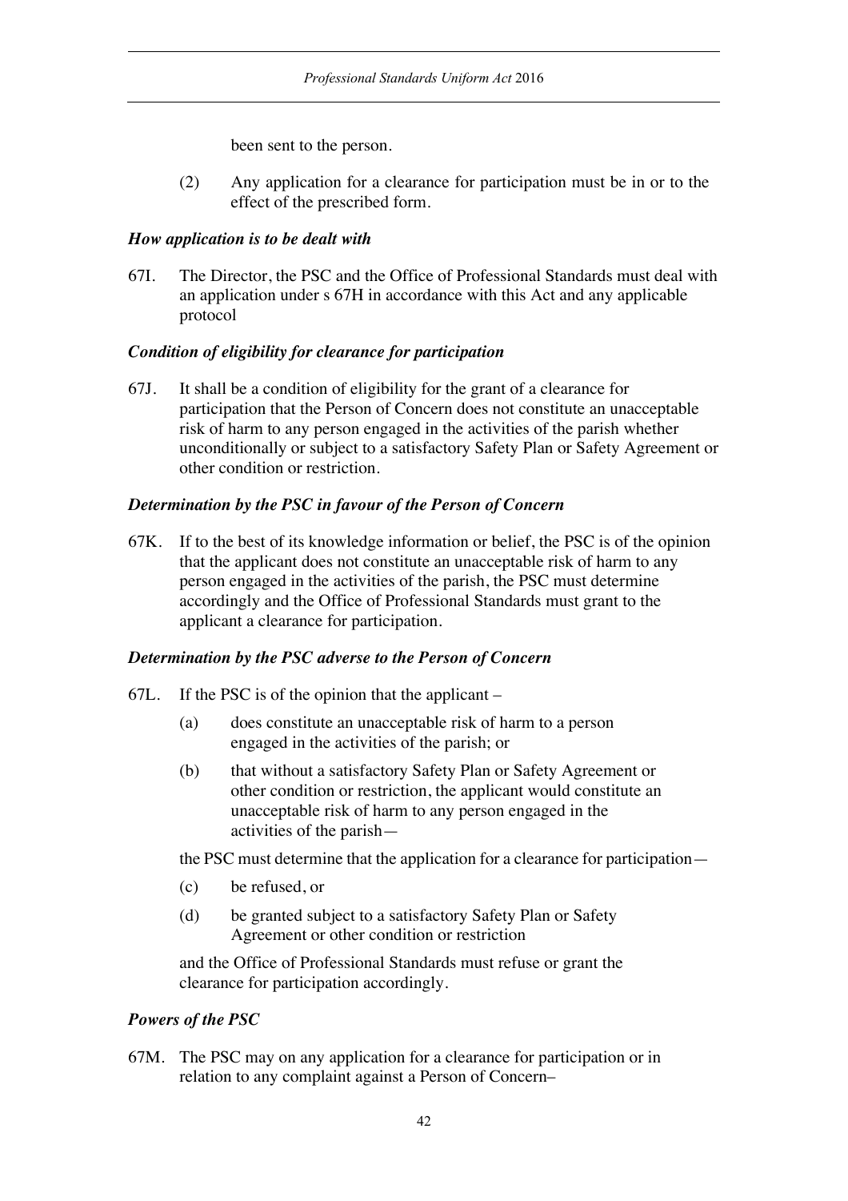been sent to the person.

(2) Any application for a clearance for participation must be in or to the effect of the prescribed form.

***How application is to be dealt with***

67I. The Director, the PSC and the Office of Professional Standards must deal with an application under s 67H in accordance with this Act and any applicable protocol

***Condition of eligibility for clearance for participation***

67J. It shall be a condition of eligibility for the grant of a clearance for participation that the Person of Concern does not constitute an unacceptable risk of harm to any person engaged in the activities of the parish whether unconditionally or subject to a satisfactory Safety Plan or Safety Agreement or other condition or restriction.

***Determination by the PSC in favour of the Person of Concern***

67K. If to the best of its knowledge information or belief, the PSC is of the opinion that the applicant does not constitute an unacceptable risk of harm to any person engaged in the activities of the parish, the PSC must determine accordingly and the Office of Professional Standards must grant to the applicant a clearance for participation.

***Determination by the PSC adverse to the Person of Concern***

67L. If the PSC is of the opinion that the applicant –

(a) does constitute an unacceptable risk of harm to a person engaged in the activities of the parish; or

(b) that without a satisfactory Safety Plan or Safety Agreement or other condition or restriction, the applicant would constitute an unacceptable risk of harm to any person engaged in the activities of the parish—

the PSC must determine that the application for a clearance for participation—

(c) be refused, or

(d) be granted subject to a satisfactory Safety Plan or Safety Agreement or other condition or restriction

and the Office of Professional Standards must refuse or grant the clearance for participation accordingly.

***Powers of the PSC***

67M. The PSC may on any application for a clearance for participation or in relation to any complaint against a Person of Concern–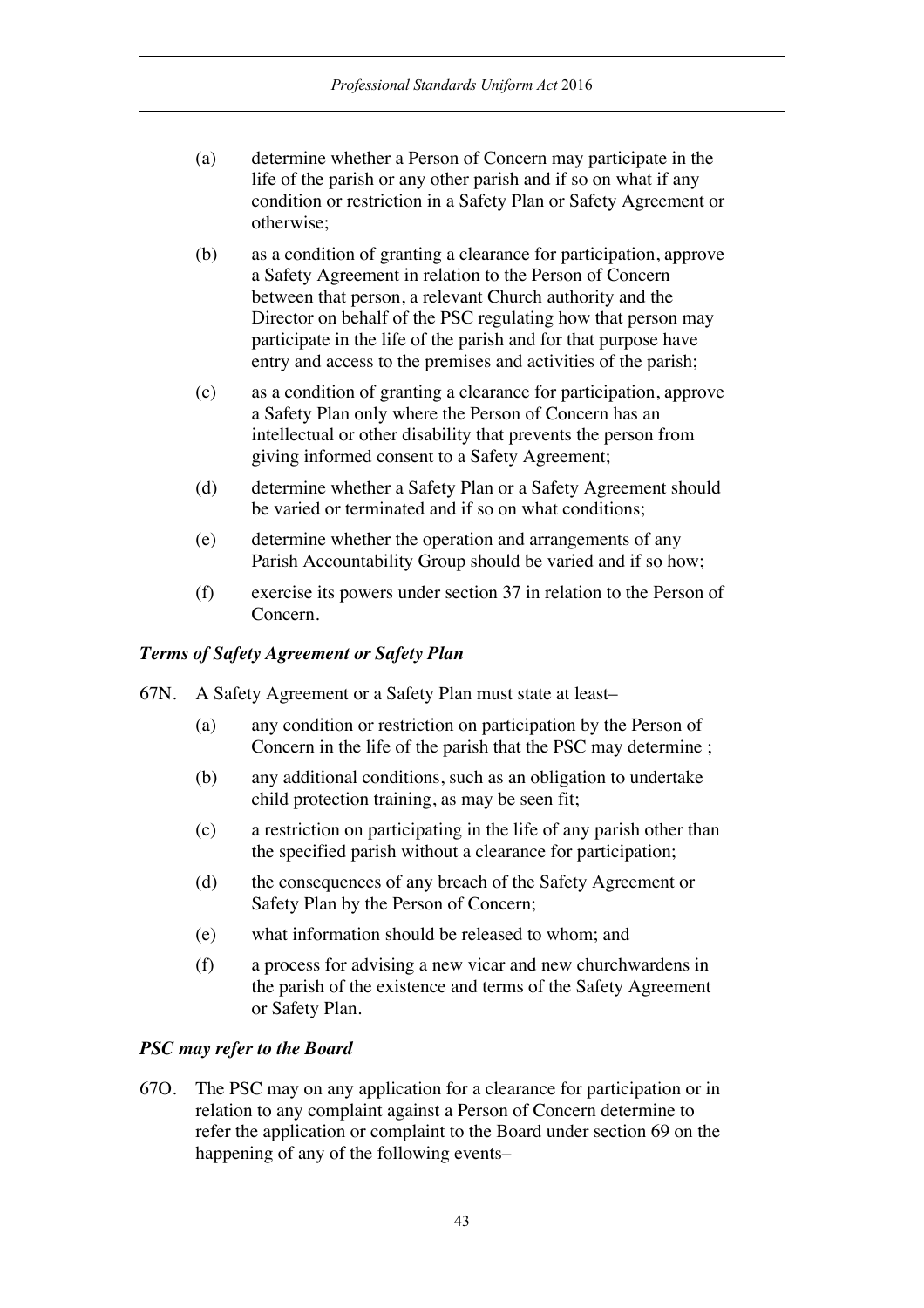(a) determine whether a Person of Concern may participate in the life of the parish or any other parish and if so on what if any condition or restriction in a Safety Plan or Safety Agreement or otherwise;

(b) as a condition of granting a clearance for participation, approve a Safety Agreement in relation to the Person of Concern between that person, a relevant Church authority and the Director on behalf of the PSC regulating how that person may participate in the life of the parish and for that purpose have entry and access to the premises and activities of the parish;

(c) as a condition of granting a clearance for participation, approve a Safety Plan only where the Person of Concern has an intellectual or other disability that prevents the person from giving informed consent to a Safety Agreement;

(d) determine whether a Safety Plan or a Safety Agreement should be varied or terminated and if so on what conditions;

(e) determine whether the operation and arrangements of any Parish Accountability Group should be varied and if so how;

(f) exercise its powers under section 37 in relation to the Person of Concern.

***Terms of Safety Agreement or Safety Plan***

67N. A Safety Agreement or a Safety Plan must state at least–

(a) any condition or restriction on participation by the Person of Concern in the life of the parish that the PSC may determine ;

(b) any additional conditions, such as an obligation to undertake child protection training, as may be seen fit;

(c) a restriction on participating in the life of any parish other than the specified parish without a clearance for participation;

(d) the consequences of any breach of the Safety Agreement or Safety Plan by the Person of Concern;

(e) what information should be released to whom; and

(f) a process for advising a new vicar and new churchwardens in the parish of the existence and terms of the Safety Agreement or Safety Plan.

***PSC may refer to the Board***

67O. The PSC may on any application for a clearance for participation or in relation to any complaint against a Person of Concern determine to refer the application or complaint to the Board under section 69 on the happening of any of the following events–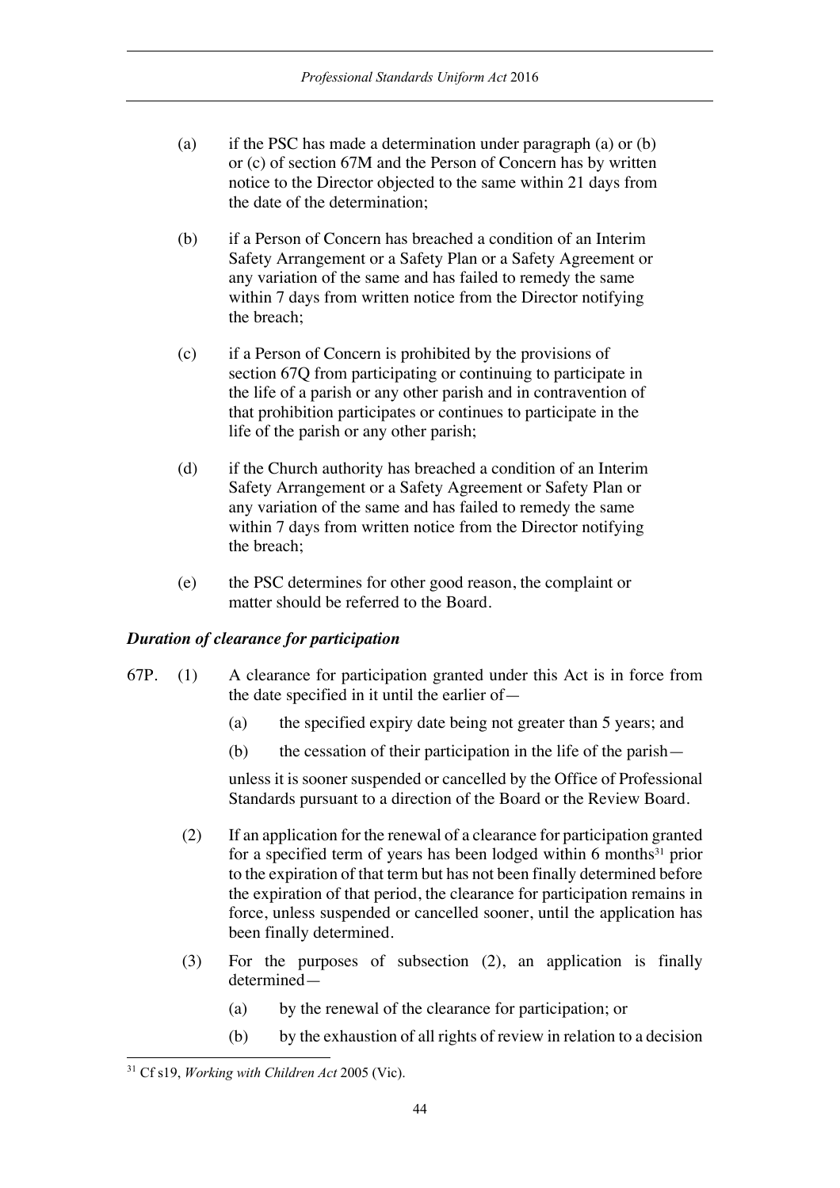(a) if the PSC has made a determination under paragraph (a) or (b) or (c) of section 67M and the Person of Concern has by written notice to the Director objected to the same within 21 days from the date of the determination;

(b) if a Person of Concern has breached a condition of an Interim Safety Arrangement or a Safety Plan or a Safety Agreement or any variation of the same and has failed to remedy the same within 7 days from written notice from the Director notifying the breach;

(c) if a Person of Concern is prohibited by the provisions of section 67Q from participating or continuing to participate in the life of a parish or any other parish and in contravention of that prohibition participates or continues to participate in the life of the parish or any other parish;

(d) if the Church authority has breached a condition of an Interim Safety Arrangement or a Safety Agreement or Safety Plan or any variation of the same and has failed to remedy the same within 7 days from written notice from the Director notifying the breach;

(e) the PSC determines for other good reason, the complaint or matter should be referred to the Board.

### *Duration of clearance for participation*

67P. (1) A clearance for participation granted under this Act is in force from the date specified in it until the earlier of—

(a) the specified expiry date being not greater than 5 years; and

(b) the cessation of their participation in the life of the parish—

unless it is sooner suspended or cancelled by the Office of Professional Standards pursuant to a direction of the Board or the Review Board.

(2) If an application for the renewal of a clearance for participation granted for a specified term of years has been lodged within 6 months[31] prior to the expiration of that term but has not been finally determined before the expiration of that period, the clearance for participation remains in force, unless suspended or cancelled sooner, until the application has been finally determined.

(3) For the purposes of subsection (2), an application is finally determined—

(a) by the renewal of the clearance for participation; or

(b) by the exhaustion of all rights of review in relation to a decision

[31] Cf s19, *Working with Children Act* 2005 (Vic).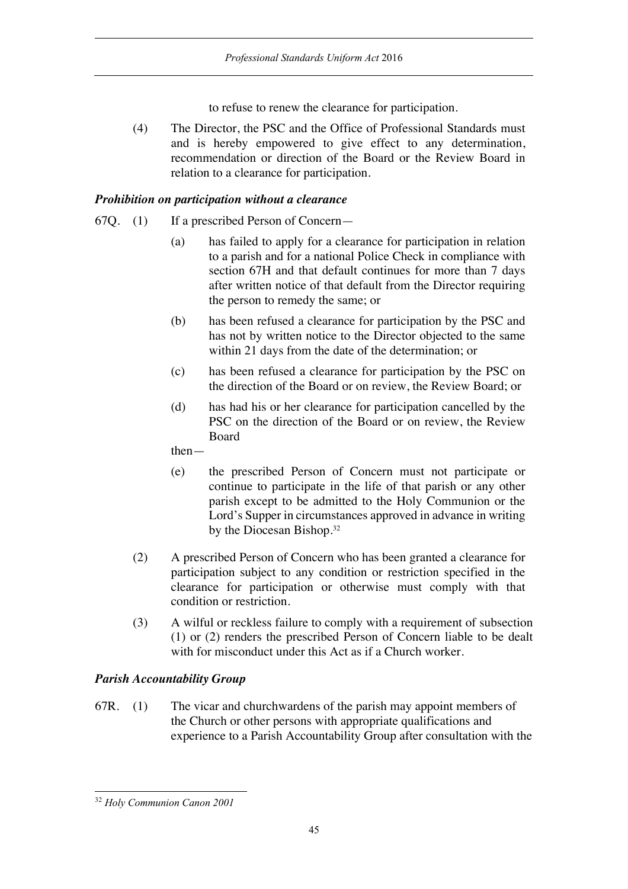to refuse to renew the clearance for participation.

(4) The Director, the PSC and the Office of Professional Standards must and is hereby empowered to give effect to any determination, recommendation or direction of the Board or the Review Board in relation to a clearance for participation.

### *Prohibition on participation without a clearance*

67Q. (1) If a prescribed Person of Concern—

(a) has failed to apply for a clearance for participation in relation to a parish and for a national Police Check in compliance with section 67H and that default continues for more than 7 days after written notice of that default from the Director requiring the person to remedy the same; or

(b) has been refused a clearance for participation by the PSC and has not by written notice to the Director objected to the same within 21 days from the date of the determination; or

(c) has been refused a clearance for participation by the PSC on the direction of the Board or on review, the Review Board; or

(d) has had his or her clearance for participation cancelled by the PSC on the direction of the Board or on review, the Review Board

then—

(e) the prescribed Person of Concern must not participate or continue to participate in the life of that parish or any other parish except to be admitted to the Holy Communion or the Lord's Supper in circumstances approved in advance in writing by the Diocesan Bishop.[32]

(2) A prescribed Person of Concern who has been granted a clearance for participation subject to any condition or restriction specified in the clearance for participation or otherwise must comply with that condition or restriction.

(3) A wilful or reckless failure to comply with a requirement of subsection (1) or (2) renders the prescribed Person of Concern liable to be dealt with for misconduct under this Act as if a Church worker.

### *Parish Accountability Group*

67R. (1) The vicar and churchwardens of the parish may appoint members of the Church or other persons with appropriate qualifications and experience to a Parish Accountability Group after consultation with the

[32] *Holy Communion Canon 2001*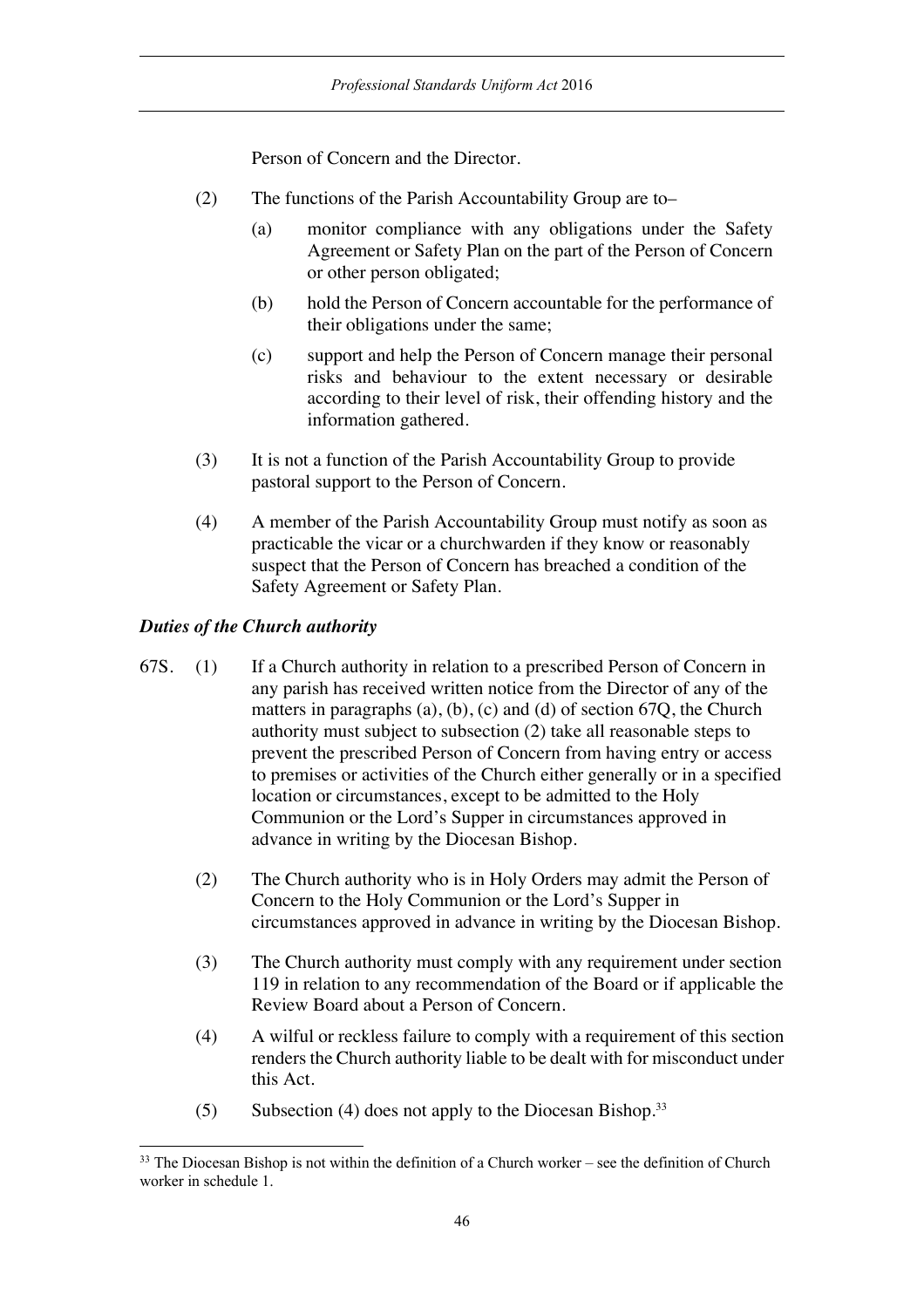Person of Concern and the Director.

(2) The functions of the Parish Accountability Group are to–

(a) monitor compliance with any obligations under the Safety Agreement or Safety Plan on the part of the Person of Concern or other person obligated;

(b) hold the Person of Concern accountable for the performance of their obligations under the same;

(c) support and help the Person of Concern manage their personal risks and behaviour to the extent necessary or desirable according to their level of risk, their offending history and the information gathered.

(3) It is not a function of the Parish Accountability Group to provide pastoral support to the Person of Concern.

(4) A member of the Parish Accountability Group must notify as soon as practicable the vicar or a churchwarden if they know or reasonably suspect that the Person of Concern has breached a condition of the Safety Agreement or Safety Plan.

### *Duties of the Church authority*

67S. (1) If a Church authority in relation to a prescribed Person of Concern in any parish has received written notice from the Director of any of the matters in paragraphs (a), (b), (c) and (d) of section 67Q, the Church authority must subject to subsection (2) take all reasonable steps to prevent the prescribed Person of Concern from having entry or access to premises or activities of the Church either generally or in a specified location or circumstances, except to be admitted to the Holy Communion or the Lord's Supper in circumstances approved in advance in writing by the Diocesan Bishop.

(2) The Church authority who is in Holy Orders may admit the Person of Concern to the Holy Communion or the Lord's Supper in circumstances approved in advance in writing by the Diocesan Bishop.

(3) The Church authority must comply with any requirement under section 119 in relation to any recommendation of the Board or if applicable the Review Board about a Person of Concern.

(4) A wilful or reckless failure to comply with a requirement of this section renders the Church authority liable to be dealt with for misconduct under this Act.

(5) Subsection (4) does not apply to the Diocesan Bishop.[33]

[33] The Diocesan Bishop is not within the definition of a Church worker – see the definition of Church worker in schedule 1.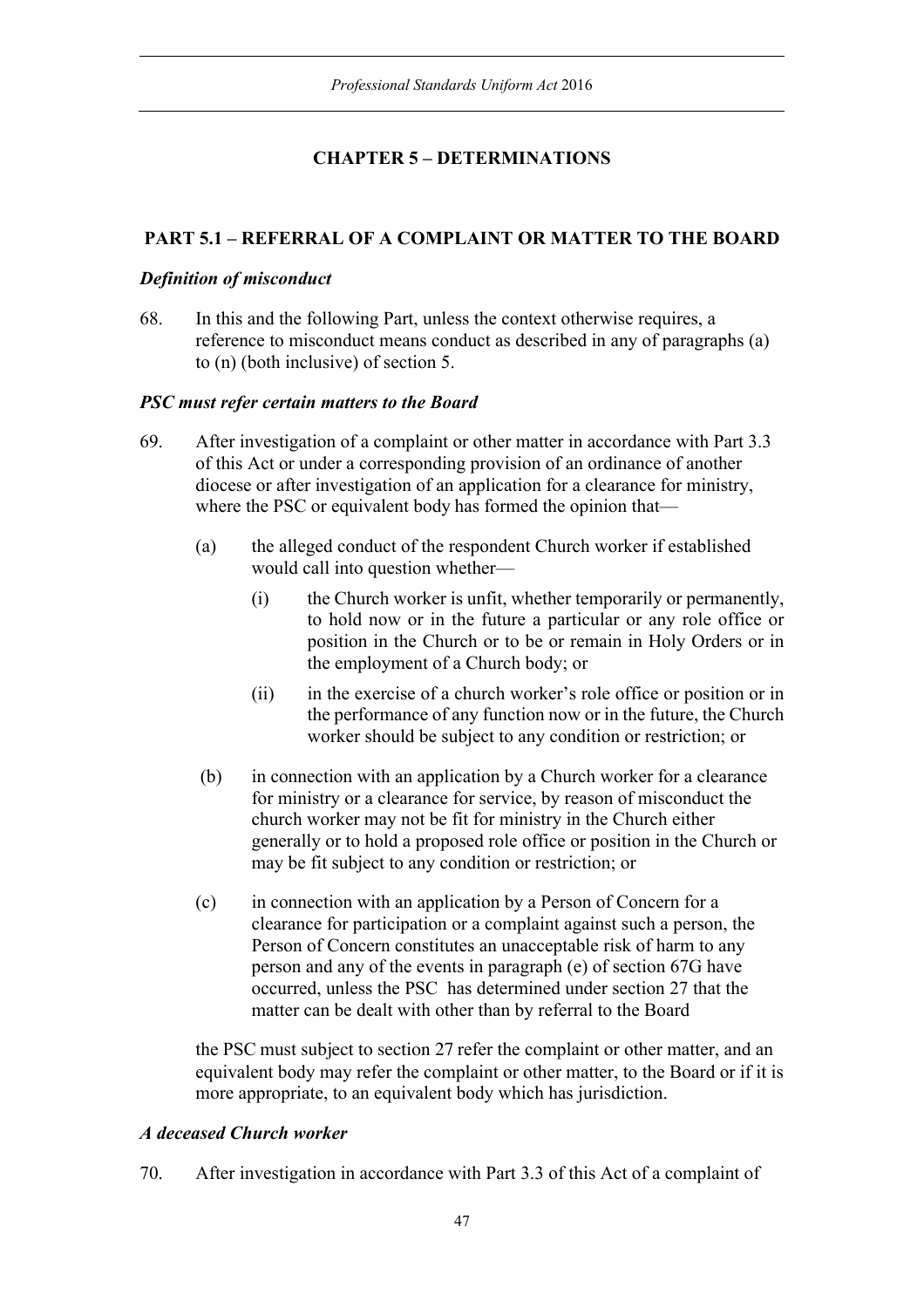## CHAPTER 5 – DETERMINATIONS

### PART 5.1 – REFERRAL OF A COMPLAINT OR MATTER TO THE BOARD

#### *Definition of misconduct*

68. In this and the following Part, unless the context otherwise requires, a reference to misconduct means conduct as described in any of paragraphs (a) to (n) (both inclusive) of section 5.

#### *PSC must refer certain matters to the Board*

69. After investigation of a complaint or other matter in accordance with Part 3.3 of this Act or under a corresponding provision of an ordinance of another diocese or after investigation of an application for a clearance for ministry, where the PSC or equivalent body has formed the opinion that—

    (a) the alleged conduct of the respondent Church worker if established would call into question whether—

        (i) the Church worker is unfit, whether temporarily or permanently, to hold now or in the future a particular or any role office or position in the Church or to be or remain in Holy Orders or in the employment of a Church body; or

        (ii) in the exercise of a church worker's role office or position or in the performance of any function now or in the future, the Church worker should be subject to any condition or restriction; or

    (b) in connection with an application by a Church worker for a clearance for ministry or a clearance for service, by reason of misconduct the church worker may not be fit for ministry in the Church either generally or to hold a proposed role office or position in the Church or may be fit subject to any condition or restriction; or

    (c) in connection with an application by a Person of Concern for a clearance for participation or a complaint against such a person, the Person of Concern constitutes an unacceptable risk of harm to any person and any of the events in paragraph (e) of section 67G have occurred, unless the PSC has determined under section 27 that the matter can be dealt with other than by referral to the Board

    the PSC must subject to section 27 refer the complaint or other matter, and an equivalent body may refer the complaint or other matter, to the Board or if it is more appropriate, to an equivalent body which has jurisdiction.

#### *A deceased Church worker*

70. After investigation in accordance with Part 3.3 of this Act of a complaint of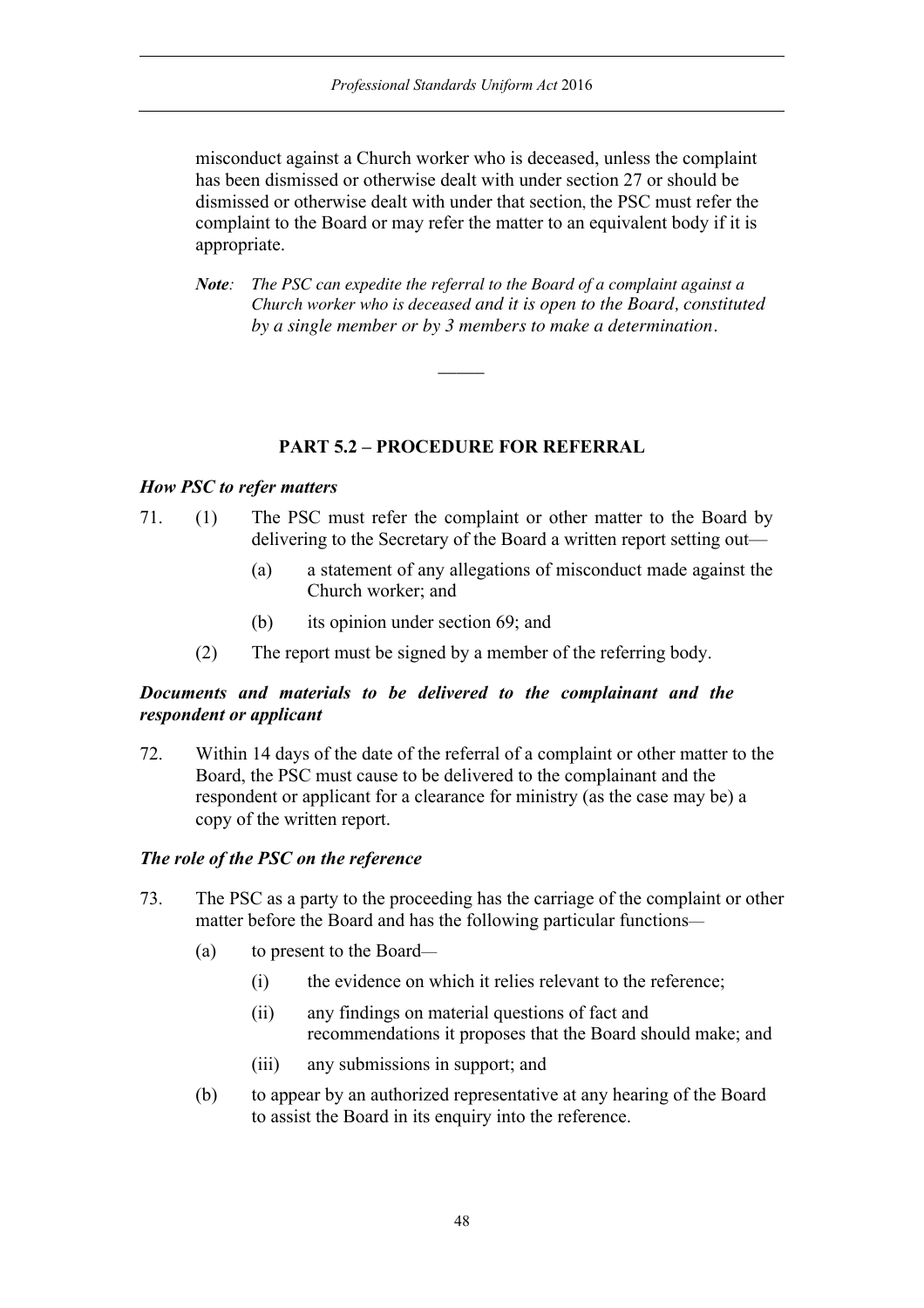misconduct against a Church worker who is deceased, unless the complaint has been dismissed or otherwise dealt with under section 27 or should be dismissed or otherwise dealt with under that section, the PSC must refer the complaint to the Board or may refer the matter to an equivalent body if it is appropriate.

> ***Note**: The PSC can expedite the referral to the Board of a complaint against a Church worker who is deceased and it is open to the Board, constituted by a single member or by 3 members to make a determination.*

---

## PART 5.2 – PROCEDURE FOR REFERRAL

### *How PSC to refer matters*

71. (1) The PSC must refer the complaint or other matter to the Board by delivering to the Secretary of the Board a written report setting out—
    - (a) a statement of any allegations of misconduct made against the Church worker; and
    - (b) its opinion under section 69; and
   
   (2) The report must be signed by a member of the referring body.

### *Documents and materials to be delivered to the complainant and the respondent or applicant*

72. Within 14 days of the date of the referral of a complaint or other matter to the Board, the PSC must cause to be delivered to the complainant and the respondent or applicant for a clearance for ministry (as the case may be) a copy of the written report.

### *The role of the PSC on the reference*

73. The PSC as a party to the proceeding has the carriage of the complaint or other matter before the Board and has the following particular functions—
    - (a) to present to the Board—
        - (i) the evidence on which it relies relevant to the reference;
        - (ii) any findings on material questions of fact and recommendations it proposes that the Board should make; and
        - (iii) any submissions in support; and
    - (b) to appear by an authorized representative at any hearing of the Board to assist the Board in its enquiry into the reference.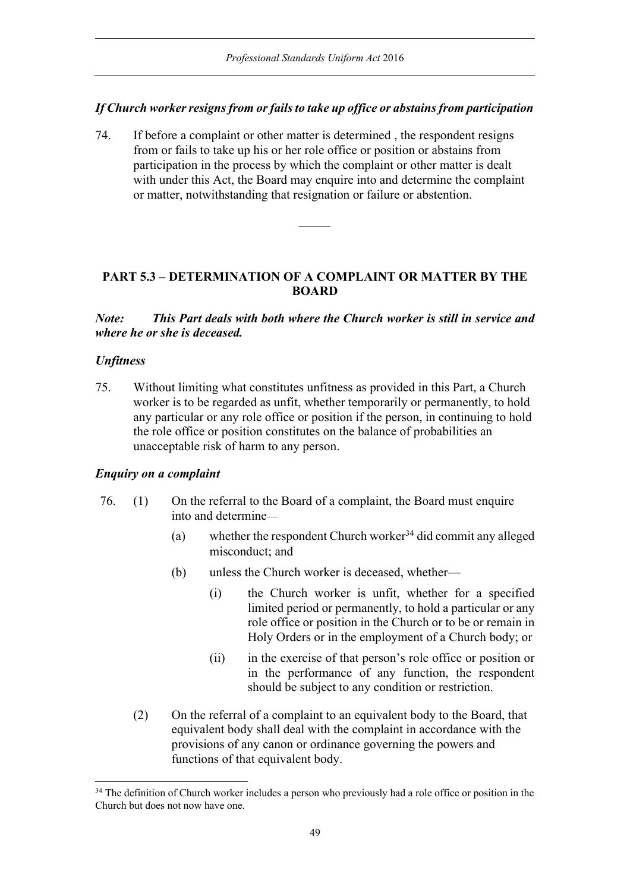### *If Church worker resigns from or fails to take up office or abstains from participation*

74. If before a complaint or other matter is determined , the respondent resigns from or fails to take up his or her role office or position or abstains from participation in the process by which the complaint or other matter is dealt with under this Act, the Board may enquire into and determine the complaint or matter, notwithstanding that resignation or failure or abstention.

---

## PART 5.3 – DETERMINATION OF A COMPLAINT OR MATTER BY THE BOARD

***Note: This Part deals with both where the Church worker is still in service and where he or she is deceased.***

### *Unfitness*

75. Without limiting what constitutes unfitness as provided in this Part, a Church worker is to be regarded as unfit, whether temporarily or permanently, to hold any particular or any role office or position if the person, in continuing to hold the role office or position constitutes on the balance of probabilities an unacceptable risk of harm to any person.

### *Enquiry on a complaint*

76. (1) On the referral to the Board of a complaint, the Board must enquire into and determine—

   (a) whether the respondent Church worker[34] did commit any alleged misconduct; and

   (b) unless the Church worker is deceased, whether—

      (i) the Church worker is unfit, whether for a specified limited period or permanently, to hold a particular or any role office or position in the Church or to be or remain in Holy Orders or in the employment of a Church body; or

      (ii) in the exercise of that person's role office or position or in the performance of any function, the respondent should be subject to any condition or restriction.

(2) On the referral of a complaint to an equivalent body to the Board, that equivalent body shall deal with the complaint in accordance with the provisions of any canon or ordinance governing the powers and functions of that equivalent body.

---

[34] The definition of Church worker includes a person who previously had a role office or position in the Church but does not now have one.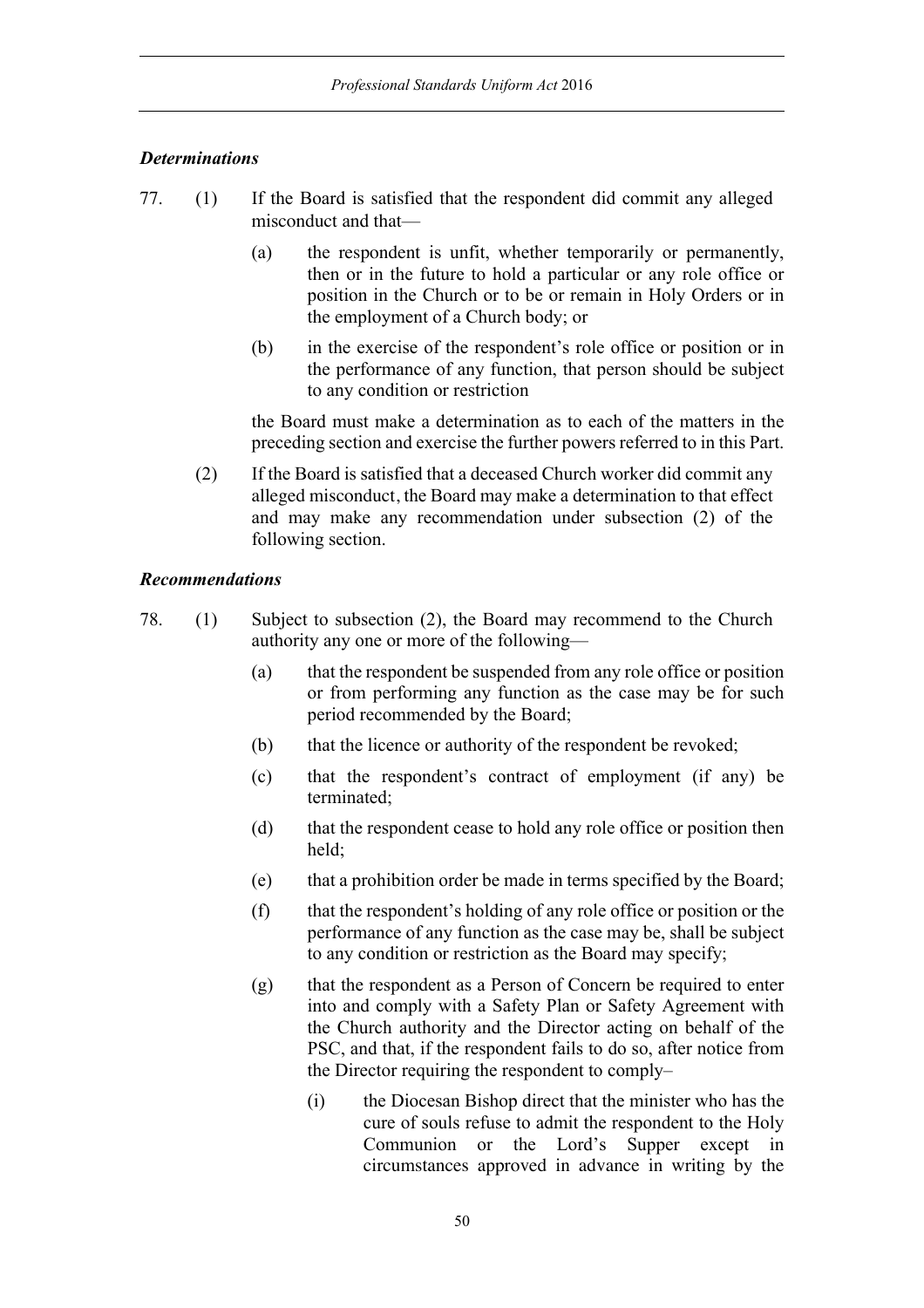### *Determinations*

77. (1) If the Board is satisfied that the respondent did commit any alleged misconduct and that—

    (a) the respondent is unfit, whether temporarily or permanently, then or in the future to hold a particular or any role office or position in the Church or to be or remain in Holy Orders or in the employment of a Church body; or

    (b) in the exercise of the respondent's role office or position or in the performance of any function, that person should be subject to any condition or restriction

    the Board must make a determination as to each of the matters in the preceding section and exercise the further powers referred to in this Part.

    (2) If the Board is satisfied that a deceased Church worker did commit any alleged misconduct, the Board may make a determination to that effect and may make any recommendation under subsection (2) of the following section.

### *Recommendations*

78. (1) Subject to subsection (2), the Board may recommend to the Church authority any one or more of the following—

    (a) that the respondent be suspended from any role office or position or from performing any function as the case may be for such period recommended by the Board;

    (b) that the licence or authority of the respondent be revoked;

    (c) that the respondent's contract of employment (if any) be terminated;

    (d) that the respondent cease to hold any role office or position then held;

    (e) that a prohibition order be made in terms specified by the Board;

    (f) that the respondent's holding of any role office or position or the performance of any function as the case may be, shall be subject to any condition or restriction as the Board may specify;

    (g) that the respondent as a Person of Concern be required to enter into and comply with a Safety Plan or Safety Agreement with the Church authority and the Director acting on behalf of the PSC, and that, if the respondent fails to do so, after notice from the Director requiring the respondent to comply–

        (i) the Diocesan Bishop direct that the minister who has the cure of souls refuse to admit the respondent to the Holy Communion or the Lord's Supper except in circumstances approved in advance in writing by the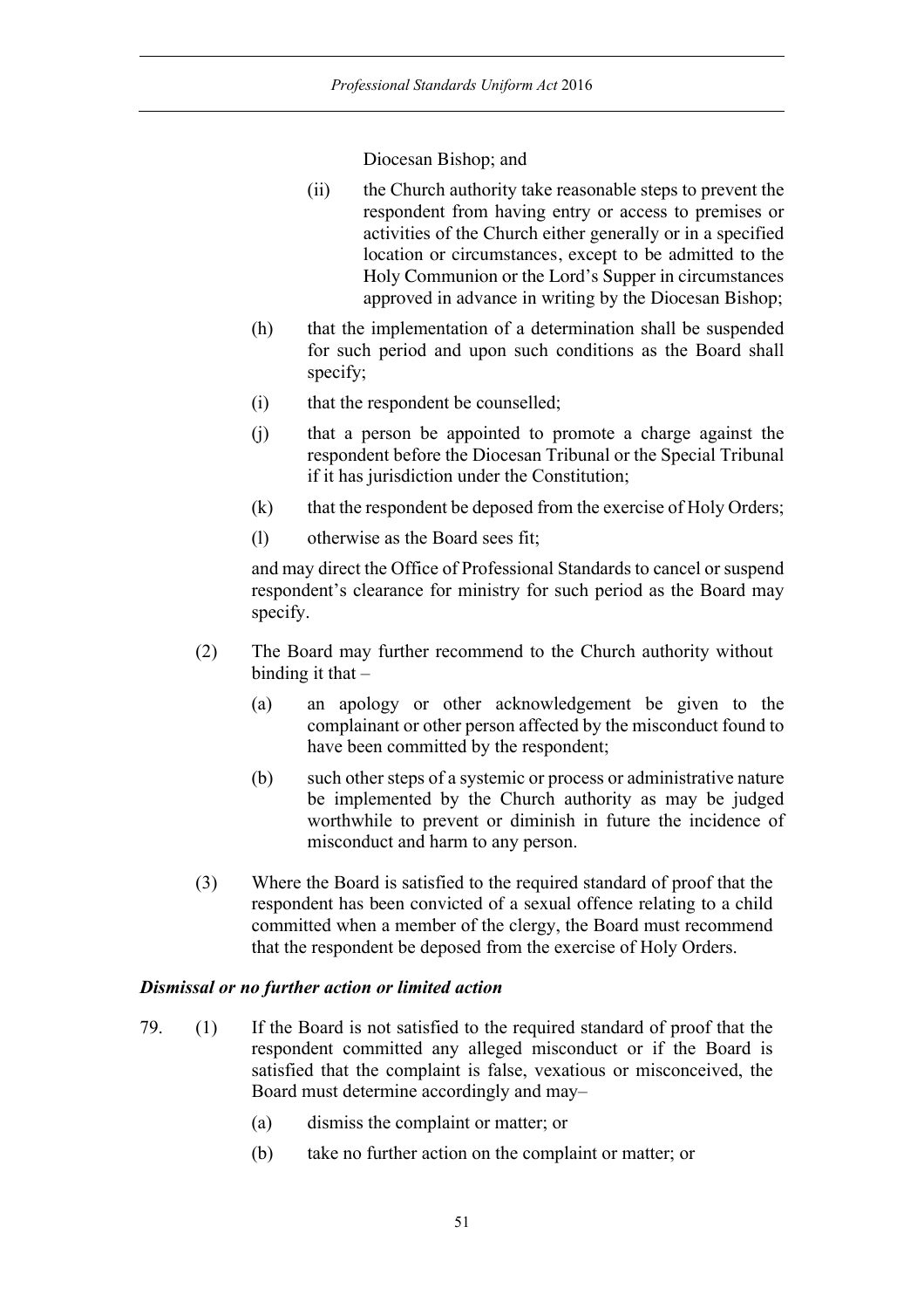Diocesan Bishop; and

(ii) the Church authority take reasonable steps to prevent the respondent from having entry or access to premises or activities of the Church either generally or in a specified location or circumstances, except to be admitted to the Holy Communion or the Lord's Supper in circumstances approved in advance in writing by the Diocesan Bishop;

(h) that the implementation of a determination shall be suspended for such period and upon such conditions as the Board shall specify;

(i) that the respondent be counselled;

(j) that a person be appointed to promote a charge against the respondent before the Diocesan Tribunal or the Special Tribunal if it has jurisdiction under the Constitution;

(k) that the respondent be deposed from the exercise of Holy Orders;

(l) otherwise as the Board sees fit;

and may direct the Office of Professional Standards to cancel or suspend respondent's clearance for ministry for such period as the Board may specify.

(2) The Board may further recommend to the Church authority without binding it that –

(a) an apology or other acknowledgement be given to the complainant or other person affected by the misconduct found to have been committed by the respondent;

(b) such other steps of a systemic or process or administrative nature be implemented by the Church authority as may be judged worthwhile to prevent or diminish in future the incidence of misconduct and harm to any person.

(3) Where the Board is satisfied to the required standard of proof that the respondent has been convicted of a sexual offence relating to a child committed when a member of the clergy, the Board must recommend that the respondent be deposed from the exercise of Holy Orders.

***Dismissal or no further action or limited action***

79. (1) If the Board is not satisfied to the required standard of proof that the respondent committed any alleged misconduct or if the Board is satisfied that the complaint is false, vexatious or misconceived, the Board must determine accordingly and may–

(a) dismiss the complaint or matter; or

(b) take no further action on the complaint or matter; or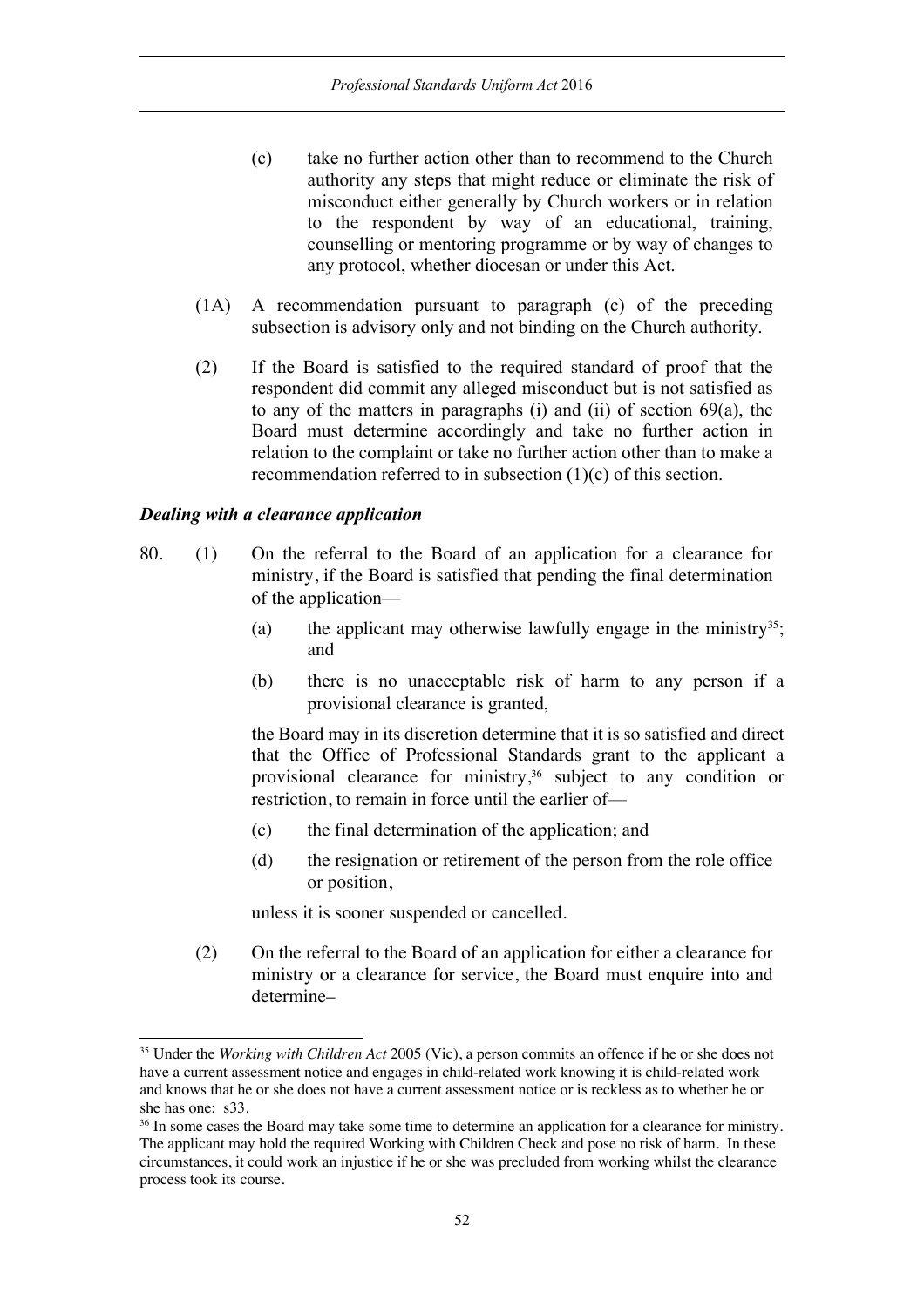(c) take no further action other than to recommend to the Church authority any steps that might reduce or eliminate the risk of misconduct either generally by Church workers or in relation to the respondent by way of an educational, training, counselling or mentoring programme or by way of changes to any protocol, whether diocesan or under this Act.

(1A) A recommendation pursuant to paragraph (c) of the preceding subsection is advisory only and not binding on the Church authority.

(2) If the Board is satisfied to the required standard of proof that the respondent did commit any alleged misconduct but is not satisfied as to any of the matters in paragraphs (i) and (ii) of section 69(a), the Board must determine accordingly and take no further action in relation to the complaint or take no further action other than to make a recommendation referred to in subsection (1)(c) of this section.

### *Dealing with a clearance application*

80. (1) On the referral to the Board of an application for a clearance for ministry, if the Board is satisfied that pending the final determination of the application—

(a) the applicant may otherwise lawfully engage in the ministry[35]; and

(b) there is no unacceptable risk of harm to any person if a provisional clearance is granted,

the Board may in its discretion determine that it is so satisfied and direct that the Office of Professional Standards grant to the applicant a provisional clearance for ministry,[36] subject to any condition or restriction, to remain in force until the earlier of—

(c) the final determination of the application; and

(d) the resignation or retirement of the person from the role office or position,

unless it is sooner suspended or cancelled.

(2) On the referral to the Board of an application for either a clearance for ministry or a clearance for service, the Board must enquire into and determine–

---

[35] Under the *Working with Children Act* 2005 (Vic), a person commits an offence if he or she does not have a current assessment notice and engages in child-related work knowing it is child-related work and knows that he or she does not have a current assessment notice or is reckless as to whether he or she has one: s33.

[36] In some cases the Board may take some time to determine an application for a clearance for ministry. The applicant may hold the required Working with Children Check and pose no risk of harm. In these circumstances, it could work an injustice if he or she was precluded from working whilst the clearance process took its course.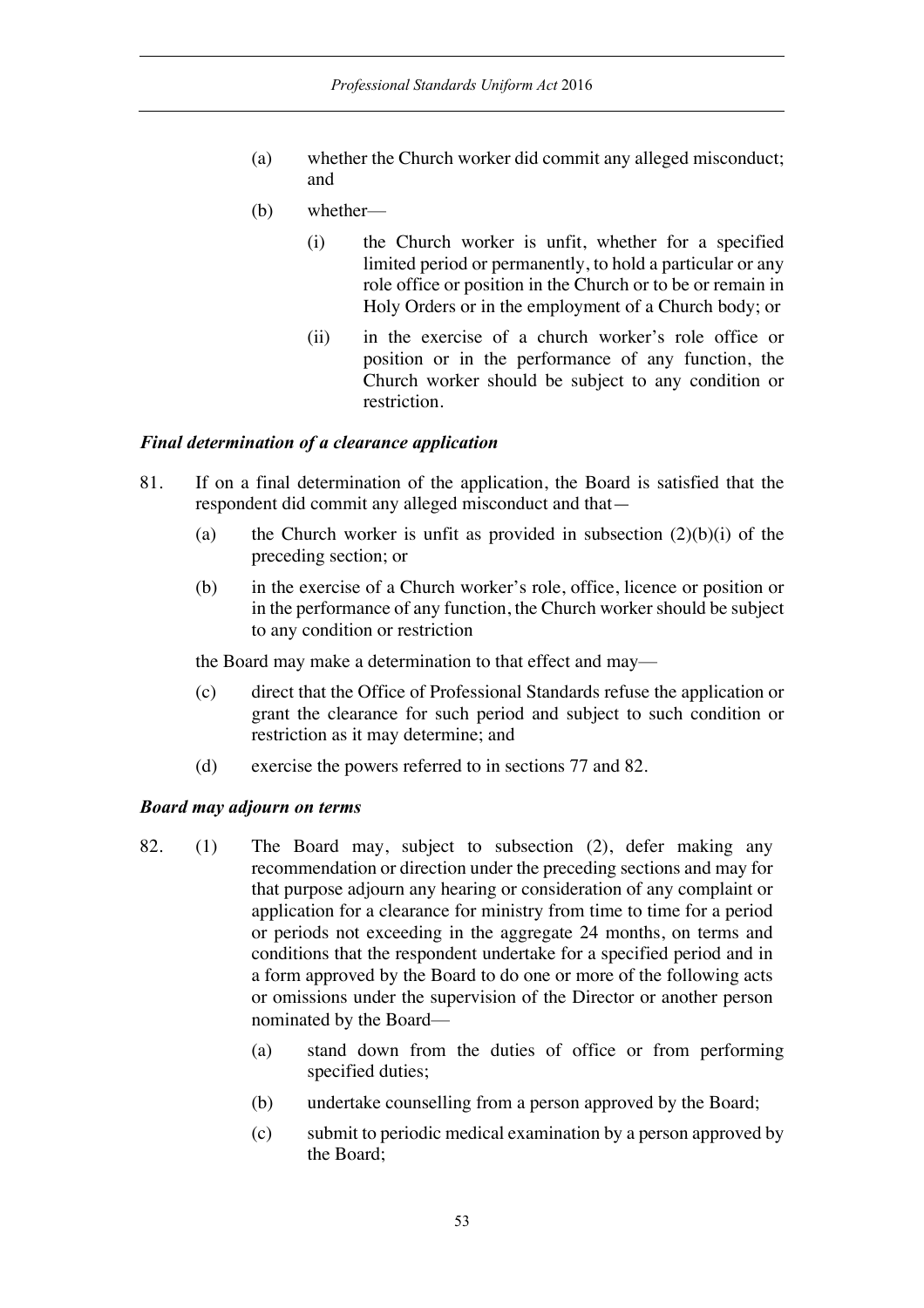(a) whether the Church worker did commit any alleged misconduct; and

(b) whether—

(i) the Church worker is unfit, whether for a specified limited period or permanently, to hold a particular or any role office or position in the Church or to be or remain in Holy Orders or in the employment of a Church body; or

(ii) in the exercise of a church worker's role office or position or in the performance of any function, the Church worker should be subject to any condition or restriction.

***Final determination of a clearance application***

81. If on a final determination of the application, the Board is satisfied that the respondent did commit any alleged misconduct and that—

(a) the Church worker is unfit as provided in subsection (2)(b)(i) of the preceding section; or

(b) in the exercise of a Church worker's role, office, licence or position or in the performance of any function, the Church worker should be subject to any condition or restriction

the Board may make a determination to that effect and may—

(c) direct that the Office of Professional Standards refuse the application or grant the clearance for such period and subject to such condition or restriction as it may determine; and

(d) exercise the powers referred to in sections 77 and 82.

***Board may adjourn on terms***

82. (1) The Board may, subject to subsection (2), defer making any recommendation or direction under the preceding sections and may for that purpose adjourn any hearing or consideration of any complaint or application for a clearance for ministry from time to time for a period or periods not exceeding in the aggregate 24 months, on terms and conditions that the respondent undertake for a specified period and in a form approved by the Board to do one or more of the following acts or omissions under the supervision of the Director or another person nominated by the Board—

(a) stand down from the duties of office or from performing specified duties;

(b) undertake counselling from a person approved by the Board;

(c) submit to periodic medical examination by a person approved by the Board;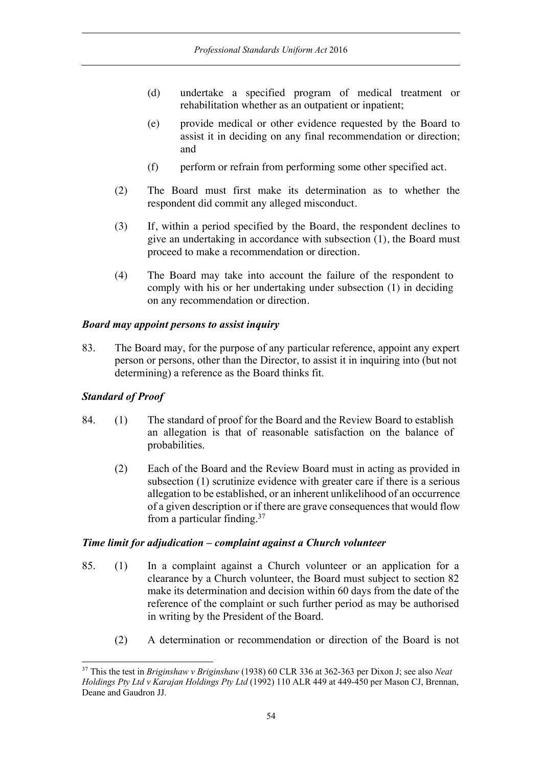(d) undertake a specified program of medical treatment or rehabilitation whether as an outpatient or inpatient;

(e) provide medical or other evidence requested by the Board to assist it in deciding on any final recommendation or direction; and

(f) perform or refrain from performing some other specified act.

(2) The Board must first make its determination as to whether the respondent did commit any alleged misconduct.

(3) If, within a period specified by the Board, the respondent declines to give an undertaking in accordance with subsection (1), the Board must proceed to make a recommendation or direction.

(4) The Board may take into account the failure of the respondent to comply with his or her undertaking under subsection (1) in deciding on any recommendation or direction.

### *Board may appoint persons to assist inquiry*

83. The Board may, for the purpose of any particular reference, appoint any expert person or persons, other than the Director, to assist it in inquiring into (but not determining) a reference as the Board thinks fit.

### *Standard of Proof*

84. (1) The standard of proof for the Board and the Review Board to establish an allegation is that of reasonable satisfaction on the balance of probabilities.

(2) Each of the Board and the Review Board must in acting as provided in subsection (1) scrutinize evidence with greater care if there is a serious allegation to be established, or an inherent unlikelihood of an occurrence of a given description or if there are grave consequences that would flow from a particular finding.[37]

### *Time limit for adjudication – complaint against a Church volunteer*

85. (1) In a complaint against a Church volunteer or an application for a clearance by a Church volunteer, the Board must subject to section 82 make its determination and decision within 60 days from the date of the reference of the complaint or such further period as may be authorised in writing by the President of the Board.

(2) A determination or recommendation or direction of the Board is not

---

[37] This the test in *Briginshaw v Briginshaw* (1938) 60 CLR 336 at 362-363 per Dixon J; see also *Neat Holdings Pty Ltd v Karajan Holdings Pty Ltd* (1992) 110 ALR 449 at 449-450 per Mason CJ, Brennan, Deane and Gaudron JJ.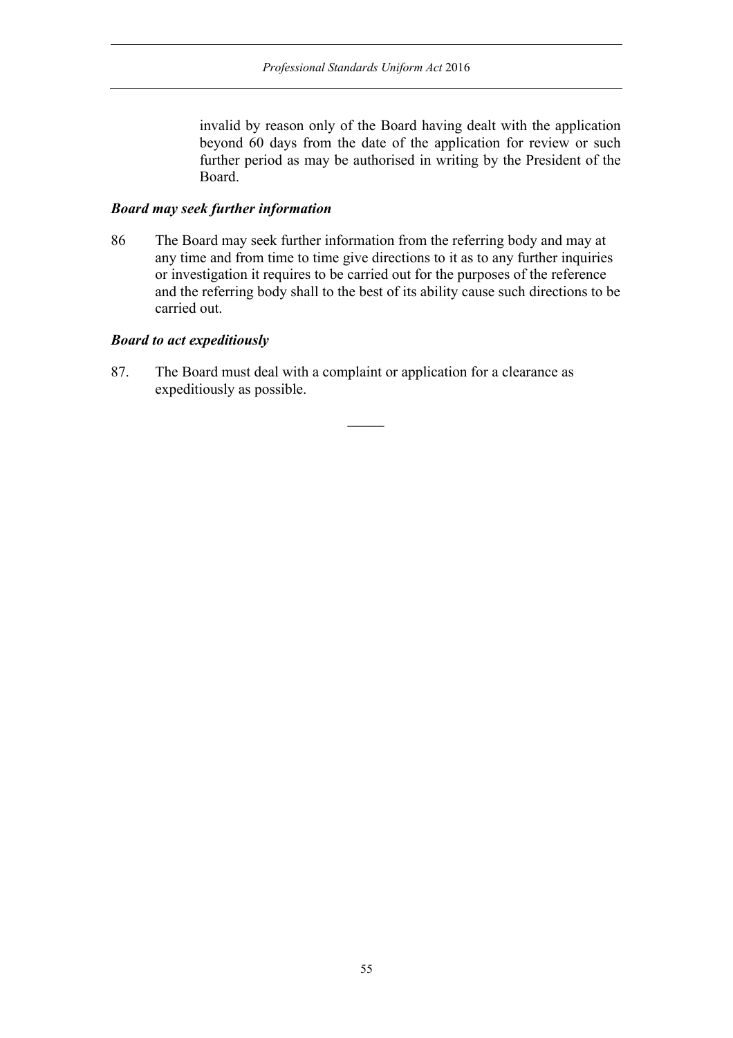invalid by reason only of the Board having dealt with the application beyond 60 days from the date of the application for review or such further period as may be authorised in writing by the President of the Board.

### *Board may seek further information*

86 The Board may seek further information from the referring body and may at any time and from time to time give directions to it as to any further inquiries or investigation it requires to be carried out for the purposes of the reference and the referring body shall to the best of its ability cause such directions to be carried out.

### *Board to act expeditiously*

87. The Board must deal with a complaint or application for a clearance as expeditiously as possible.

———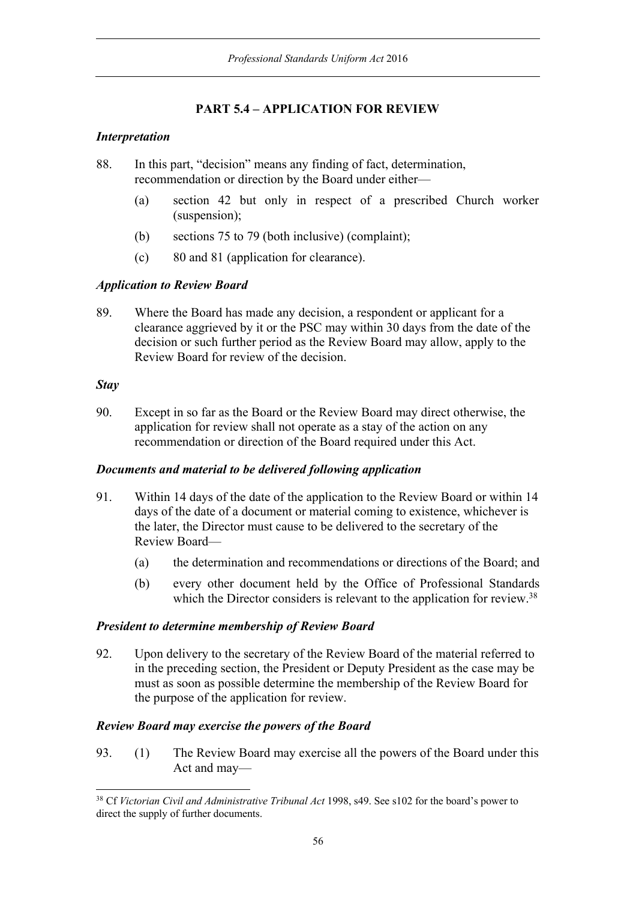## PART 5.4 – APPLICATION FOR REVIEW

***Interpretation***

88. In this part, "decision" means any finding of fact, determination, recommendation or direction by the Board under either—

    (a) section 42 but only in respect of a prescribed Church worker (suspension);

    (b) sections 75 to 79 (both inclusive) (complaint);

    (c) 80 and 81 (application for clearance).

***Application to Review Board***

89. Where the Board has made any decision, a respondent or applicant for a clearance aggrieved by it or the PSC may within 30 days from the date of the decision or such further period as the Review Board may allow, apply to the Review Board for review of the decision.

***Stay***

90. Except in so far as the Board or the Review Board may direct otherwise, the application for review shall not operate as a stay of the action on any recommendation or direction of the Board required under this Act.

***Documents and material to be delivered following application***

91. Within 14 days of the date of the application to the Review Board or within 14 days of the date of a document or material coming to existence, whichever is the later, the Director must cause to be delivered to the secretary of the Review Board—

    (a) the determination and recommendations or directions of the Board; and

    (b) every other document held by the Office of Professional Standards which the Director considers is relevant to the application for review.[38]

***President to determine membership of Review Board***

92. Upon delivery to the secretary of the Review Board of the material referred to in the preceding section, the President or Deputy President as the case may be must as soon as possible determine the membership of the Review Board for the purpose of the application for review.

***Review Board may exercise the powers of the Board***

93. (1) The Review Board may exercise all the powers of the Board under this Act and may—

---

[38] Cf *Victorian Civil and Administrative Tribunal Act* 1998, s49. See s102 for the board's power to direct the supply of further documents.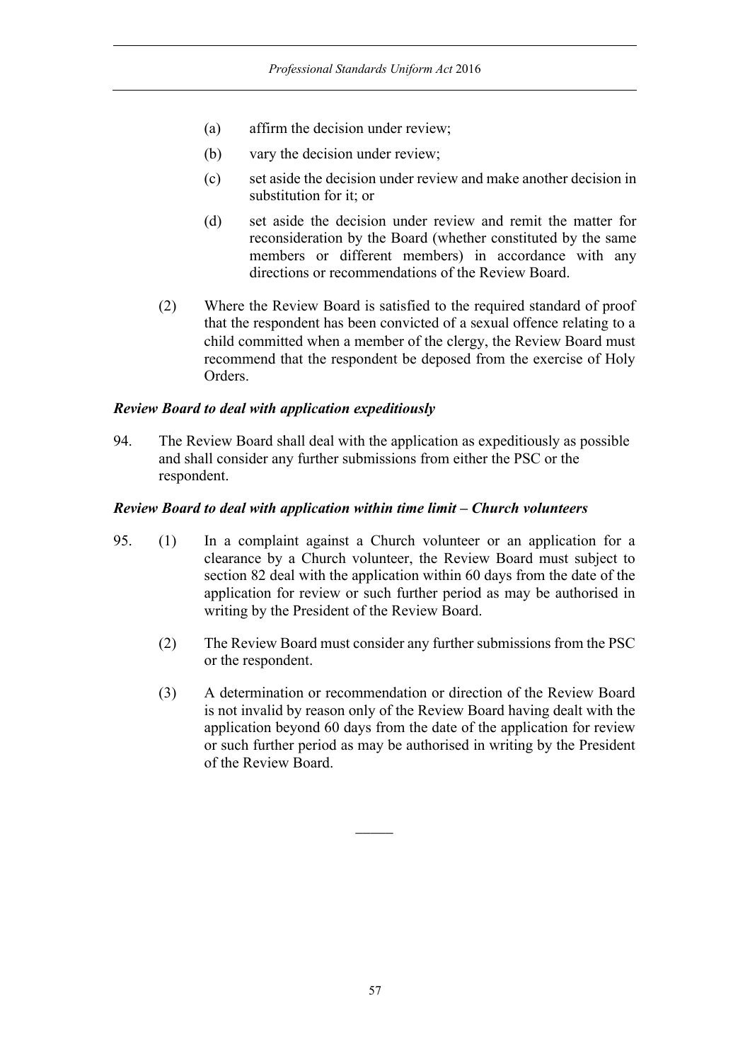(a) affirm the decision under review;

(b) vary the decision under review;

(c) set aside the decision under review and make another decision in substitution for it; or

(d) set aside the decision under review and remit the matter for reconsideration by the Board (whether constituted by the same members or different members) in accordance with any directions or recommendations of the Review Board.

(2) Where the Review Board is satisfied to the required standard of proof that the respondent has been convicted of a sexual offence relating to a child committed when a member of the clergy, the Review Board must recommend that the respondent be deposed from the exercise of Holy Orders.

***Review Board to deal with application expeditiously***

94. The Review Board shall deal with the application as expeditiously as possible and shall consider any further submissions from either the PSC or the respondent.

***Review Board to deal with application within time limit – Church volunteers***

95. (1) In a complaint against a Church volunteer or an application for a clearance by a Church volunteer, the Review Board must subject to section 82 deal with the application within 60 days from the date of the application for review or such further period as may be authorised in writing by the President of the Review Board.

(2) The Review Board must consider any further submissions from the PSC or the respondent.

(3) A determination or recommendation or direction of the Review Board is not invalid by reason only of the Review Board having dealt with the application beyond 60 days from the date of the application for review or such further period as may be authorised in writing by the President of the Review Board.

______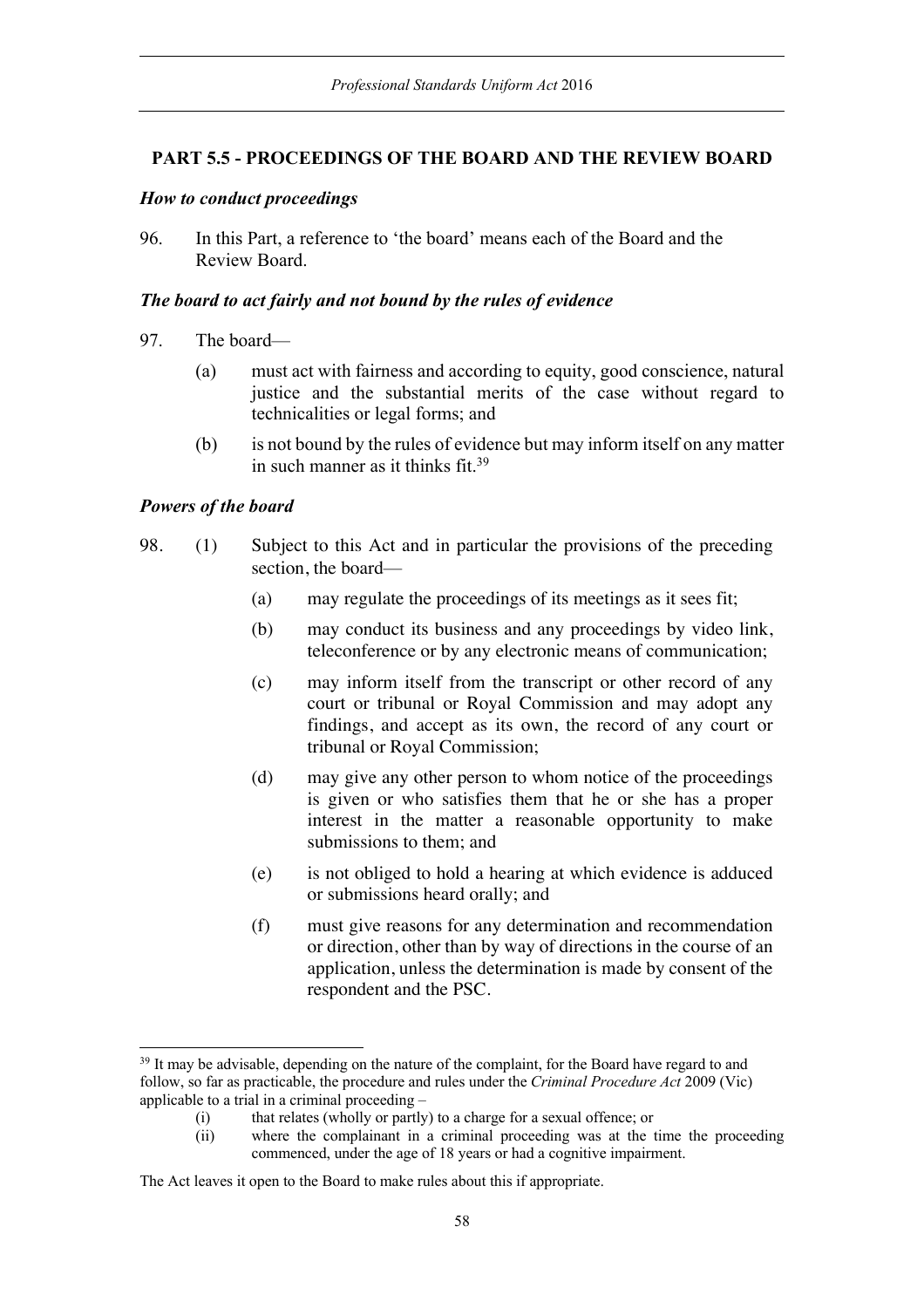## PART 5.5 - PROCEEDINGS OF THE BOARD AND THE REVIEW BOARD

### *How to conduct proceedings*

96. In this Part, a reference to 'the board' means each of the Board and the Review Board.

### *The board to act fairly and not bound by the rules of evidence*

97. The board—

    (a) must act with fairness and according to equity, good conscience, natural justice and the substantial merits of the case without regard to technicalities or legal forms; and

    (b) is not bound by the rules of evidence but may inform itself on any matter in such manner as it thinks fit.[39]

### *Powers of the board*

98. (1) Subject to this Act and in particular the provisions of the preceding section, the board—

    (a) may regulate the proceedings of its meetings as it sees fit;

    (b) may conduct its business and any proceedings by video link, teleconference or by any electronic means of communication;

    (c) may inform itself from the transcript or other record of any court or tribunal or Royal Commission and may adopt any findings, and accept as its own, the record of any court or tribunal or Royal Commission;

    (d) may give any other person to whom notice of the proceedings is given or who satisfies them that he or she has a proper interest in the matter a reasonable opportunity to make submissions to them; and

    (e) is not obliged to hold a hearing at which evidence is adduced or submissions heard orally; and

    (f) must give reasons for any determination and recommendation or direction, other than by way of directions in the course of an application, unless the determination is made by consent of the respondent and the PSC.

---

[39] It may be advisable, depending on the nature of the complaint, for the Board have regard to and follow, so far as practicable, the procedure and rules under the *Criminal Procedure Act* 2009 (Vic) applicable to a trial in a criminal proceeding –

(i) that relates (wholly or partly) to a charge for a sexual offence; or

(ii) where the complainant in a criminal proceeding was at the time the proceeding commenced, under the age of 18 years or had a cognitive impairment.

The Act leaves it open to the Board to make rules about this if appropriate.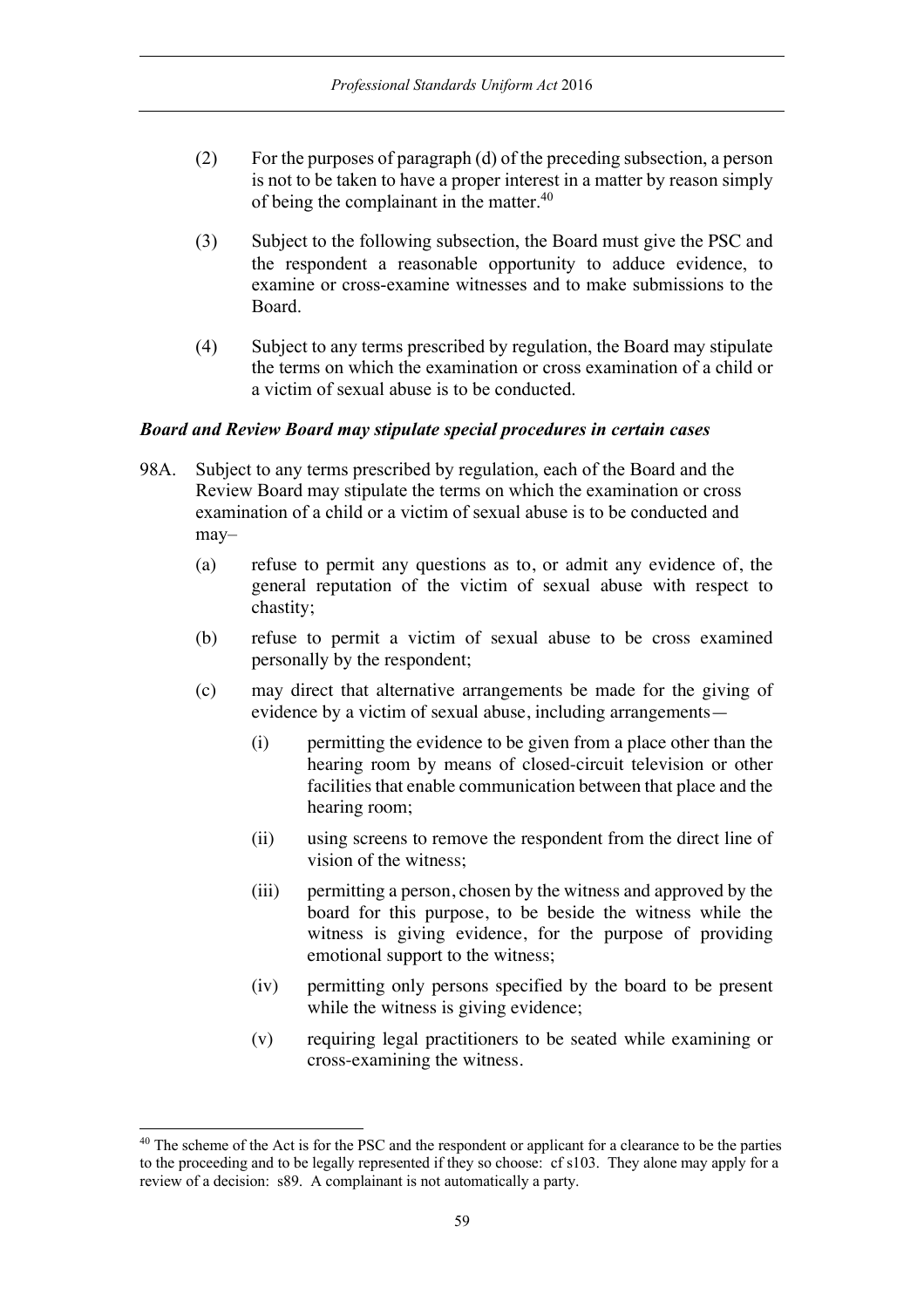(2) For the purposes of paragraph (d) of the preceding subsection, a person is not to be taken to have a proper interest in a matter by reason simply of being the complainant in the matter.[40]

(3) Subject to the following subsection, the Board must give the PSC and the respondent a reasonable opportunity to adduce evidence, to examine or cross-examine witnesses and to make submissions to the Board.

(4) Subject to any terms prescribed by regulation, the Board may stipulate the terms on which the examination or cross examination of a child or a victim of sexual abuse is to be conducted.

***Board and Review Board may stipulate special procedures in certain cases***

98A. Subject to any terms prescribed by regulation, each of the Board and the Review Board may stipulate the terms on which the examination or cross examination of a child or a victim of sexual abuse is to be conducted and may–

- (a) refuse to permit any questions as to, or admit any evidence of, the general reputation of the victim of sexual abuse with respect to chastity;
- (b) refuse to permit a victim of sexual abuse to be cross examined personally by the respondent;
- (c) may direct that alternative arrangements be made for the giving of evidence by a victim of sexual abuse, including arrangements—
  - (i) permitting the evidence to be given from a place other than the hearing room by means of closed-circuit television or other facilities that enable communication between that place and the hearing room;
  - (ii) using screens to remove the respondent from the direct line of vision of the witness;
  - (iii) permitting a person, chosen by the witness and approved by the board for this purpose, to be beside the witness while the witness is giving evidence, for the purpose of providing emotional support to the witness;
  - (iv) permitting only persons specified by the board to be present while the witness is giving evidence;
  - (v) requiring legal practitioners to be seated while examining or cross-examining the witness.

---

[40] The scheme of the Act is for the PSC and the respondent or applicant for a clearance to be the parties to the proceeding and to be legally represented if they so choose: cf s103. They alone may apply for a review of a decision: s89. A complainant is not automatically a party.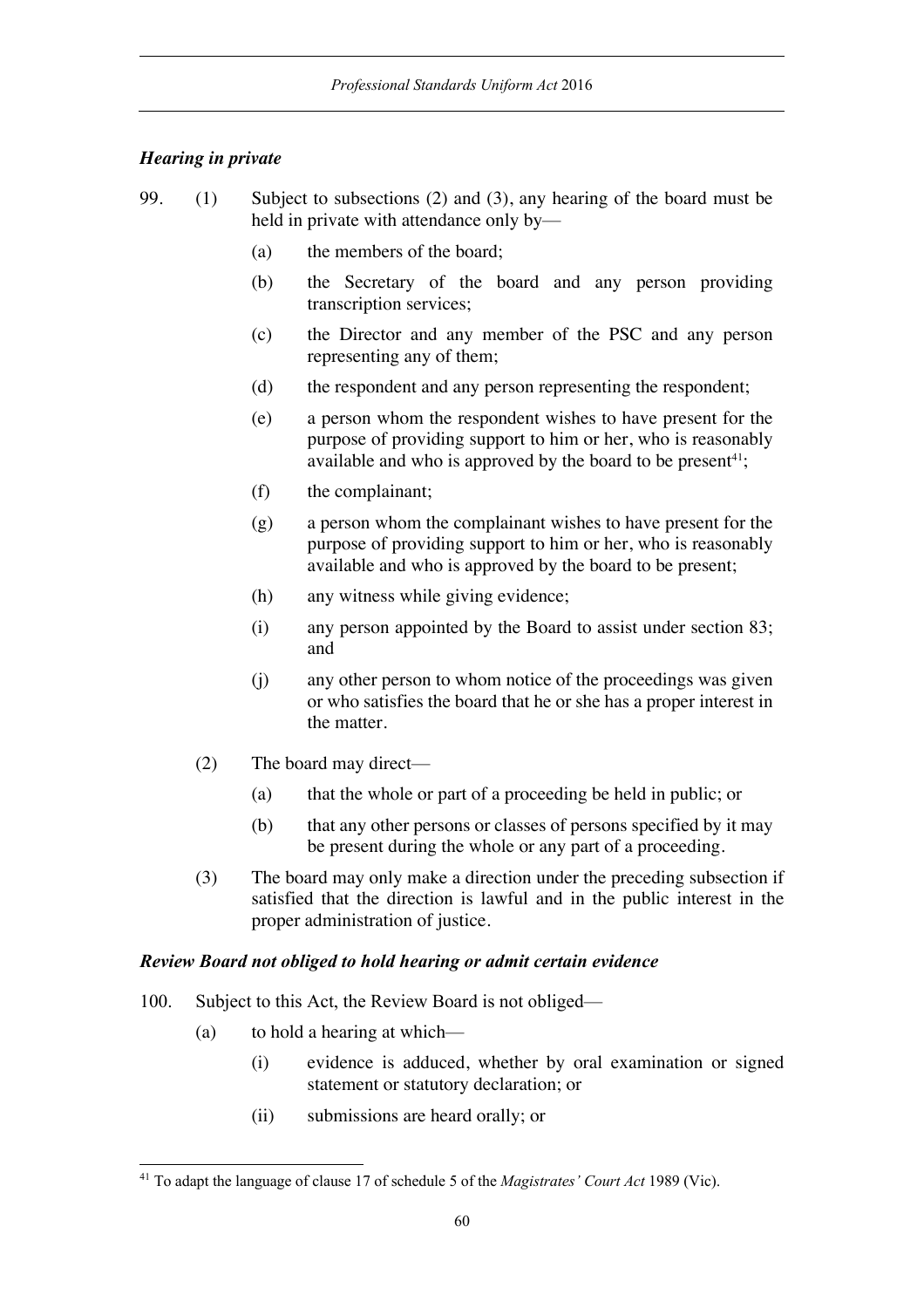### *Hearing in private*

99. (1) Subject to subsections (2) and (3), any hearing of the board must be held in private with attendance only by—

   (a) the members of the board;

   (b) the Secretary of the board and any person providing transcription services;

   (c) the Director and any member of the PSC and any person representing any of them;

   (d) the respondent and any person representing the respondent;

   (e) a person whom the respondent wishes to have present for the purpose of providing support to him or her, who is reasonably available and who is approved by the board to be present[41];

   (f) the complainant;

   (g) a person whom the complainant wishes to have present for the purpose of providing support to him or her, who is reasonably available and who is approved by the board to be present;

   (h) any witness while giving evidence;

   (i) any person appointed by the Board to assist under section 83; and

   (j) any other person to whom notice of the proceedings was given or who satisfies the board that he or she has a proper interest in the matter.

(2) The board may direct—

   (a) that the whole or part of a proceeding be held in public; or

   (b) that any other persons or classes of persons specified by it may be present during the whole or any part of a proceeding.

(3) The board may only make a direction under the preceding subsection if satisfied that the direction is lawful and in the public interest in the proper administration of justice.

### *Review Board not obliged to hold hearing or admit certain evidence*

100. Subject to this Act, the Review Board is not obliged—

   (a) to hold a hearing at which—

      (i) evidence is adduced, whether by oral examination or signed statement or statutory declaration; or

      (ii) submissions are heard orally; or

---

[41] To adapt the language of clause 17 of schedule 5 of the *Magistrates' Court Act* 1989 (Vic).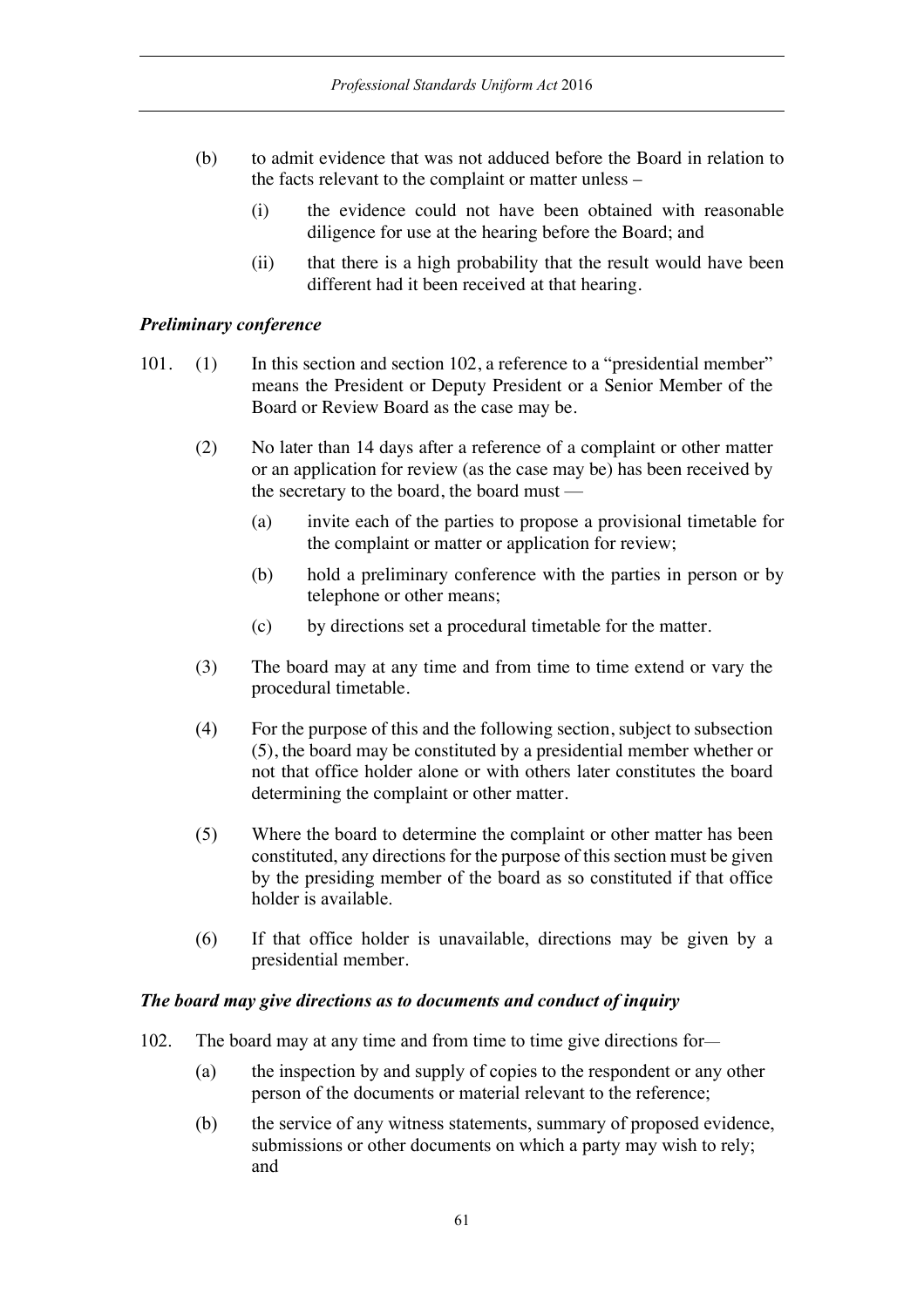(b) to admit evidence that was not adduced before the Board in relation to the facts relevant to the complaint or matter unless –

   (i) the evidence could not have been obtained with reasonable diligence for use at the hearing before the Board; and

   (ii) that there is a high probability that the result would have been different had it been received at that hearing.

***Preliminary conference***

101. (1) In this section and section 102, a reference to a "presidential member" means the President or Deputy President or a Senior Member of the Board or Review Board as the case may be.

(2) No later than 14 days after a reference of a complaint or other matter or an application for review (as the case may be) has been received by the secretary to the board, the board must —

   (a) invite each of the parties to propose a provisional timetable for the complaint or matter or application for review;

   (b) hold a preliminary conference with the parties in person or by telephone or other means;

   (c) by directions set a procedural timetable for the matter.

(3) The board may at any time and from time to time extend or vary the procedural timetable.

(4) For the purpose of this and the following section, subject to subsection (5), the board may be constituted by a presidential member whether or not that office holder alone or with others later constitutes the board determining the complaint or other matter.

(5) Where the board to determine the complaint or other matter has been constituted, any directions for the purpose of this section must be given by the presiding member of the board as so constituted if that office holder is available.

(6) If that office holder is unavailable, directions may be given by a presidential member.

***The board may give directions as to documents and conduct of inquiry***

102. The board may at any time and from time to time give directions for—

   (a) the inspection by and supply of copies to the respondent or any other person of the documents or material relevant to the reference;

   (b) the service of any witness statements, summary of proposed evidence, submissions or other documents on which a party may wish to rely; and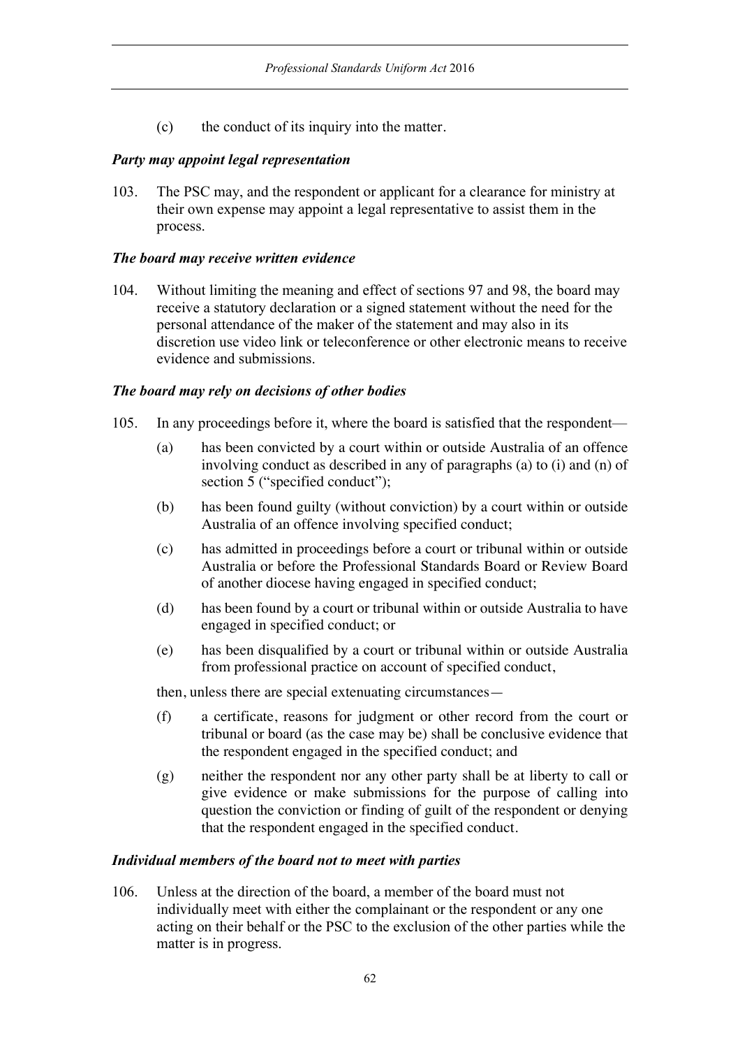(c) the conduct of its inquiry into the matter.

***Party may appoint legal representation***

103. The PSC may, and the respondent or applicant for a clearance for ministry at their own expense may appoint a legal representative to assist them in the process.

***The board may receive written evidence***

104. Without limiting the meaning and effect of sections 97 and 98, the board may receive a statutory declaration or a signed statement without the need for the personal attendance of the maker of the statement and may also in its discretion use video link or teleconference or other electronic means to receive evidence and submissions.

***The board may rely on decisions of other bodies***

105. In any proceedings before it, where the board is satisfied that the respondent—

   (a) has been convicted by a court within or outside Australia of an offence involving conduct as described in any of paragraphs (a) to (i) and (n) of section 5 ("specified conduct");

   (b) has been found guilty (without conviction) by a court within or outside Australia of an offence involving specified conduct;

   (c) has admitted in proceedings before a court or tribunal within or outside Australia or before the Professional Standards Board or Review Board of another diocese having engaged in specified conduct;

   (d) has been found by a court or tribunal within or outside Australia to have engaged in specified conduct; or

   (e) has been disqualified by a court or tribunal within or outside Australia from professional practice on account of specified conduct,

   then, unless there are special extenuating circumstances—

   (f) a certificate, reasons for judgment or other record from the court or tribunal or board (as the case may be) shall be conclusive evidence that the respondent engaged in the specified conduct; and

   (g) neither the respondent nor any other party shall be at liberty to call or give evidence or make submissions for the purpose of calling into question the conviction or finding of guilt of the respondent or denying that the respondent engaged in the specified conduct.

***Individual members of the board not to meet with parties***

106. Unless at the direction of the board, a member of the board must not individually meet with either the complainant or the respondent or any one acting on their behalf or the PSC to the exclusion of the other parties while the matter is in progress.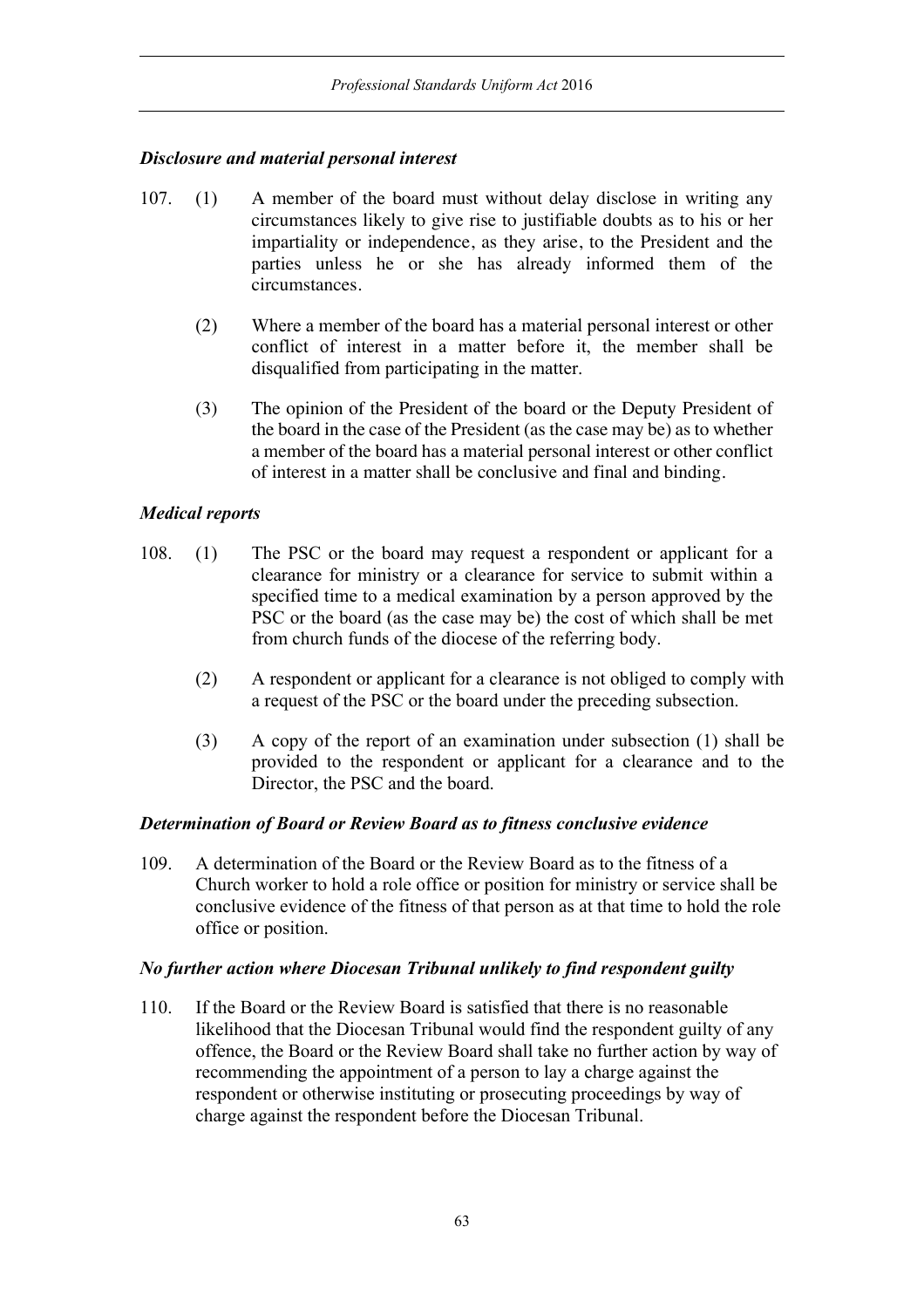### *Disclosure and material personal interest*

107. (1) A member of the board must without delay disclose in writing any circumstances likely to give rise to justifiable doubts as to his or her impartiality or independence, as they arise, to the President and the parties unless he or she has already informed them of the circumstances.

(2) Where a member of the board has a material personal interest or other conflict of interest in a matter before it, the member shall be disqualified from participating in the matter.

(3) The opinion of the President of the board or the Deputy President of the board in the case of the President (as the case may be) as to whether a member of the board has a material personal interest or other conflict of interest in a matter shall be conclusive and final and binding.

### *Medical reports*

108. (1) The PSC or the board may request a respondent or applicant for a clearance for ministry or a clearance for service to submit within a specified time to a medical examination by a person approved by the PSC or the board (as the case may be) the cost of which shall be met from church funds of the diocese of the referring body.

(2) A respondent or applicant for a clearance is not obliged to comply with a request of the PSC or the board under the preceding subsection.

(3) A copy of the report of an examination under subsection (1) shall be provided to the respondent or applicant for a clearance and to the Director, the PSC and the board.

### *Determination of Board or Review Board as to fitness conclusive evidence*

109. A determination of the Board or the Review Board as to the fitness of a Church worker to hold a role office or position for ministry or service shall be conclusive evidence of the fitness of that person as at that time to hold the role office or position.

### *No further action where Diocesan Tribunal unlikely to find respondent guilty*

110. If the Board or the Review Board is satisfied that there is no reasonable likelihood that the Diocesan Tribunal would find the respondent guilty of any offence, the Board or the Review Board shall take no further action by way of recommending the appointment of a person to lay a charge against the respondent or otherwise instituting or prosecuting proceedings by way of charge against the respondent before the Diocesan Tribunal.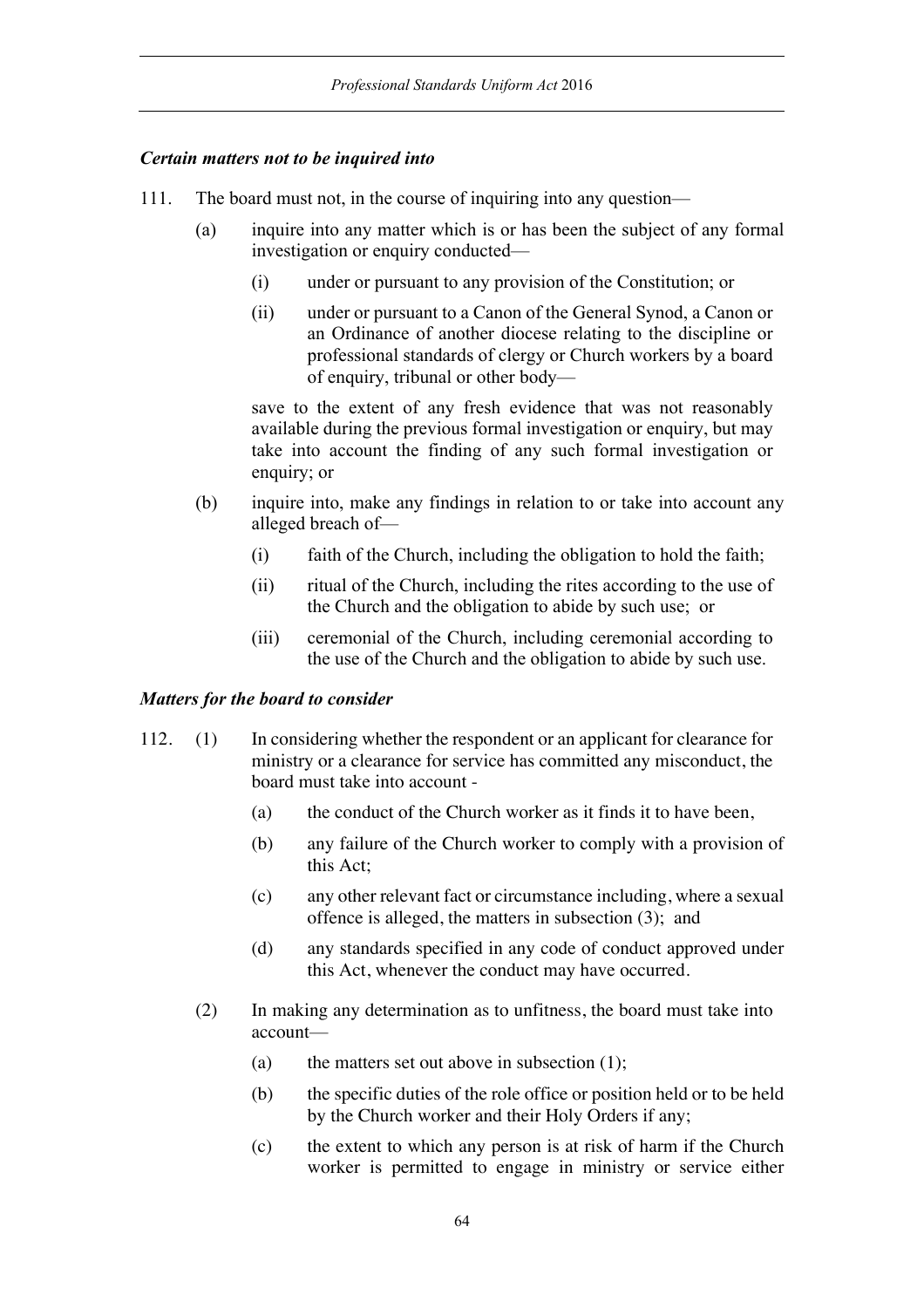***Certain matters not to be inquired into***

111. The board must not, in the course of inquiring into any question—

 (a) inquire into any matter which is or has been the subject of any formal investigation or enquiry conducted—

  (i) under or pursuant to any provision of the Constitution; or

  (ii) under or pursuant to a Canon of the General Synod, a Canon or an Ordinance of another diocese relating to the discipline or professional standards of clergy or Church workers by a board of enquiry, tribunal or other body—

 save to the extent of any fresh evidence that was not reasonably available during the previous formal investigation or enquiry, but may take into account the finding of any such formal investigation or enquiry; or

 (b) inquire into, make any findings in relation to or take into account any alleged breach of—

  (i) faith of the Church, including the obligation to hold the faith;

  (ii) ritual of the Church, including the rites according to the use of the Church and the obligation to abide by such use; or

  (iii) ceremonial of the Church, including ceremonial according to the use of the Church and the obligation to abide by such use.

***Matters for the board to consider***

112. (1) In considering whether the respondent or an applicant for clearance for ministry or a clearance for service has committed any misconduct, the board must take into account -

  (a) the conduct of the Church worker as it finds it to have been,

  (b) any failure of the Church worker to comply with a provision of this Act;

  (c) any other relevant fact or circumstance including, where a sexual offence is alleged, the matters in subsection (3); and

  (d) any standards specified in any code of conduct approved under this Act, whenever the conduct may have occurred.

 (2) In making any determination as to unfitness, the board must take into account—

  (a) the matters set out above in subsection (1);

  (b) the specific duties of the role office or position held or to be held by the Church worker and their Holy Orders if any;

  (c) the extent to which any person is at risk of harm if the Church worker is permitted to engage in ministry or service either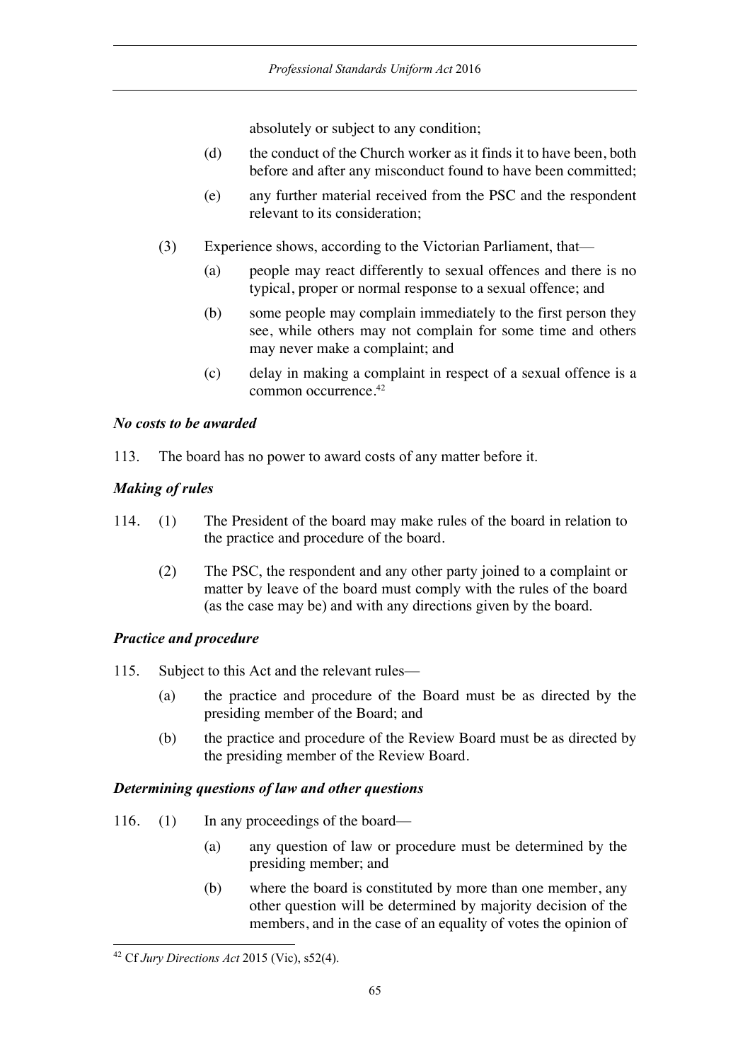absolutely or subject to any condition;

(d) the conduct of the Church worker as it finds it to have been, both before and after any misconduct found to have been committed;

(e) any further material received from the PSC and the respondent relevant to its consideration;

(3) Experience shows, according to the Victorian Parliament, that—

(a) people may react differently to sexual offences and there is no typical, proper or normal response to a sexual offence; and

(b) some people may complain immediately to the first person they see, while others may not complain for some time and others may never make a complaint; and

(c) delay in making a complaint in respect of a sexual offence is a common occurrence.[42]

***No costs to be awarded***

113. The board has no power to award costs of any matter before it.

***Making of rules***

114. (1) The President of the board may make rules of the board in relation to the practice and procedure of the board.

(2) The PSC, the respondent and any other party joined to a complaint or matter by leave of the board must comply with the rules of the board (as the case may be) and with any directions given by the board.

***Practice and procedure***

115. Subject to this Act and the relevant rules—

(a) the practice and procedure of the Board must be as directed by the presiding member of the Board; and

(b) the practice and procedure of the Review Board must be as directed by the presiding member of the Review Board.

***Determining questions of law and other questions***

116. (1) In any proceedings of the board—

(a) any question of law or procedure must be determined by the presiding member; and

(b) where the board is constituted by more than one member, any other question will be determined by majority decision of the members, and in the case of an equality of votes the opinion of

[42] Cf *Jury Directions Act* 2015 (Vic), s52(4).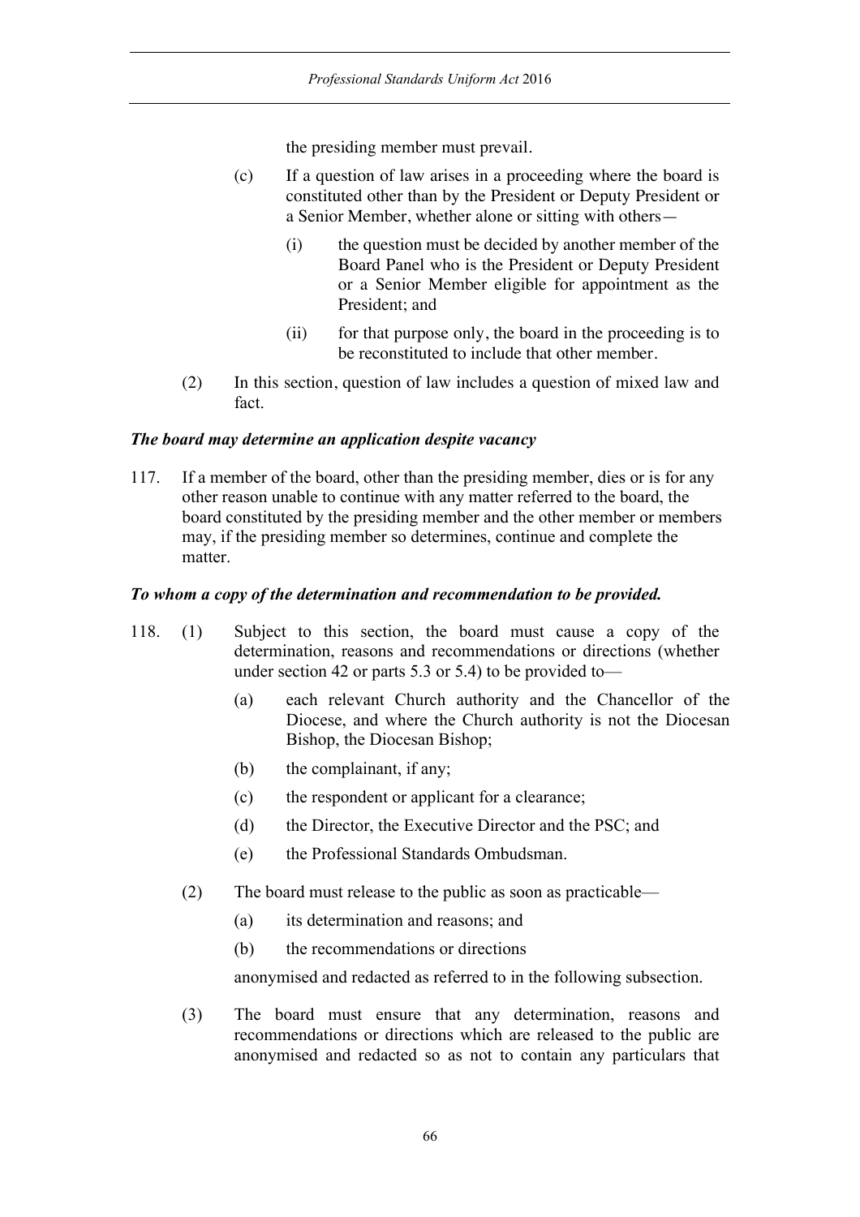the presiding member must prevail.

(c) If a question of law arises in a proceeding where the board is constituted other than by the President or Deputy President or a Senior Member, whether alone or sitting with others—

(i) the question must be decided by another member of the Board Panel who is the President or Deputy President or a Senior Member eligible for appointment as the President; and

(ii) for that purpose only, the board in the proceeding is to be reconstituted to include that other member.

(2) In this section, question of law includes a question of mixed law and fact.

***The board may determine an application despite vacancy***

117. If a member of the board, other than the presiding member, dies or is for any other reason unable to continue with any matter referred to the board, the board constituted by the presiding member and the other member or members may, if the presiding member so determines, continue and complete the matter.

***To whom a copy of the determination and recommendation to be provided.***

118. (1) Subject to this section, the board must cause a copy of the determination, reasons and recommendations or directions (whether under section 42 or parts 5.3 or 5.4) to be provided to—

(a) each relevant Church authority and the Chancellor of the Diocese, and where the Church authority is not the Diocesan Bishop, the Diocesan Bishop;

(b) the complainant, if any;

(c) the respondent or applicant for a clearance;

(d) the Director, the Executive Director and the PSC; and

(e) the Professional Standards Ombudsman.

(2) The board must release to the public as soon as practicable—

(a) its determination and reasons; and

(b) the recommendations or directions

anonymised and redacted as referred to in the following subsection.

(3) The board must ensure that any determination, reasons and recommendations or directions which are released to the public are anonymised and redacted so as not to contain any particulars that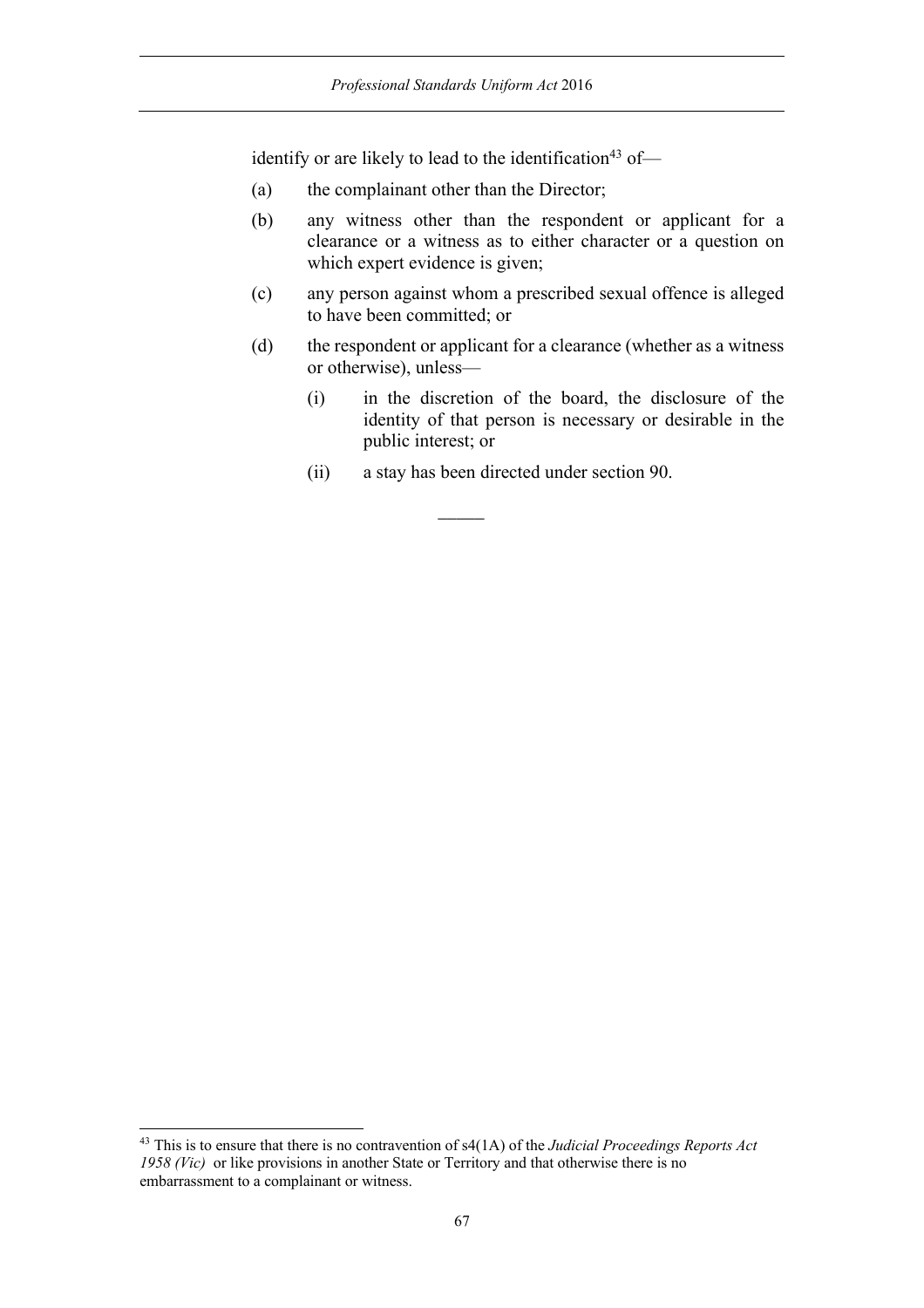identify or are likely to lead to the identification[43] of—

(a) the complainant other than the Director;

(b) any witness other than the respondent or applicant for a clearance or a witness as to either character or a question on which expert evidence is given;

(c) any person against whom a prescribed sexual offence is alleged to have been committed; or

(d) the respondent or applicant for a clearance (whether as a witness or otherwise), unless—

  (i) in the discretion of the board, the disclosure of the identity of that person is necessary or desirable in the public interest; or

  (ii) a stay has been directed under section 90.

———

[43] This is to ensure that there is no contravention of s4(1A) of the *Judicial Proceedings Reports Act 1958 (Vic)* or like provisions in another State or Territory and that otherwise there is no embarrassment to a complainant or witness.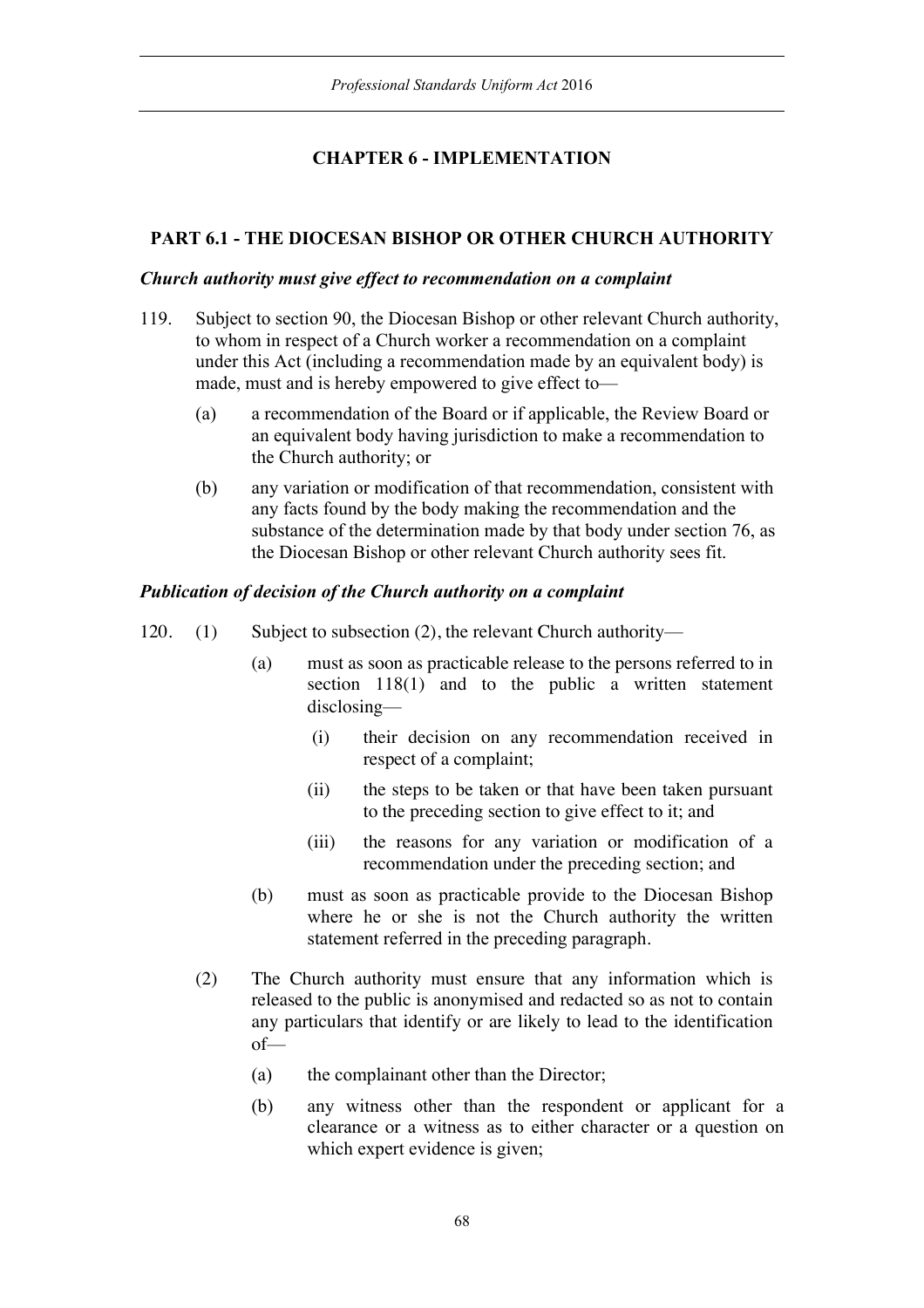## CHAPTER 6 - IMPLEMENTATION

### PART 6.1 - THE DIOCESAN BISHOP OR OTHER CHURCH AUTHORITY

***Church authority must give effect to recommendation on a complaint***

119. Subject to section 90, the Diocesan Bishop or other relevant Church authority, to whom in respect of a Church worker a recommendation on a complaint under this Act (including a recommendation made by an equivalent body) is made, must and is hereby empowered to give effect to—

  (a) a recommendation of the Board or if applicable, the Review Board or an equivalent body having jurisdiction to make a recommendation to the Church authority; or

  (b) any variation or modification of that recommendation, consistent with any facts found by the body making the recommendation and the substance of the determination made by that body under section 76, as the Diocesan Bishop or other relevant Church authority sees fit.

***Publication of decision of the Church authority on a complaint***

120. (1) Subject to subsection (2), the relevant Church authority—

  (a) must as soon as practicable release to the persons referred to in section 118(1) and to the public a written statement disclosing—

    (i) their decision on any recommendation received in respect of a complaint;

    (ii) the steps to be taken or that have been taken pursuant to the preceding section to give effect to it; and

    (iii) the reasons for any variation or modification of a recommendation under the preceding section; and

  (b) must as soon as practicable provide to the Diocesan Bishop where he or she is not the Church authority the written statement referred in the preceding paragraph.

(2) The Church authority must ensure that any information which is released to the public is anonymised and redacted so as not to contain any particulars that identify or are likely to lead to the identification of—

  (a) the complainant other than the Director;

  (b) any witness other than the respondent or applicant for a clearance or a witness as to either character or a question on which expert evidence is given;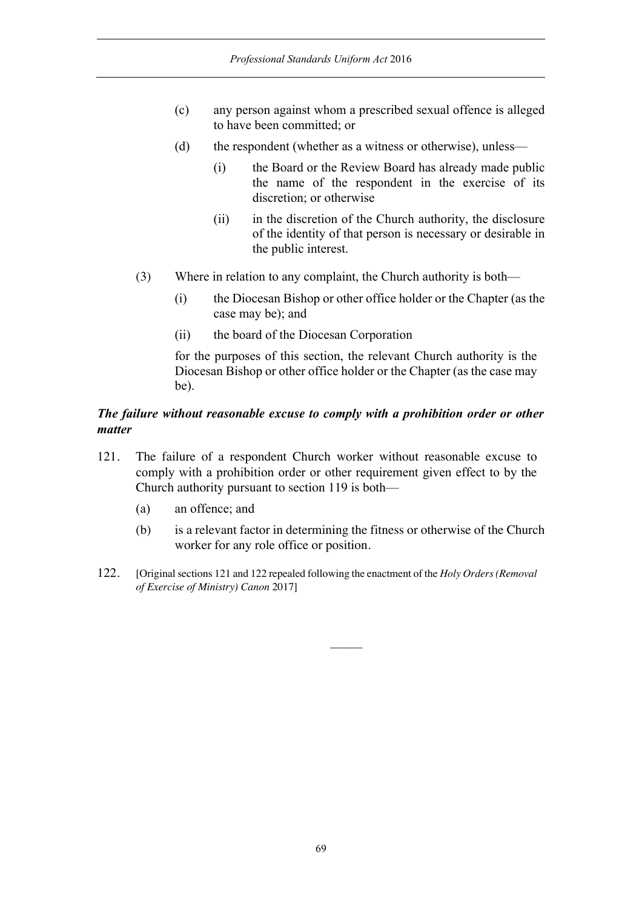(c) any person against whom a prescribed sexual offence is alleged to have been committed; or

(d) the respondent (whether as a witness or otherwise), unless—

 (i) the Board or the Review Board has already made public the name of the respondent in the exercise of its discretion; or otherwise

 (ii) in the discretion of the Church authority, the disclosure of the identity of that person is necessary or desirable in the public interest.

(3) Where in relation to any complaint, the Church authority is both—

 (i) the Diocesan Bishop or other office holder or the Chapter (as the case may be); and

 (ii) the board of the Diocesan Corporation

 for the purposes of this section, the relevant Church authority is the Diocesan Bishop or other office holder or the Chapter (as the case may be).

***The failure without reasonable excuse to comply with a prohibition order or other matter***

121. The failure of a respondent Church worker without reasonable excuse to comply with a prohibition order or other requirement given effect to by the Church authority pursuant to section 119 is both—

 (a) an offence; and

 (b) is a relevant factor in determining the fitness or otherwise of the Church worker for any role office or position.

122. [Original sections 121 and 122 repealed following the enactment of the *Holy Orders (Removal of Exercise of Ministry) Canon* 2017]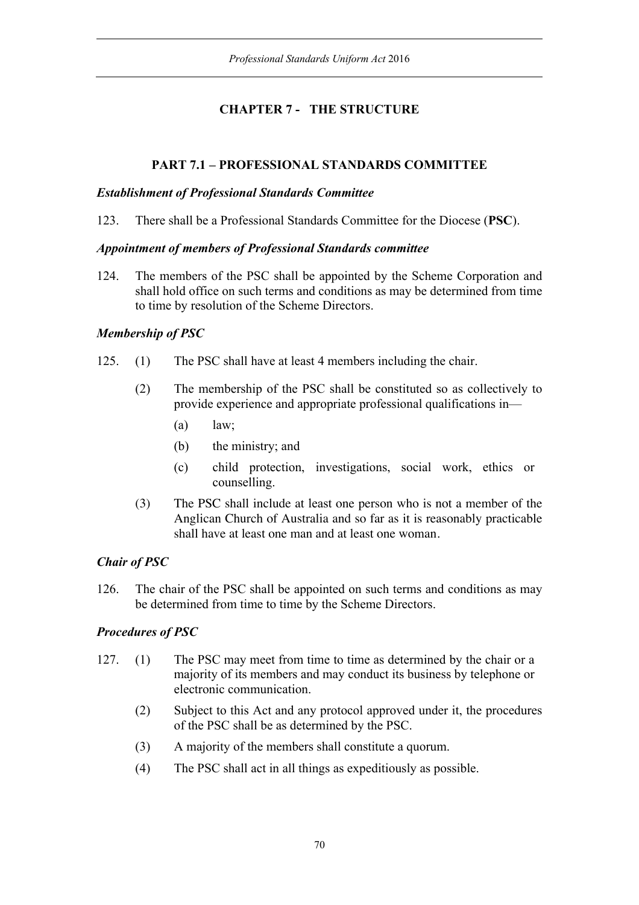# CHAPTER 7 - THE STRUCTURE

## PART 7.1 – PROFESSIONAL STANDARDS COMMITTEE

### *Establishment of Professional Standards Committee*

123. There shall be a Professional Standards Committee for the Diocese (**PSC**).

### *Appointment of members of Professional Standards committee*

124. The members of the PSC shall be appointed by the Scheme Corporation and shall hold office on such terms and conditions as may be determined from time to time by resolution of the Scheme Directors.

### *Membership of PSC*

125. (1) The PSC shall have at least 4 members including the chair.

(2) The membership of the PSC shall be constituted so as collectively to provide experience and appropriate professional qualifications in—

(a) law;

(b) the ministry; and

(c) child protection, investigations, social work, ethics or counselling.

(3) The PSC shall include at least one person who is not a member of the Anglican Church of Australia and so far as it is reasonably practicable shall have at least one man and at least one woman.

### *Chair of PSC*

126. The chair of the PSC shall be appointed on such terms and conditions as may be determined from time to time by the Scheme Directors.

### *Procedures of PSC*

127. (1) The PSC may meet from time to time as determined by the chair or a majority of its members and may conduct its business by telephone or electronic communication.

(2) Subject to this Act and any protocol approved under it, the procedures of the PSC shall be as determined by the PSC.

(3) A majority of the members shall constitute a quorum.

(4) The PSC shall act in all things as expeditiously as possible.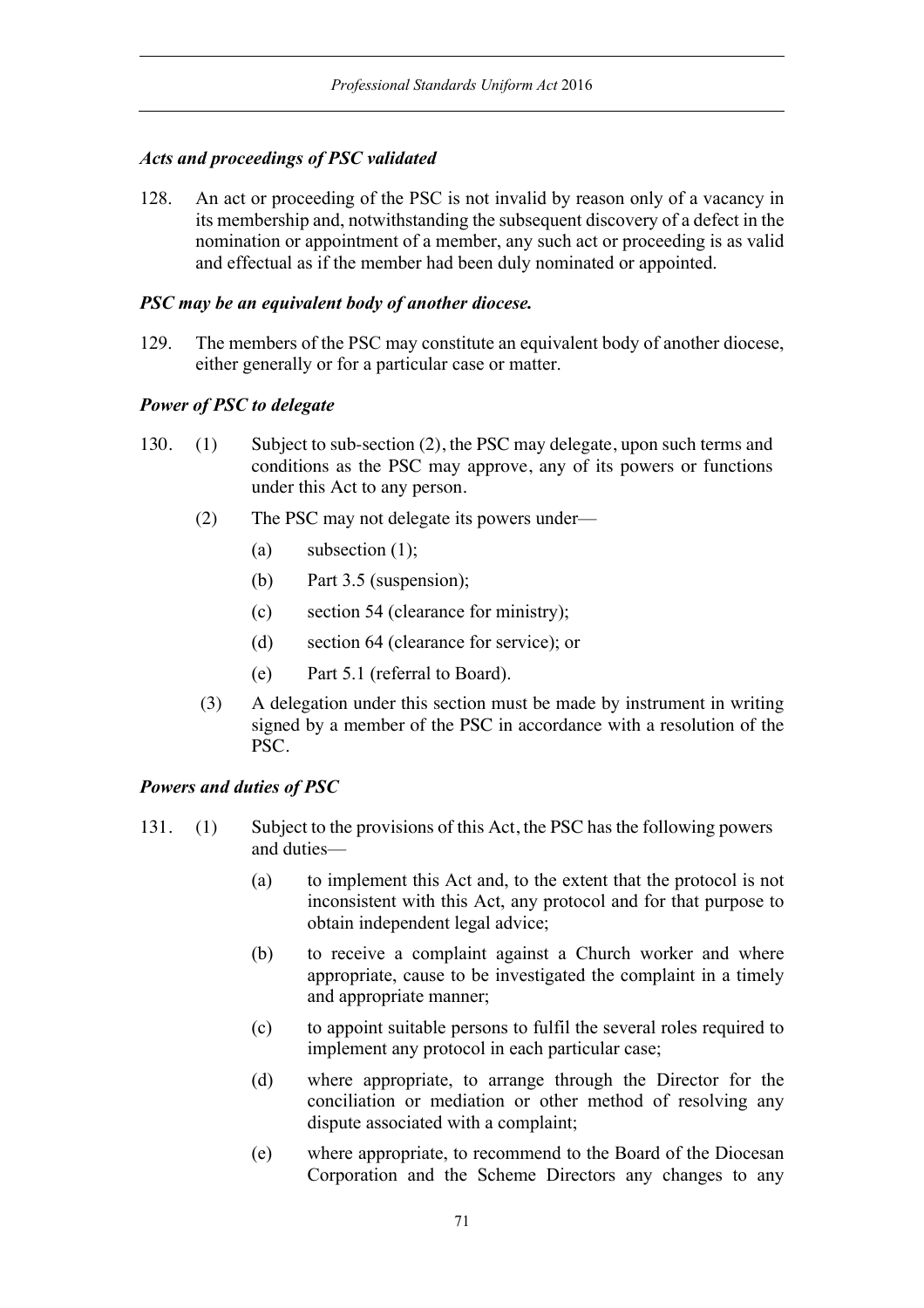### *Acts and proceedings of PSC validated*

128. An act or proceeding of the PSC is not invalid by reason only of a vacancy in its membership and, notwithstanding the subsequent discovery of a defect in the nomination or appointment of a member, any such act or proceeding is as valid and effectual as if the member had been duly nominated or appointed.

### *PSC may be an equivalent body of another diocese.*

129. The members of the PSC may constitute an equivalent body of another diocese, either generally or for a particular case or matter.

### *Power of PSC to delegate*

130. (1) Subject to sub-section (2), the PSC may delegate, upon such terms and conditions as the PSC may approve, any of its powers or functions under this Act to any person.

   (2) The PSC may not delegate its powers under—

   (a) subsection (1);

   (b) Part 3.5 (suspension);

   (c) section 54 (clearance for ministry);

   (d) section 64 (clearance for service); or

   (e) Part 5.1 (referral to Board).

   (3) A delegation under this section must be made by instrument in writing signed by a member of the PSC in accordance with a resolution of the PSC.

### *Powers and duties of PSC*

131. (1) Subject to the provisions of this Act, the PSC has the following powers and duties—

   (a) to implement this Act and, to the extent that the protocol is not inconsistent with this Act, any protocol and for that purpose to obtain independent legal advice;

   (b) to receive a complaint against a Church worker and where appropriate, cause to be investigated the complaint in a timely and appropriate manner;

   (c) to appoint suitable persons to fulfil the several roles required to implement any protocol in each particular case;

   (d) where appropriate, to arrange through the Director for the conciliation or mediation or other method of resolving any dispute associated with a complaint;

   (e) where appropriate, to recommend to the Board of the Diocesan Corporation and the Scheme Directors any changes to any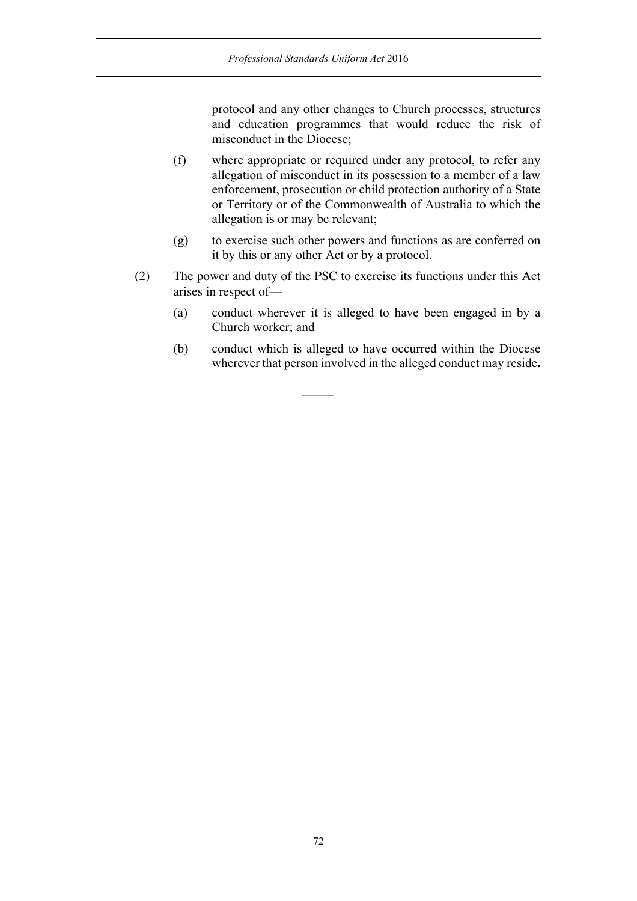protocol and any other changes to Church processes, structures and education programmes that would reduce the risk of misconduct in the Diocese;

(f) where appropriate or required under any protocol, to refer any allegation of misconduct in its possession to a member of a law enforcement, prosecution or child protection authority of a State or Territory or of the Commonwealth of Australia to which the allegation is or may be relevant;

(g) to exercise such other powers and functions as are conferred on it by this or any other Act or by a protocol.

(2) The power and duty of the PSC to exercise its functions under this Act arises in respect of—

(a) conduct wherever it is alleged to have been engaged in by a Church worker; and

(b) conduct which is alleged to have occurred within the Diocese wherever that person involved in the alleged conduct may reside**.**

———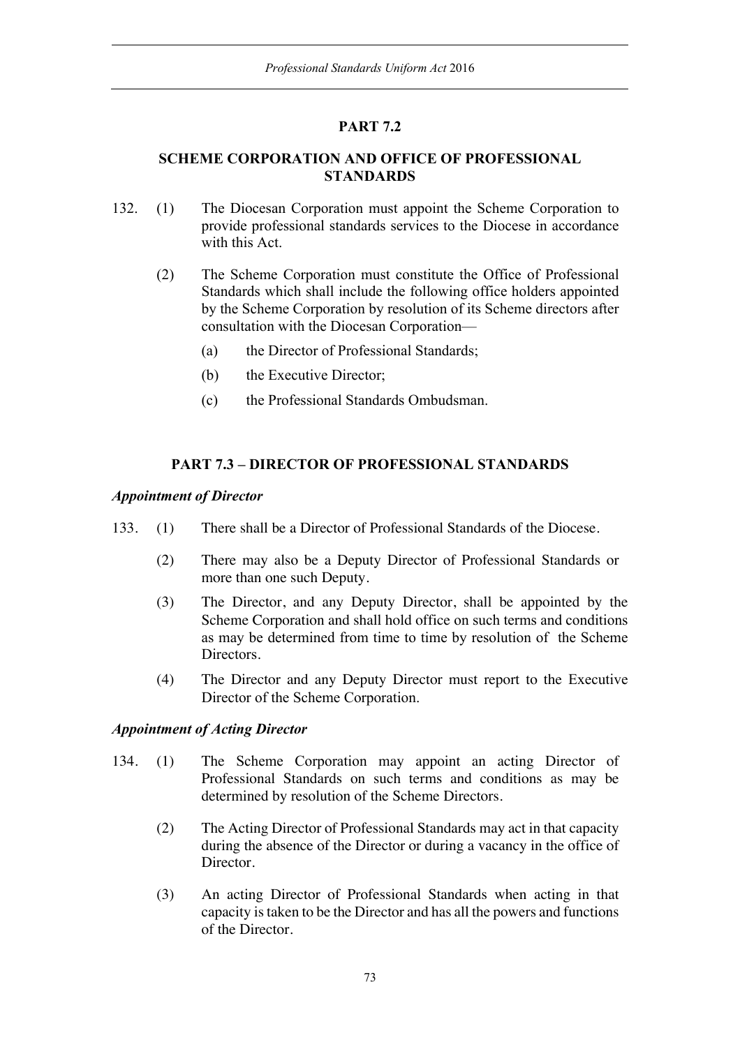## PART 7.2

## SCHEME CORPORATION AND OFFICE OF PROFESSIONAL STANDARDS

132. (1) The Diocesan Corporation must appoint the Scheme Corporation to provide professional standards services to the Diocese in accordance with this Act.

(2) The Scheme Corporation must constitute the Office of Professional Standards which shall include the following office holders appointed by the Scheme Corporation by resolution of its Scheme directors after consultation with the Diocesan Corporation—

(a) the Director of Professional Standards;

(b) the Executive Director;

(c) the Professional Standards Ombudsman.

## PART 7.3 – DIRECTOR OF PROFESSIONAL STANDARDS

***Appointment of Director***

133. (1) There shall be a Director of Professional Standards of the Diocese.

(2) There may also be a Deputy Director of Professional Standards or more than one such Deputy.

(3) The Director, and any Deputy Director, shall be appointed by the Scheme Corporation and shall hold office on such terms and conditions as may be determined from time to time by resolution of the Scheme Directors.

(4) The Director and any Deputy Director must report to the Executive Director of the Scheme Corporation.

***Appointment of Acting Director***

134. (1) The Scheme Corporation may appoint an acting Director of Professional Standards on such terms and conditions as may be determined by resolution of the Scheme Directors.

(2) The Acting Director of Professional Standards may act in that capacity during the absence of the Director or during a vacancy in the office of Director.

(3) An acting Director of Professional Standards when acting in that capacity is taken to be the Director and has all the powers and functions of the Director.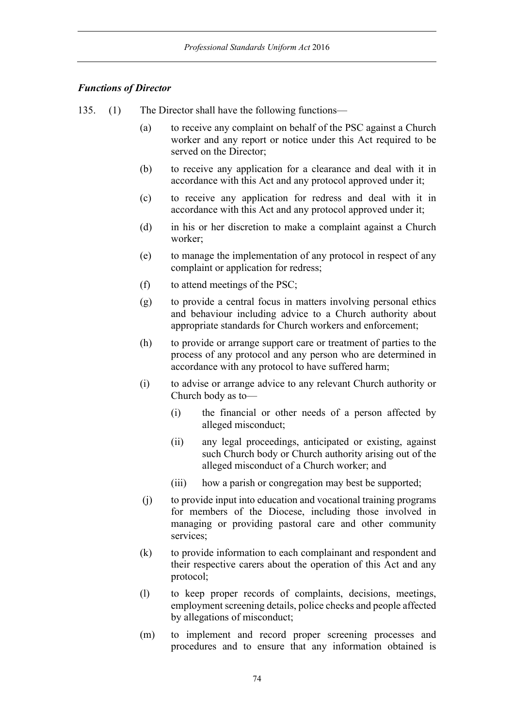### *Functions of Director*

135. (1) The Director shall have the following functions—

   (a) to receive any complaint on behalf of the PSC against a Church worker and any report or notice under this Act required to be served on the Director;

   (b) to receive any application for a clearance and deal with it in accordance with this Act and any protocol approved under it;

   (c) to receive any application for redress and deal with it in accordance with this Act and any protocol approved under it;

   (d) in his or her discretion to make a complaint against a Church worker;

   (e) to manage the implementation of any protocol in respect of any complaint or application for redress;

   (f) to attend meetings of the PSC;

   (g) to provide a central focus in matters involving personal ethics and behaviour including advice to a Church authority about appropriate standards for Church workers and enforcement;

   (h) to provide or arrange support care or treatment of parties to the process of any protocol and any person who are determined in accordance with any protocol to have suffered harm;

   (i) to advise or arrange advice to any relevant Church authority or Church body as to—

      (i) the financial or other needs of a person affected by alleged misconduct;

      (ii) any legal proceedings, anticipated or existing, against such Church body or Church authority arising out of the alleged misconduct of a Church worker; and

      (iii) how a parish or congregation may best be supported;

   (j) to provide input into education and vocational training programs for members of the Diocese, including those involved in managing or providing pastoral care and other community services;

   (k) to provide information to each complainant and respondent and their respective carers about the operation of this Act and any protocol;

   (l) to keep proper records of complaints, decisions, meetings, employment screening details, police checks and people affected by allegations of misconduct;

   (m) to implement and record proper screening processes and procedures and to ensure that any information obtained is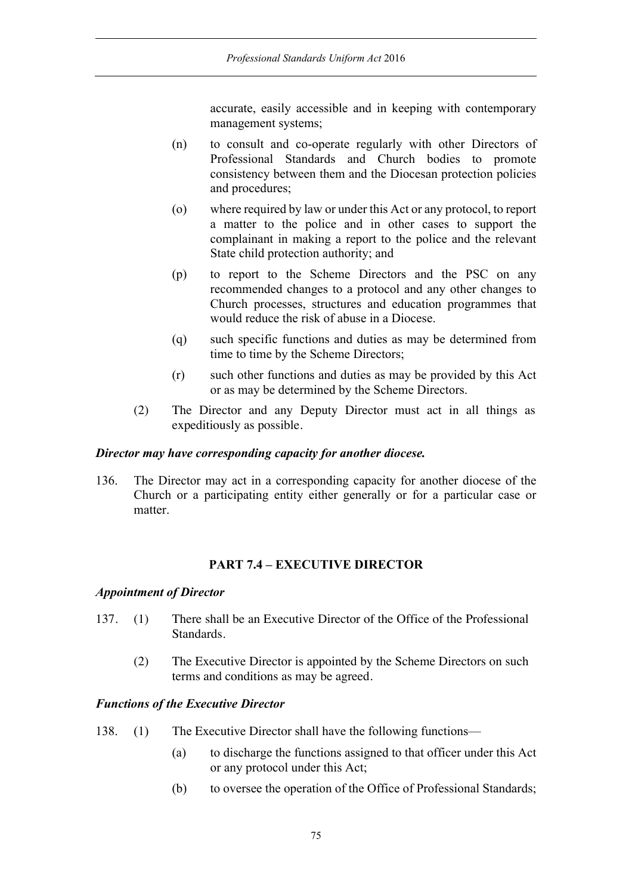accurate, easily accessible and in keeping with contemporary management systems;

(n) to consult and co-operate regularly with other Directors of Professional Standards and Church bodies to promote consistency between them and the Diocesan protection policies and procedures;

(o) where required by law or under this Act or any protocol, to report a matter to the police and in other cases to support the complainant in making a report to the police and the relevant State child protection authority; and

(p) to report to the Scheme Directors and the PSC on any recommended changes to a protocol and any other changes to Church processes, structures and education programmes that would reduce the risk of abuse in a Diocese.

(q) such specific functions and duties as may be determined from time to time by the Scheme Directors;

(r) such other functions and duties as may be provided by this Act or as may be determined by the Scheme Directors.

(2) The Director and any Deputy Director must act in all things as expeditiously as possible.

***Director may have corresponding capacity for another diocese.***

136. The Director may act in a corresponding capacity for another diocese of the Church or a participating entity either generally or for a particular case or matter.

## PART 7.4 – EXECUTIVE DIRECTOR

***Appointment of Director***

137. (1) There shall be an Executive Director of the Office of the Professional Standards.

(2) The Executive Director is appointed by the Scheme Directors on such terms and conditions as may be agreed.

***Functions of the Executive Director***

138. (1) The Executive Director shall have the following functions—

(a) to discharge the functions assigned to that officer under this Act or any protocol under this Act;

(b) to oversee the operation of the Office of Professional Standards;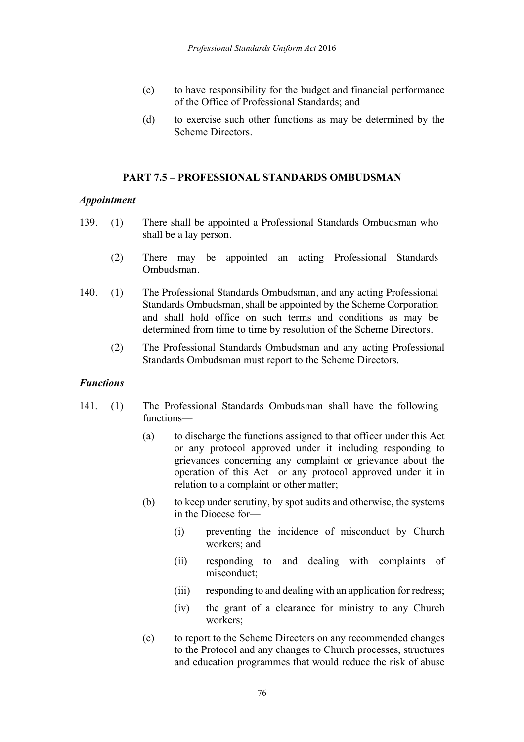(c) to have responsibility for the budget and financial performance of the Office of Professional Standards; and

(d) to exercise such other functions as may be determined by the Scheme Directors.

## PART 7.5 – PROFESSIONAL STANDARDS OMBUDSMAN

### *Appointment*

139. (1) There shall be appointed a Professional Standards Ombudsman who shall be a lay person.

(2) There may be appointed an acting Professional Standards Ombudsman.

140. (1) The Professional Standards Ombudsman, and any acting Professional Standards Ombudsman, shall be appointed by the Scheme Corporation and shall hold office on such terms and conditions as may be determined from time to time by resolution of the Scheme Directors.

(2) The Professional Standards Ombudsman and any acting Professional Standards Ombudsman must report to the Scheme Directors.

### *Functions*

141. (1) The Professional Standards Ombudsman shall have the following functions—

(a) to discharge the functions assigned to that officer under this Act or any protocol approved under it including responding to grievances concerning any complaint or grievance about the operation of this Act or any protocol approved under it in relation to a complaint or other matter;

(b) to keep under scrutiny, by spot audits and otherwise, the systems in the Diocese for—

(i) preventing the incidence of misconduct by Church workers; and

(ii) responding to and dealing with complaints of misconduct;

(iii) responding to and dealing with an application for redress;

(iv) the grant of a clearance for ministry to any Church workers;

(c) to report to the Scheme Directors on any recommended changes to the Protocol and any changes to Church processes, structures and education programmes that would reduce the risk of abuse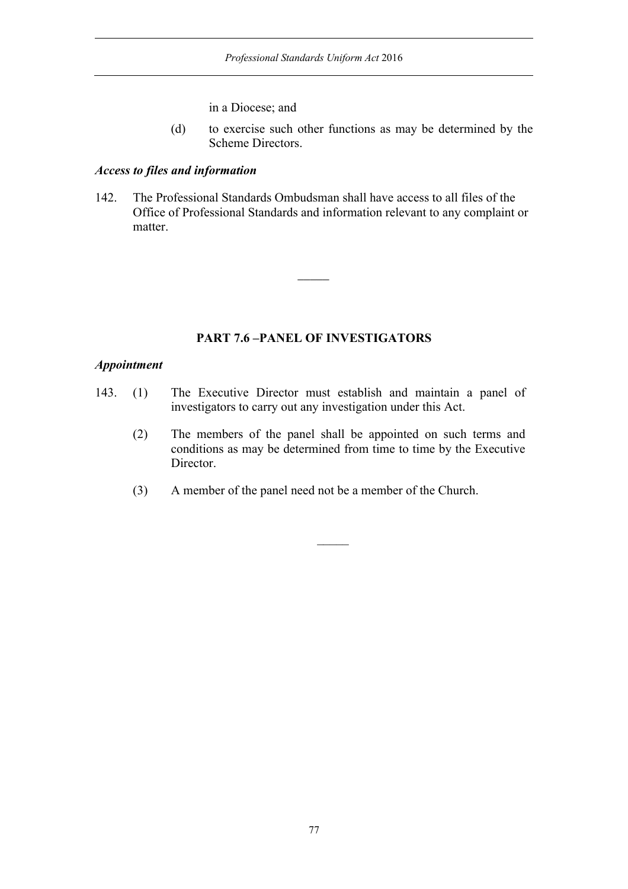in a Diocese; and

(d) to exercise such other functions as may be determined by the Scheme Directors.

### *Access to files and information*

142. The Professional Standards Ombudsman shall have access to all files of the Office of Professional Standards and information relevant to any complaint or matter.

---

## PART 7.6 –PANEL OF INVESTIGATORS

### *Appointment*

143. (1) The Executive Director must establish and maintain a panel of investigators to carry out any investigation under this Act.

(2) The members of the panel shall be appointed on such terms and conditions as may be determined from time to time by the Executive Director.

(3) A member of the panel need not be a member of the Church.

---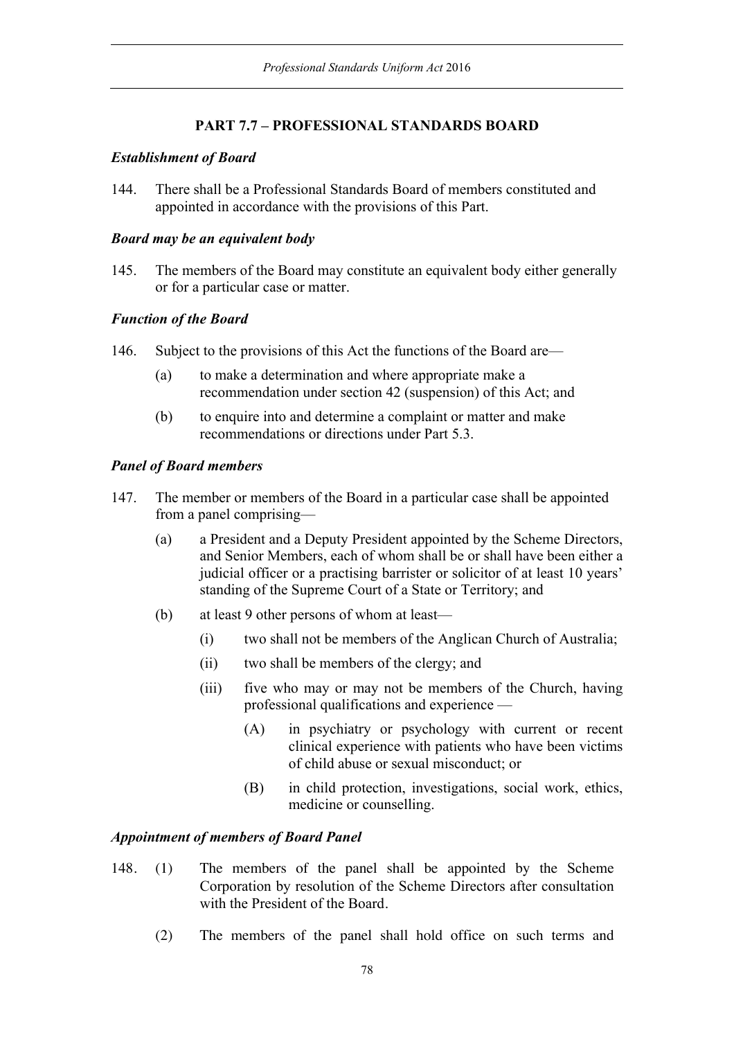## PART 7.7 – PROFESSIONAL STANDARDS BOARD

***Establishment of Board***

144. There shall be a Professional Standards Board of members constituted and appointed in accordance with the provisions of this Part.

***Board may be an equivalent body***

145. The members of the Board may constitute an equivalent body either generally or for a particular case or matter.

***Function of the Board***

146. Subject to the provisions of this Act the functions of the Board are—

   (a) to make a determination and where appropriate make a recommendation under section 42 (suspension) of this Act; and

   (b) to enquire into and determine a complaint or matter and make recommendations or directions under Part 5.3.

***Panel of Board members***

147. The member or members of the Board in a particular case shall be appointed from a panel comprising—

   (a) a President and a Deputy President appointed by the Scheme Directors, and Senior Members, each of whom shall be or shall have been either a judicial officer or a practising barrister or solicitor of at least 10 years' standing of the Supreme Court of a State or Territory; and

   (b) at least 9 other persons of whom at least—

      (i) two shall not be members of the Anglican Church of Australia;

      (ii) two shall be members of the clergy; and

      (iii) five who may or may not be members of the Church, having professional qualifications and experience —

         (A) in psychiatry or psychology with current or recent clinical experience with patients who have been victims of child abuse or sexual misconduct; or

         (B) in child protection, investigations, social work, ethics, medicine or counselling.

***Appointment of members of Board Panel***

148. (1) The members of the panel shall be appointed by the Scheme Corporation by resolution of the Scheme Directors after consultation with the President of the Board.

   (2) The members of the panel shall hold office on such terms and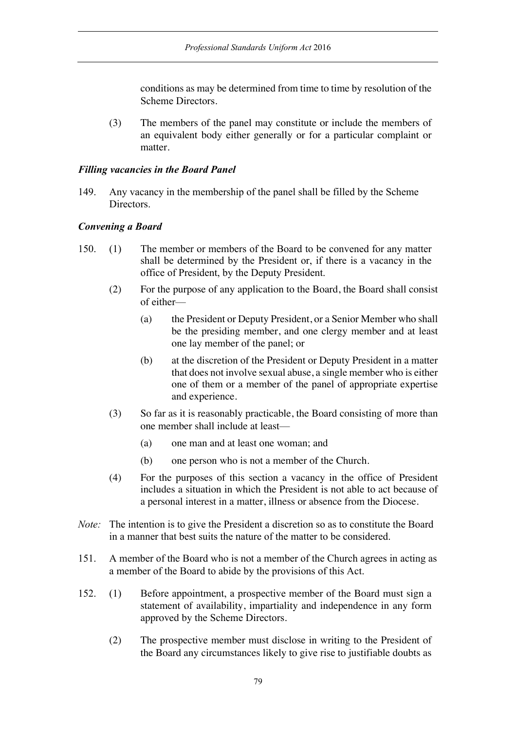conditions as may be determined from time to time by resolution of the Scheme Directors.

(3) The members of the panel may constitute or include the members of an equivalent body either generally or for a particular complaint or matter.

### *Filling vacancies in the Board Panel*

149. Any vacancy in the membership of the panel shall be filled by the Scheme Directors.

### *Convening a Board*

150. (1) The member or members of the Board to be convened for any matter shall be determined by the President or, if there is a vacancy in the office of President, by the Deputy President.

(2) For the purpose of any application to the Board, the Board shall consist of either—

(a) the President or Deputy President, or a Senior Member who shall be the presiding member, and one clergy member and at least one lay member of the panel; or

(b) at the discretion of the President or Deputy President in a matter that does not involve sexual abuse, a single member who is either one of them or a member of the panel of appropriate expertise and experience.

(3) So far as it is reasonably practicable, the Board consisting of more than one member shall include at least—

(a) one man and at least one woman; and

(b) one person who is not a member of the Church.

(4) For the purposes of this section a vacancy in the office of President includes a situation in which the President is not able to act because of a personal interest in a matter, illness or absence from the Diocese.

*Note:* The intention is to give the President a discretion so as to constitute the Board in a manner that best suits the nature of the matter to be considered.

151. A member of the Board who is not a member of the Church agrees in acting as a member of the Board to abide by the provisions of this Act.

152. (1) Before appointment, a prospective member of the Board must sign a statement of availability, impartiality and independence in any form approved by the Scheme Directors.

(2) The prospective member must disclose in writing to the President of the Board any circumstances likely to give rise to justifiable doubts as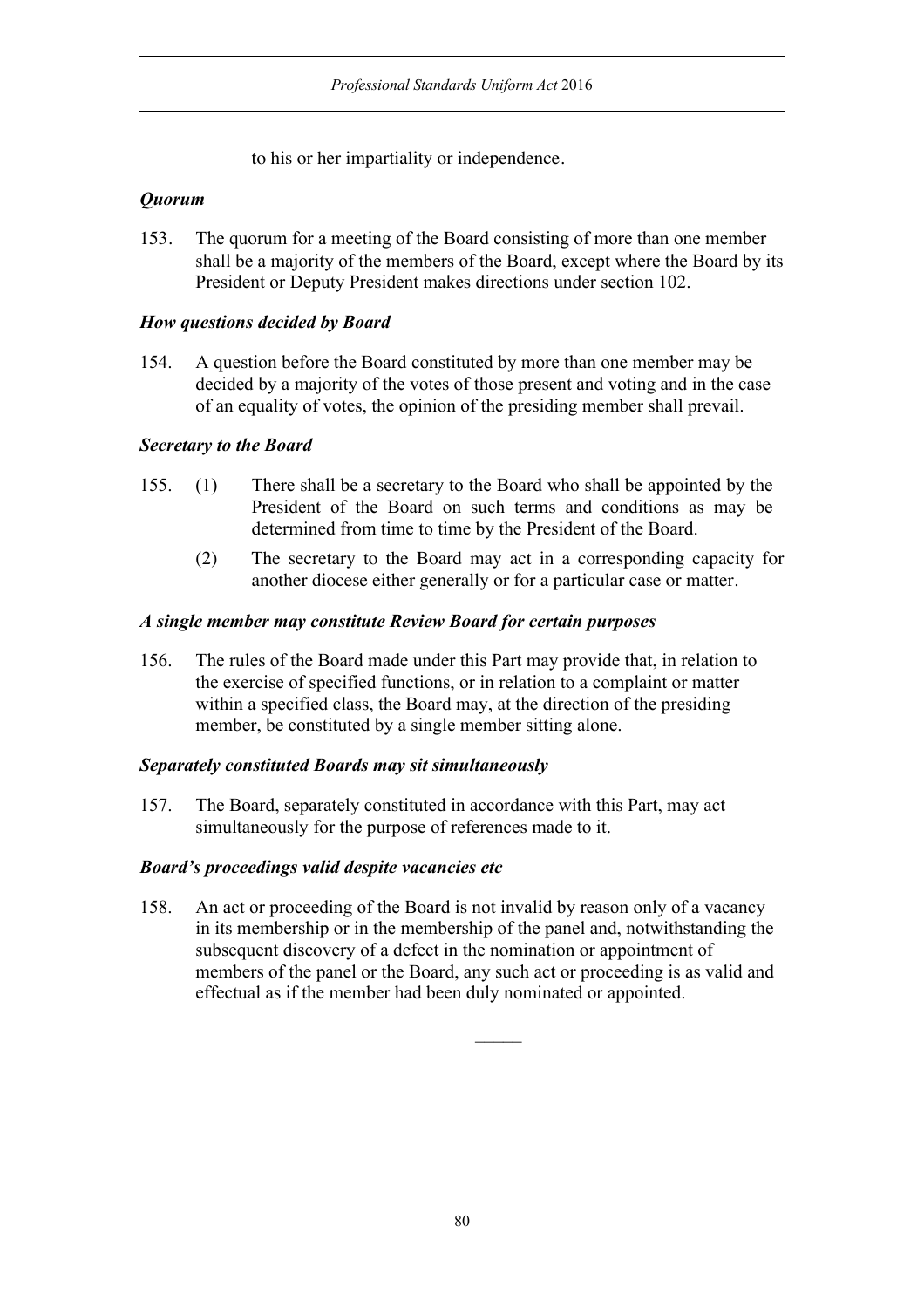to his or her impartiality or independence.

***Quorum***

153. The quorum for a meeting of the Board consisting of more than one member shall be a majority of the members of the Board, except where the Board by its President or Deputy President makes directions under section 102.

***How questions decided by Board***

154. A question before the Board constituted by more than one member may be decided by a majority of the votes of those present and voting and in the case of an equality of votes, the opinion of the presiding member shall prevail.

***Secretary to the Board***

155. (1) There shall be a secretary to the Board who shall be appointed by the President of the Board on such terms and conditions as may be determined from time to time by the President of the Board.

(2) The secretary to the Board may act in a corresponding capacity for another diocese either generally or for a particular case or matter.

***A single member may constitute Review Board for certain purposes***

156. The rules of the Board made under this Part may provide that, in relation to the exercise of specified functions, or in relation to a complaint or matter within a specified class, the Board may, at the direction of the presiding member, be constituted by a single member sitting alone.

***Separately constituted Boards may sit simultaneously***

157. The Board, separately constituted in accordance with this Part, may act simultaneously for the purpose of references made to it.

***Board's proceedings valid despite vacancies etc***

158. An act or proceeding of the Board is not invalid by reason only of a vacancy in its membership or in the membership of the panel and, notwithstanding the subsequent discovery of a defect in the nomination or appointment of members of the panel or the Board, any such act or proceeding is as valid and effectual as if the member had been duly nominated or appointed.

———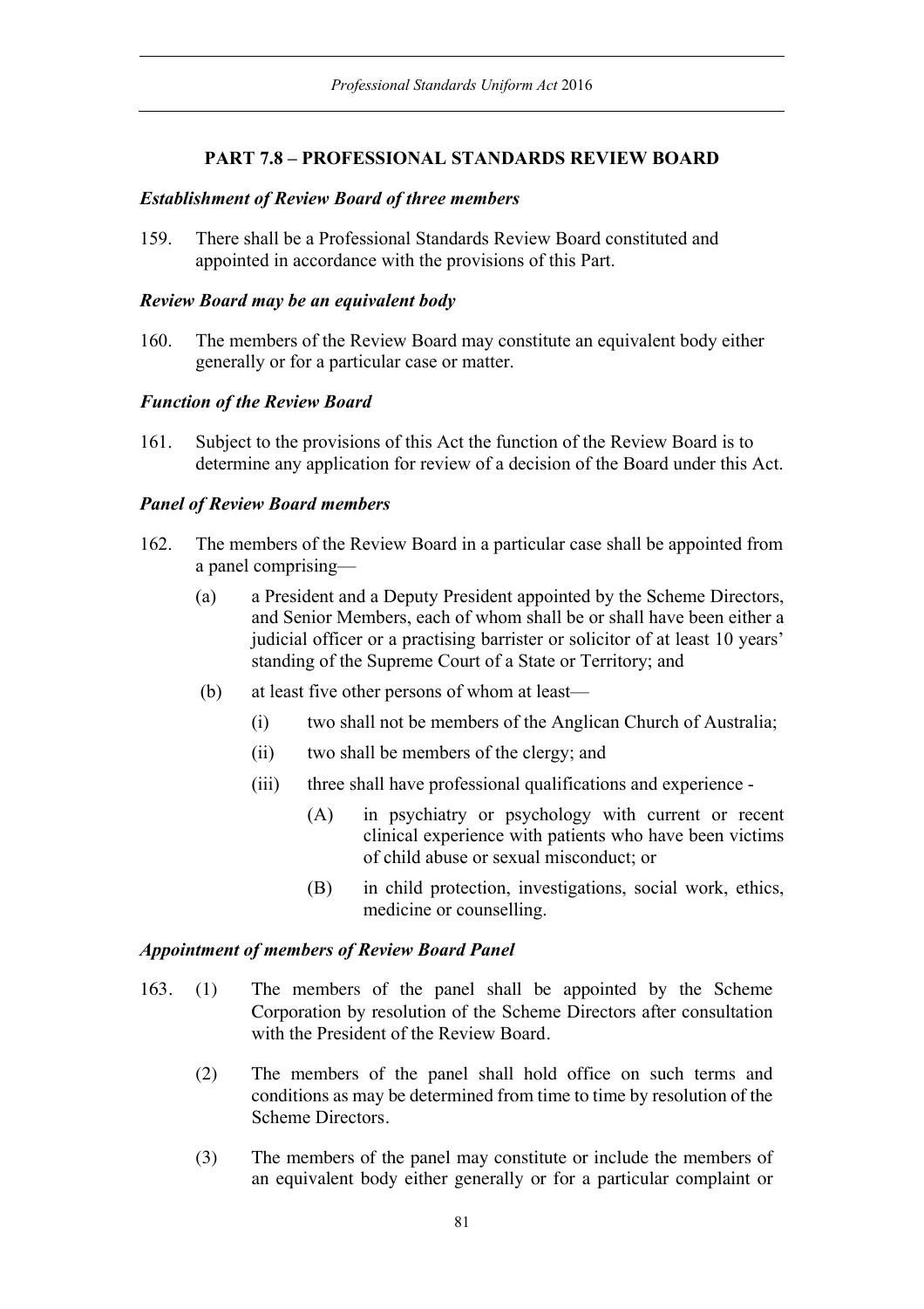## PART 7.8 – PROFESSIONAL STANDARDS REVIEW BOARD

### *Establishment of Review Board of three members*

159. There shall be a Professional Standards Review Board constituted and appointed in accordance with the provisions of this Part.

### *Review Board may be an equivalent body*

160. The members of the Review Board may constitute an equivalent body either generally or for a particular case or matter.

### *Function of the Review Board*

161. Subject to the provisions of this Act the function of the Review Board is to determine any application for review of a decision of the Board under this Act.

### *Panel of Review Board members*

162. The members of the Review Board in a particular case shall be appointed from a panel comprising—

   (a) a President and a Deputy President appointed by the Scheme Directors, and Senior Members, each of whom shall be or shall have been either a judicial officer or a practising barrister or solicitor of at least 10 years' standing of the Supreme Court of a State or Territory; and

   (b) at least five other persons of whom at least—

      (i) two shall not be members of the Anglican Church of Australia;

      (ii) two shall be members of the clergy; and

      (iii) three shall have professional qualifications and experience -

         (A) in psychiatry or psychology with current or recent clinical experience with patients who have been victims of child abuse or sexual misconduct; or

         (B) in child protection, investigations, social work, ethics, medicine or counselling.

### *Appointment of members of Review Board Panel*

163. (1) The members of the panel shall be appointed by the Scheme Corporation by resolution of the Scheme Directors after consultation with the President of the Review Board.

   (2) The members of the panel shall hold office on such terms and conditions as may be determined from time to time by resolution of the Scheme Directors.

   (3) The members of the panel may constitute or include the members of an equivalent body either generally or for a particular complaint or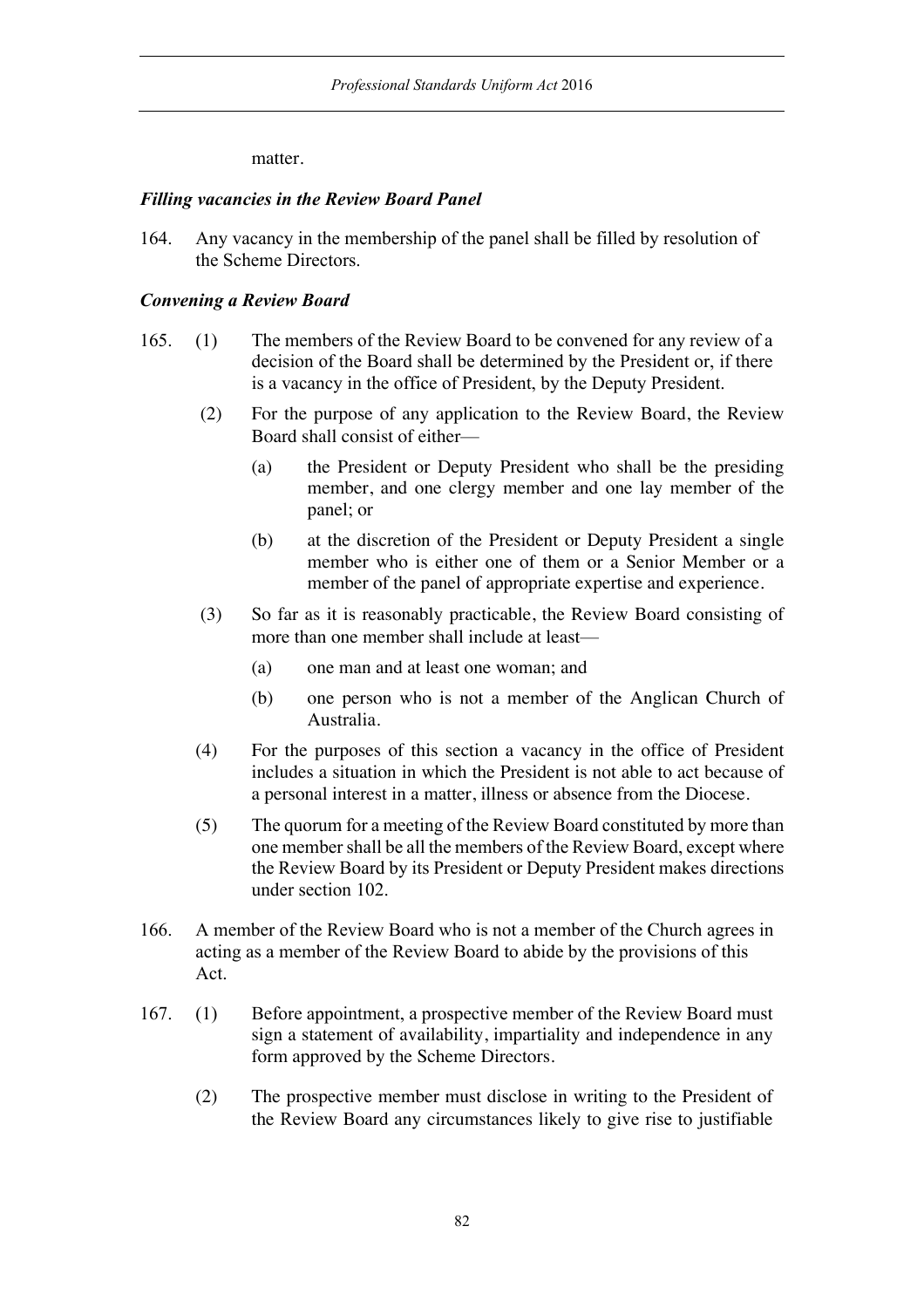matter.

***Filling vacancies in the Review Board Panel***

164. Any vacancy in the membership of the panel shall be filled by resolution of the Scheme Directors.

***Convening a Review Board***

165. (1) The members of the Review Board to be convened for any review of a decision of the Board shall be determined by the President or, if there is a vacancy in the office of President, by the Deputy President.

(2) For the purpose of any application to the Review Board, the Review Board shall consist of either—

(a) the President or Deputy President who shall be the presiding member, and one clergy member and one lay member of the panel; or

(b) at the discretion of the President or Deputy President a single member who is either one of them or a Senior Member or a member of the panel of appropriate expertise and experience.

(3) So far as it is reasonably practicable, the Review Board consisting of more than one member shall include at least—

(a) one man and at least one woman; and

(b) one person who is not a member of the Anglican Church of Australia.

(4) For the purposes of this section a vacancy in the office of President includes a situation in which the President is not able to act because of a personal interest in a matter, illness or absence from the Diocese.

(5) The quorum for a meeting of the Review Board constituted by more than one member shall be all the members of the Review Board, except where the Review Board by its President or Deputy President makes directions under section 102.

166. A member of the Review Board who is not a member of the Church agrees in acting as a member of the Review Board to abide by the provisions of this Act.

167. (1) Before appointment, a prospective member of the Review Board must sign a statement of availability, impartiality and independence in any form approved by the Scheme Directors.

(2) The prospective member must disclose in writing to the President of the Review Board any circumstances likely to give rise to justifiable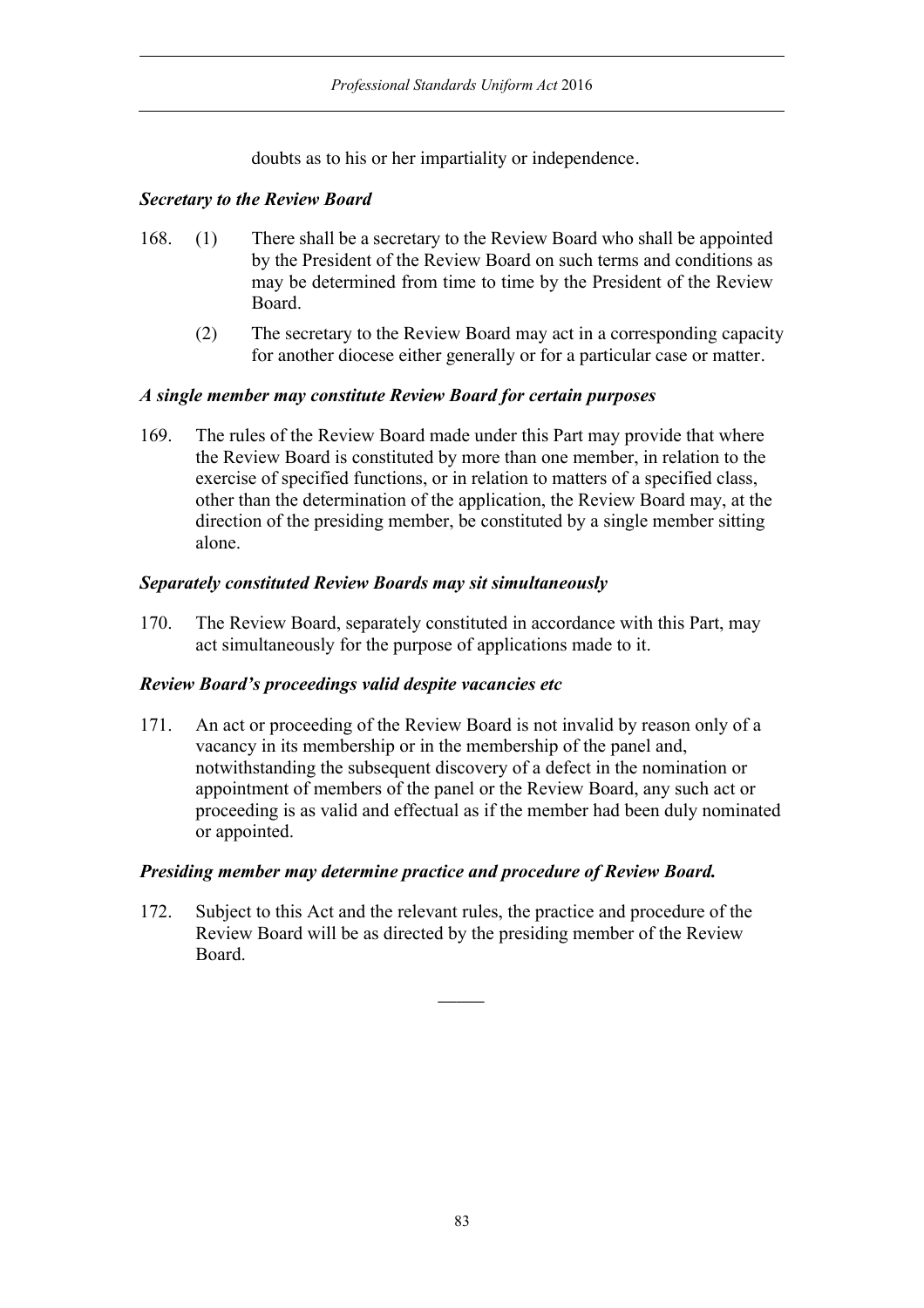doubts as to his or her impartiality or independence.

***Secretary to the Review Board***

168. (1) There shall be a secretary to the Review Board who shall be appointed by the President of the Review Board on such terms and conditions as may be determined from time to time by the President of the Review Board.

(2) The secretary to the Review Board may act in a corresponding capacity for another diocese either generally or for a particular case or matter.

***A single member may constitute Review Board for certain purposes***

169. The rules of the Review Board made under this Part may provide that where the Review Board is constituted by more than one member, in relation to the exercise of specified functions, or in relation to matters of a specified class, other than the determination of the application, the Review Board may, at the direction of the presiding member, be constituted by a single member sitting alone.

***Separately constituted Review Boards may sit simultaneously***

170. The Review Board, separately constituted in accordance with this Part, may act simultaneously for the purpose of applications made to it.

***Review Board's proceedings valid despite vacancies etc***

171. An act or proceeding of the Review Board is not invalid by reason only of a vacancy in its membership or in the membership of the panel and, notwithstanding the subsequent discovery of a defect in the nomination or appointment of members of the panel or the Review Board, any such act or proceeding is as valid and effectual as if the member had been duly nominated or appointed.

***Presiding member may determine practice and procedure of Review Board.***

172. Subject to this Act and the relevant rules, the practice and procedure of the Review Board will be as directed by the presiding member of the Review Board.

———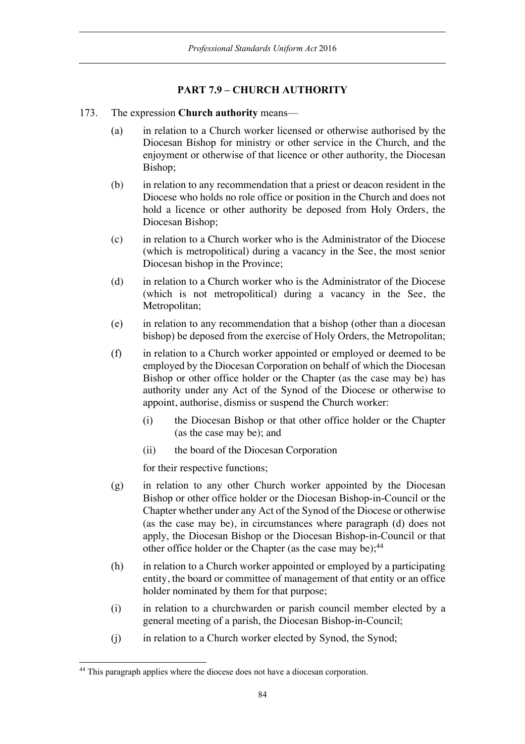## PART 7.9 – CHURCH AUTHORITY

173. The expression **Church authority** means—

(a) in relation to a Church worker licensed or otherwise authorised by the Diocesan Bishop for ministry or other service in the Church, and the enjoyment or otherwise of that licence or other authority, the Diocesan Bishop;

(b) in relation to any recommendation that a priest or deacon resident in the Diocese who holds no role office or position in the Church and does not hold a licence or other authority be deposed from Holy Orders, the Diocesan Bishop;

(c) in relation to a Church worker who is the Administrator of the Diocese (which is metropolitical) during a vacancy in the See, the most senior Diocesan bishop in the Province;

(d) in relation to a Church worker who is the Administrator of the Diocese (which is not metropolitical) during a vacancy in the See, the Metropolitan;

(e) in relation to any recommendation that a bishop (other than a diocesan bishop) be deposed from the exercise of Holy Orders, the Metropolitan;

(f) in relation to a Church worker appointed or employed or deemed to be employed by the Diocesan Corporation on behalf of which the Diocesan Bishop or other office holder or the Chapter (as the case may be) has authority under any Act of the Synod of the Diocese or otherwise to appoint, authorise, dismiss or suspend the Church worker:

   (i) the Diocesan Bishop or that other office holder or the Chapter (as the case may be); and

   (ii) the board of the Diocesan Corporation

   for their respective functions;

(g) in relation to any other Church worker appointed by the Diocesan Bishop or other office holder or the Diocesan Bishop-in-Council or the Chapter whether under any Act of the Synod of the Diocese or otherwise (as the case may be), in circumstances where paragraph (d) does not apply, the Diocesan Bishop or the Diocesan Bishop-in-Council or that other office holder or the Chapter (as the case may be);[44]

(h) in relation to a Church worker appointed or employed by a participating entity, the board or committee of management of that entity or an office holder nominated by them for that purpose;

(i) in relation to a churchwarden or parish council member elected by a general meeting of a parish, the Diocesan Bishop-in-Council;

(j) in relation to a Church worker elected by Synod, the Synod;

---

[44] This paragraph applies where the diocese does not have a diocesan corporation.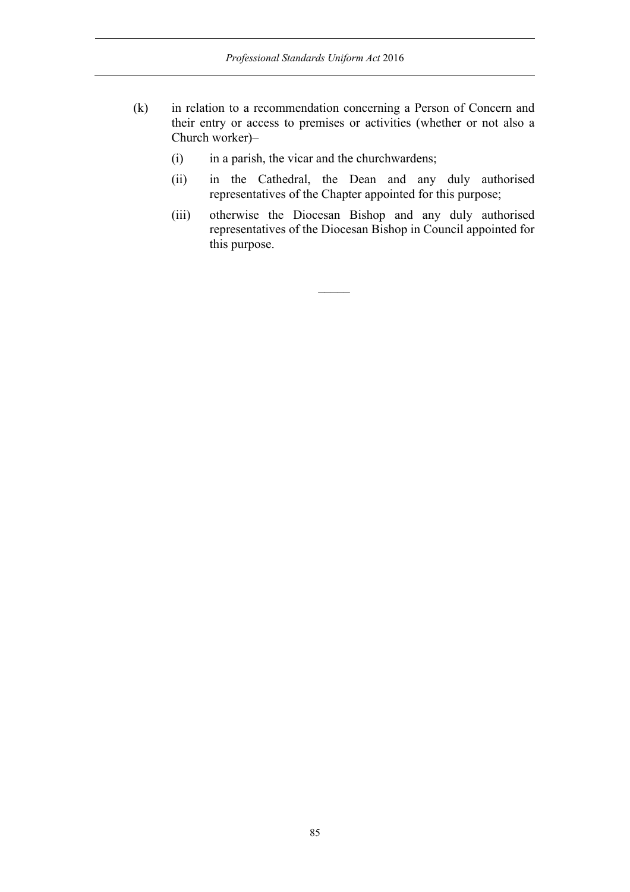(k) in relation to a recommendation concerning a Person of Concern and their entry or access to premises or activities (whether or not also a Church worker)–

  (i) in a parish, the vicar and the churchwardens;

  (ii) in the Cathedral, the Dean and any duly authorised representatives of the Chapter appointed for this purpose;

  (iii) otherwise the Diocesan Bishop and any duly authorised representatives of the Diocesan Bishop in Council appointed for this purpose.

———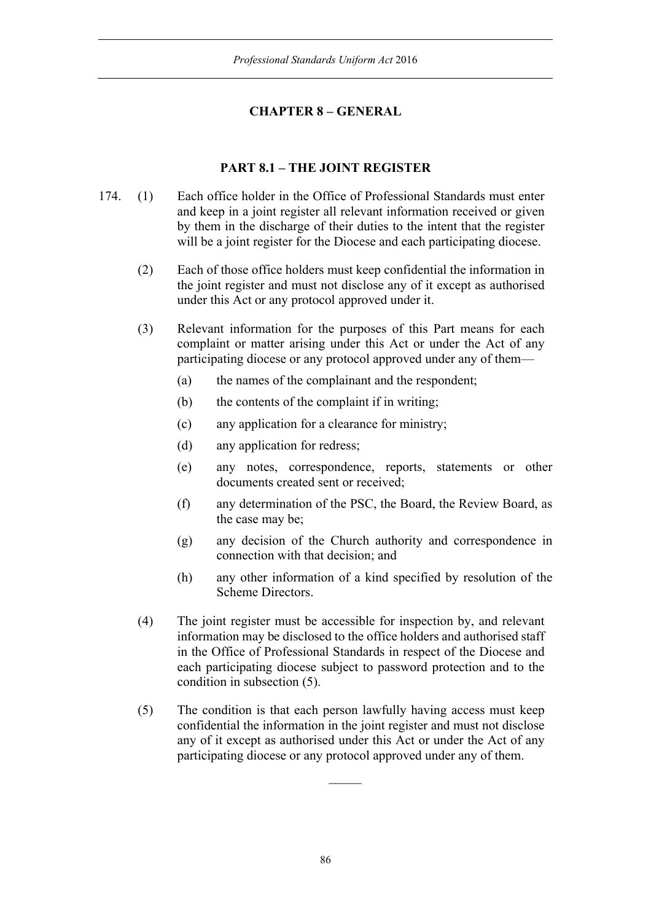## CHAPTER 8 – GENERAL

### PART 8.1 – THE JOINT REGISTER

174. (1) Each office holder in the Office of Professional Standards must enter and keep in a joint register all relevant information received or given by them in the discharge of their duties to the intent that the register will be a joint register for the Diocese and each participating diocese.

(2) Each of those office holders must keep confidential the information in the joint register and must not disclose any of it except as authorised under this Act or any protocol approved under it.

(3) Relevant information for the purposes of this Part means for each complaint or matter arising under this Act or under the Act of any participating diocese or any protocol approved under any of them—

(a) the names of the complainant and the respondent;

(b) the contents of the complaint if in writing;

(c) any application for a clearance for ministry;

(d) any application for redress;

(e) any notes, correspondence, reports, statements or other documents created sent or received;

(f) any determination of the PSC, the Board, the Review Board, as the case may be;

(g) any decision of the Church authority and correspondence in connection with that decision; and

(h) any other information of a kind specified by resolution of the Scheme Directors.

(4) The joint register must be accessible for inspection by, and relevant information may be disclosed to the office holders and authorised staff in the Office of Professional Standards in respect of the Diocese and each participating diocese subject to password protection and to the condition in subsection (5).

(5) The condition is that each person lawfully having access must keep confidential the information in the joint register and must not disclose any of it except as authorised under this Act or under the Act of any participating diocese or any protocol approved under any of them.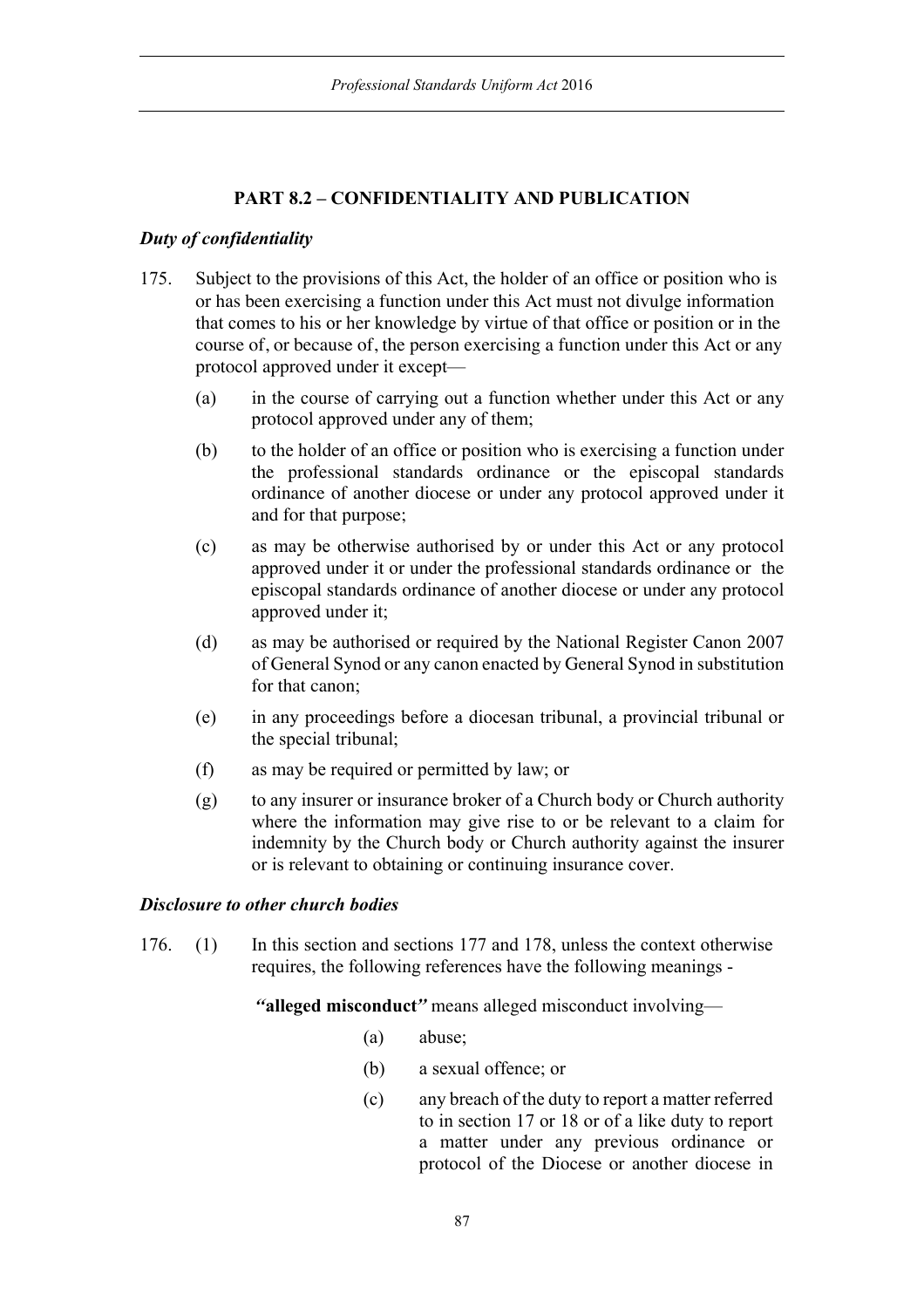## PART 8.2 – CONFIDENTIALITY AND PUBLICATION

### *Duty of confidentiality*

175. Subject to the provisions of this Act, the holder of an office or position who is or has been exercising a function under this Act must not divulge information that comes to his or her knowledge by virtue of that office or position or in the course of, or because of, the person exercising a function under this Act or any protocol approved under it except—

    (a) in the course of carrying out a function whether under this Act or any protocol approved under any of them;

    (b) to the holder of an office or position who is exercising a function under the professional standards ordinance or the episcopal standards ordinance of another diocese or under any protocol approved under it and for that purpose;

    (c) as may be otherwise authorised by or under this Act or any protocol approved under it or under the professional standards ordinance or the episcopal standards ordinance of another diocese or under any protocol approved under it;

    (d) as may be authorised or required by the National Register Canon 2007 of General Synod or any canon enacted by General Synod in substitution for that canon;

    (e) in any proceedings before a diocesan tribunal, a provincial tribunal or the special tribunal;

    (f) as may be required or permitted by law; or

    (g) to any insurer or insurance broker of a Church body or Church authority where the information may give rise to or be relevant to a claim for indemnity by the Church body or Church authority against the insurer or is relevant to obtaining or continuing insurance cover.

### *Disclosure to other church bodies*

176. (1) In this section and sections 177 and 178, unless the context otherwise requires, the following references have the following meanings -

    ***"alleged misconduct"*** means alleged misconduct involving—

    (a) abuse;

    (b) a sexual offence; or

    (c) any breach of the duty to report a matter referred to in section 17 or 18 or of a like duty to report a matter under any previous ordinance or protocol of the Diocese or another diocese in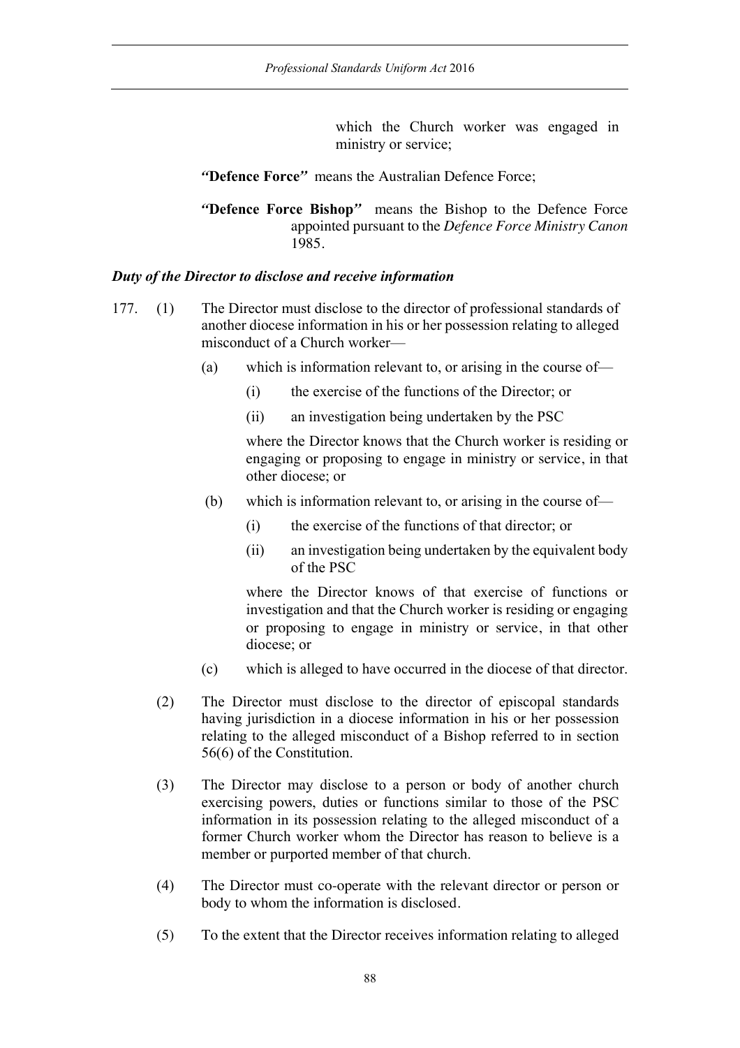which the Church worker was engaged in ministry or service;

"**Defence Force**" means the Australian Defence Force;

"**Defence Force Bishop**" means the Bishop to the Defence Force appointed pursuant to the *Defence Force Ministry Canon* 1985.

***Duty of the Director to disclose and receive information***

177. (1) The Director must disclose to the director of professional standards of another diocese information in his or her possession relating to alleged misconduct of a Church worker—

(a) which is information relevant to, or arising in the course of—

(i) the exercise of the functions of the Director; or

(ii) an investigation being undertaken by the PSC

where the Director knows that the Church worker is residing or engaging or proposing to engage in ministry or service, in that other diocese; or

(b) which is information relevant to, or arising in the course of—

(i) the exercise of the functions of that director; or

(ii) an investigation being undertaken by the equivalent body of the PSC

where the Director knows of that exercise of functions or investigation and that the Church worker is residing or engaging or proposing to engage in ministry or service, in that other diocese; or

(c) which is alleged to have occurred in the diocese of that director.

(2) The Director must disclose to the director of episcopal standards having jurisdiction in a diocese information in his or her possession relating to the alleged misconduct of a Bishop referred to in section 56(6) of the Constitution.

(3) The Director may disclose to a person or body of another church exercising powers, duties or functions similar to those of the PSC information in its possession relating to the alleged misconduct of a former Church worker whom the Director has reason to believe is a member or purported member of that church.

(4) The Director must co-operate with the relevant director or person or body to whom the information is disclosed.

(5) To the extent that the Director receives information relating to alleged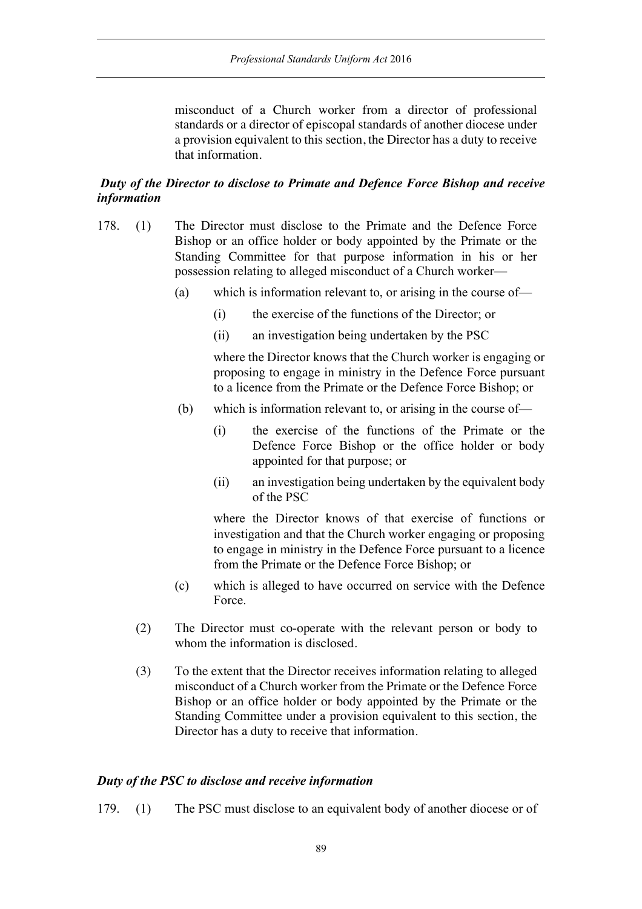misconduct of a Church worker from a director of professional standards or a director of episcopal standards of another diocese under a provision equivalent to this section, the Director has a duty to receive that information.

***Duty of the Director to disclose to Primate and Defence Force Bishop and receive information***

178. (1) The Director must disclose to the Primate and the Defence Force Bishop or an office holder or body appointed by the Primate or the Standing Committee for that purpose information in his or her possession relating to alleged misconduct of a Church worker—

(a) which is information relevant to, or arising in the course of—

(i) the exercise of the functions of the Director; or

(ii) an investigation being undertaken by the PSC

where the Director knows that the Church worker is engaging or proposing to engage in ministry in the Defence Force pursuant to a licence from the Primate or the Defence Force Bishop; or

(b) which is information relevant to, or arising in the course of—

(i) the exercise of the functions of the Primate or the Defence Force Bishop or the office holder or body appointed for that purpose; or

(ii) an investigation being undertaken by the equivalent body of the PSC

where the Director knows of that exercise of functions or investigation and that the Church worker engaging or proposing to engage in ministry in the Defence Force pursuant to a licence from the Primate or the Defence Force Bishop; or

(c) which is alleged to have occurred on service with the Defence Force.

(2) The Director must co-operate with the relevant person or body to whom the information is disclosed.

(3) To the extent that the Director receives information relating to alleged misconduct of a Church worker from the Primate or the Defence Force Bishop or an office holder or body appointed by the Primate or the Standing Committee under a provision equivalent to this section, the Director has a duty to receive that information.

***Duty of the PSC to disclose and receive information***

179. (1) The PSC must disclose to an equivalent body of another diocese or of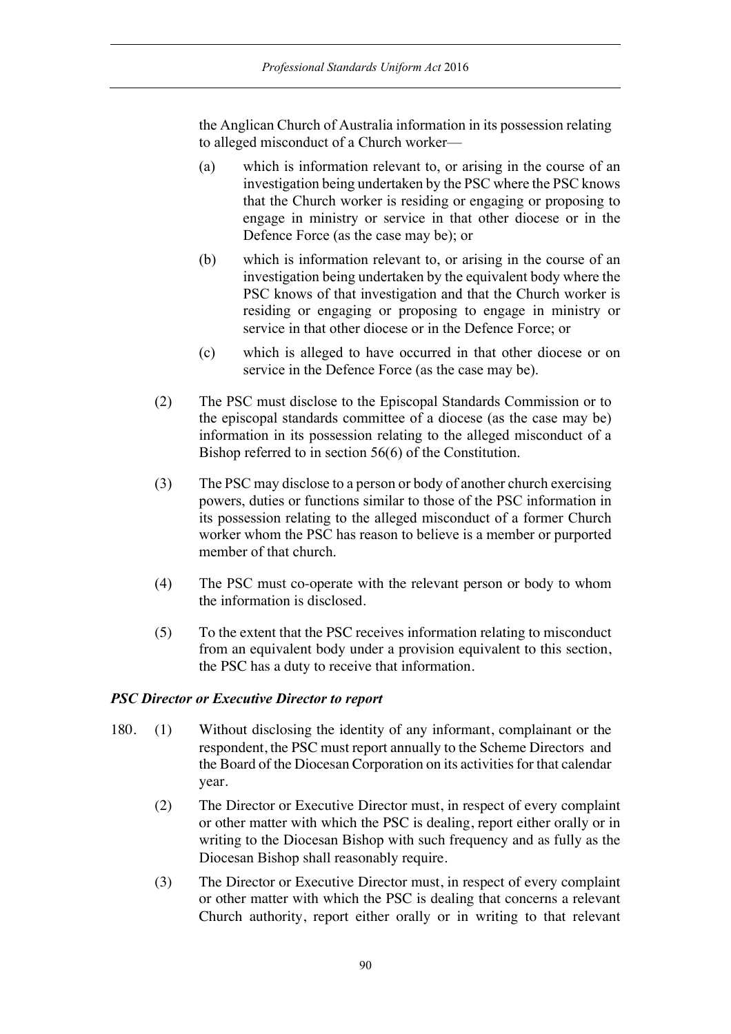the Anglican Church of Australia information in its possession relating to alleged misconduct of a Church worker—

(a) which is information relevant to, or arising in the course of an investigation being undertaken by the PSC where the PSC knows that the Church worker is residing or engaging or proposing to engage in ministry or service in that other diocese or in the Defence Force (as the case may be); or

(b) which is information relevant to, or arising in the course of an investigation being undertaken by the equivalent body where the PSC knows of that investigation and that the Church worker is residing or engaging or proposing to engage in ministry or service in that other diocese or in the Defence Force; or

(c) which is alleged to have occurred in that other diocese or on service in the Defence Force (as the case may be).

(2) The PSC must disclose to the Episcopal Standards Commission or to the episcopal standards committee of a diocese (as the case may be) information in its possession relating to the alleged misconduct of a Bishop referred to in section 56(6) of the Constitution.

(3) The PSC may disclose to a person or body of another church exercising powers, duties or functions similar to those of the PSC information in its possession relating to the alleged misconduct of a former Church worker whom the PSC has reason to believe is a member or purported member of that church.

(4) The PSC must co-operate with the relevant person or body to whom the information is disclosed.

(5) To the extent that the PSC receives information relating to misconduct from an equivalent body under a provision equivalent to this section, the PSC has a duty to receive that information.

***PSC Director or Executive Director to report***

180. (1) Without disclosing the identity of any informant, complainant or the respondent, the PSC must report annually to the Scheme Directors and the Board of the Diocesan Corporation on its activities for that calendar year.

(2) The Director or Executive Director must, in respect of every complaint or other matter with which the PSC is dealing, report either orally or in writing to the Diocesan Bishop with such frequency and as fully as the Diocesan Bishop shall reasonably require.

(3) The Director or Executive Director must, in respect of every complaint or other matter with which the PSC is dealing that concerns a relevant Church authority, report either orally or in writing to that relevant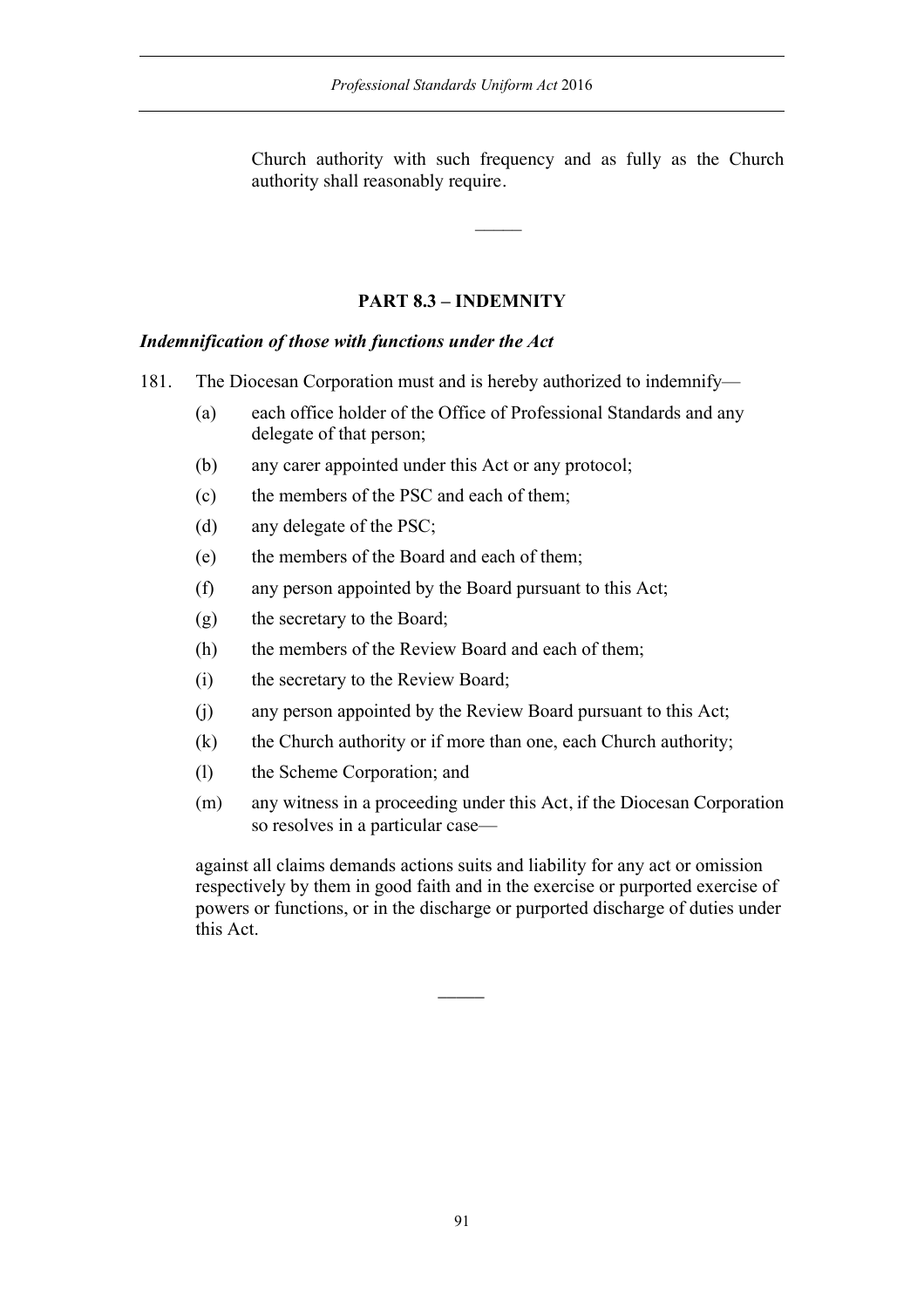Church authority with such frequency and as fully as the Church authority shall reasonably require.

---

## PART 8.3 – INDEMNITY

### *Indemnification of those with functions under the Act*

181. The Diocesan Corporation must and is hereby authorized to indemnify—

   (a) each office holder of the Office of Professional Standards and any delegate of that person;

   (b) any carer appointed under this Act or any protocol;

   (c) the members of the PSC and each of them;

   (d) any delegate of the PSC;

   (e) the members of the Board and each of them;

   (f) any person appointed by the Board pursuant to this Act;

   (g) the secretary to the Board;

   (h) the members of the Review Board and each of them;

   (i) the secretary to the Review Board;

   (j) any person appointed by the Review Board pursuant to this Act;

   (k) the Church authority or if more than one, each Church authority;

   (l) the Scheme Corporation; and

   (m) any witness in a proceeding under this Act, if the Diocesan Corporation so resolves in a particular case—

   against all claims demands actions suits and liability for any act or omission respectively by them in good faith and in the exercise or purported exercise of powers or functions, or in the discharge or purported discharge of duties under this Act.

---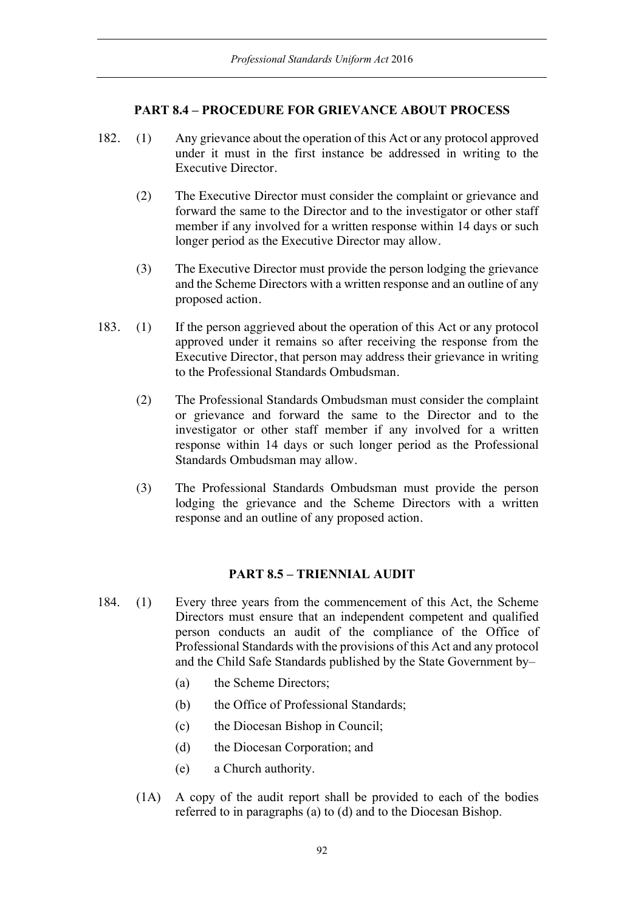### PART 8.4 – PROCEDURE FOR GRIEVANCE ABOUT PROCESS

182. (1) Any grievance about the operation of this Act or any protocol approved under it must in the first instance be addressed in writing to the Executive Director.

(2) The Executive Director must consider the complaint or grievance and forward the same to the Director and to the investigator or other staff member if any involved for a written response within 14 days or such longer period as the Executive Director may allow.

(3) The Executive Director must provide the person lodging the grievance and the Scheme Directors with a written response and an outline of any proposed action.

183. (1) If the person aggrieved about the operation of this Act or any protocol approved under it remains so after receiving the response from the Executive Director, that person may address their grievance in writing to the Professional Standards Ombudsman.

(2) The Professional Standards Ombudsman must consider the complaint or grievance and forward the same to the Director and to the investigator or other staff member if any involved for a written response within 14 days or such longer period as the Professional Standards Ombudsman may allow.

(3) The Professional Standards Ombudsman must provide the person lodging the grievance and the Scheme Directors with a written response and an outline of any proposed action.

### PART 8.5 – TRIENNIAL AUDIT

184. (1) Every three years from the commencement of this Act, the Scheme Directors must ensure that an independent competent and qualified person conducts an audit of the compliance of the Office of Professional Standards with the provisions of this Act and any protocol and the Child Safe Standards published by the State Government by–

(a) the Scheme Directors;

(b) the Office of Professional Standards;

(c) the Diocesan Bishop in Council;

(d) the Diocesan Corporation; and

(e) a Church authority.

(1A) A copy of the audit report shall be provided to each of the bodies referred to in paragraphs (a) to (d) and to the Diocesan Bishop.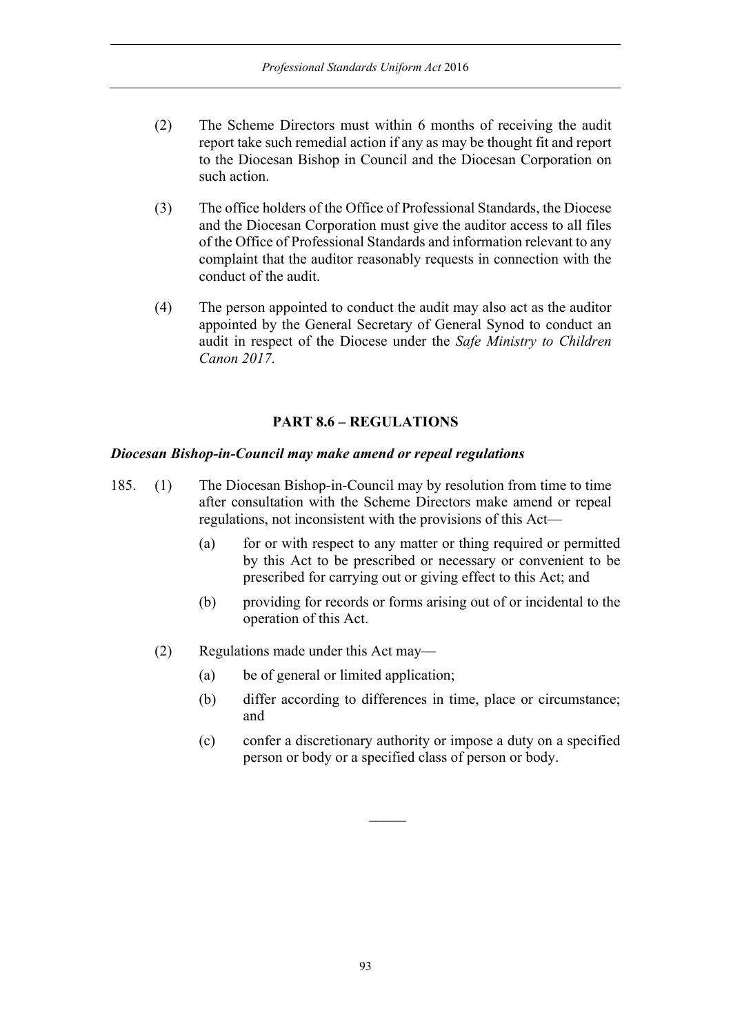(2) The Scheme Directors must within 6 months of receiving the audit report take such remedial action if any as may be thought fit and report to the Diocesan Bishop in Council and the Diocesan Corporation on such action.

(3) The office holders of the Office of Professional Standards, the Diocese and the Diocesan Corporation must give the auditor access to all files of the Office of Professional Standards and information relevant to any complaint that the auditor reasonably requests in connection with the conduct of the audit.

(4) The person appointed to conduct the audit may also act as the auditor appointed by the General Secretary of General Synod to conduct an audit in respect of the Diocese under the *Safe Ministry to Children Canon 2017*.

## PART 8.6 – REGULATIONS

### *Diocesan Bishop-in-Council may make amend or repeal regulations*

185. (1) The Diocesan Bishop-in-Council may by resolution from time to time after consultation with the Scheme Directors make amend or repeal regulations, not inconsistent with the provisions of this Act—

(a) for or with respect to any matter or thing required or permitted by this Act to be prescribed or necessary or convenient to be prescribed for carrying out or giving effect to this Act; and

(b) providing for records or forms arising out of or incidental to the operation of this Act.

(2) Regulations made under this Act may—

(a) be of general or limited application;

(b) differ according to differences in time, place or circumstance; and

(c) confer a discretionary authority or impose a duty on a specified person or body or a specified class of person or body.

———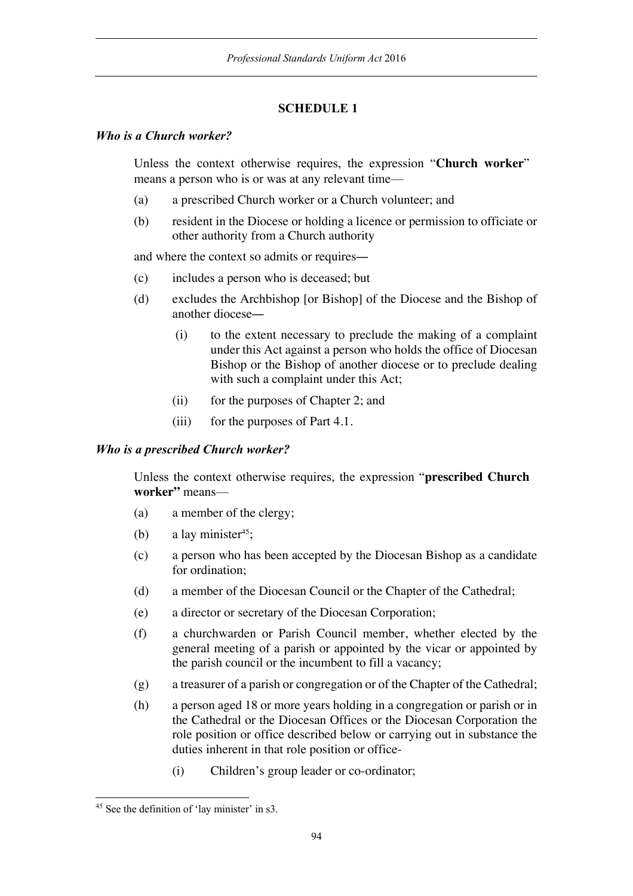## SCHEDULE 1

### *Who is a Church worker?*

Unless the context otherwise requires, the expression "**Church worker**" means a person who is or was at any relevant time—

(a) a prescribed Church worker or a Church volunteer; and

(b) resident in the Diocese or holding a licence or permission to officiate or other authority from a Church authority

and where the context so admits or requires—

(c) includes a person who is deceased; but

(d) excludes the Archbishop [or Bishop] of the Diocese and the Bishop of another diocese—

  (i) to the extent necessary to preclude the making of a complaint under this Act against a person who holds the office of Diocesan Bishop or the Bishop of another diocese or to preclude dealing with such a complaint under this Act;

  (ii) for the purposes of Chapter 2; and

  (iii) for the purposes of Part 4.1.

### *Who is a prescribed Church worker?*

Unless the context otherwise requires, the expression "**prescribed Church worker"** means—

(a) a member of the clergy;

(b) a lay minister[45];

(c) a person who has been accepted by the Diocesan Bishop as a candidate for ordination;

(d) a member of the Diocesan Council or the Chapter of the Cathedral;

(e) a director or secretary of the Diocesan Corporation;

(f) a churchwarden or Parish Council member, whether elected by the general meeting of a parish or appointed by the vicar or appointed by the parish council or the incumbent to fill a vacancy;

(g) a treasurer of a parish or congregation or of the Chapter of the Cathedral;

(h) a person aged 18 or more years holding in a congregation or parish or in the Cathedral or the Diocesan Offices or the Diocesan Corporation the role position or office described below or carrying out in substance the duties inherent in that role position or office-

  (i) Children's group leader or co-ordinator;

---

[45] See the definition of 'lay minister' in s3.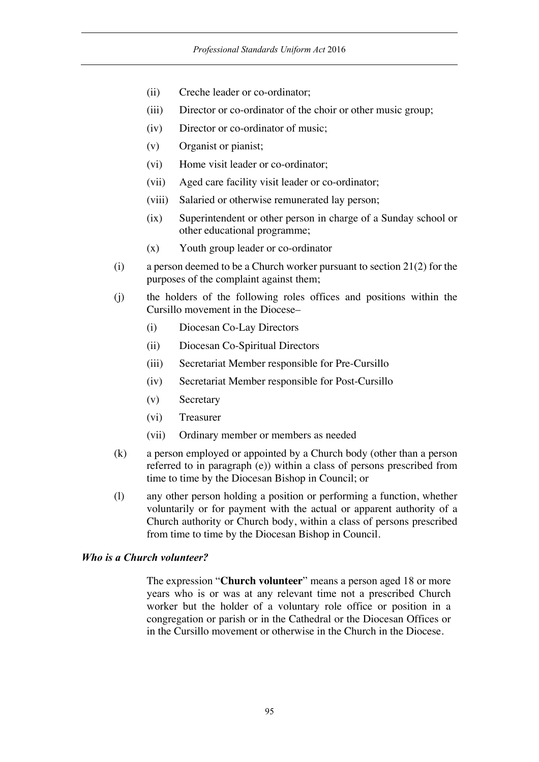(ii) Creche leader or co-ordinator;

(iii) Director or co-ordinator of the choir or other music group;

(iv) Director or co-ordinator of music;

(v) Organist or pianist;

(vi) Home visit leader or co-ordinator;

(vii) Aged care facility visit leader or co-ordinator;

(viii) Salaried or otherwise remunerated lay person;

(ix) Superintendent or other person in charge of a Sunday school or other educational programme;

(x) Youth group leader or co-ordinator

(i) a person deemed to be a Church worker pursuant to section 21(2) for the purposes of the complaint against them;

(j) the holders of the following roles offices and positions within the Cursillo movement in the Diocese–

(i) Diocesan Co-Lay Directors

(ii) Diocesan Co-Spiritual Directors

(iii) Secretariat Member responsible for Pre-Cursillo

(iv) Secretariat Member responsible for Post-Cursillo

(v) Secretary

(vi) Treasurer

(vii) Ordinary member or members as needed

(k) a person employed or appointed by a Church body (other than a person referred to in paragraph (e)) within a class of persons prescribed from time to time by the Diocesan Bishop in Council; or

(l) any other person holding a position or performing a function, whether voluntarily or for payment with the actual or apparent authority of a Church authority or Church body, within a class of persons prescribed from time to time by the Diocesan Bishop in Council.

***Who is a Church volunteer?***

The expression "**Church volunteer**" means a person aged 18 or more years who is or was at any relevant time not a prescribed Church worker but the holder of a voluntary role office or position in a congregation or parish or in the Cathedral or the Diocesan Offices or in the Cursillo movement or otherwise in the Church in the Diocese.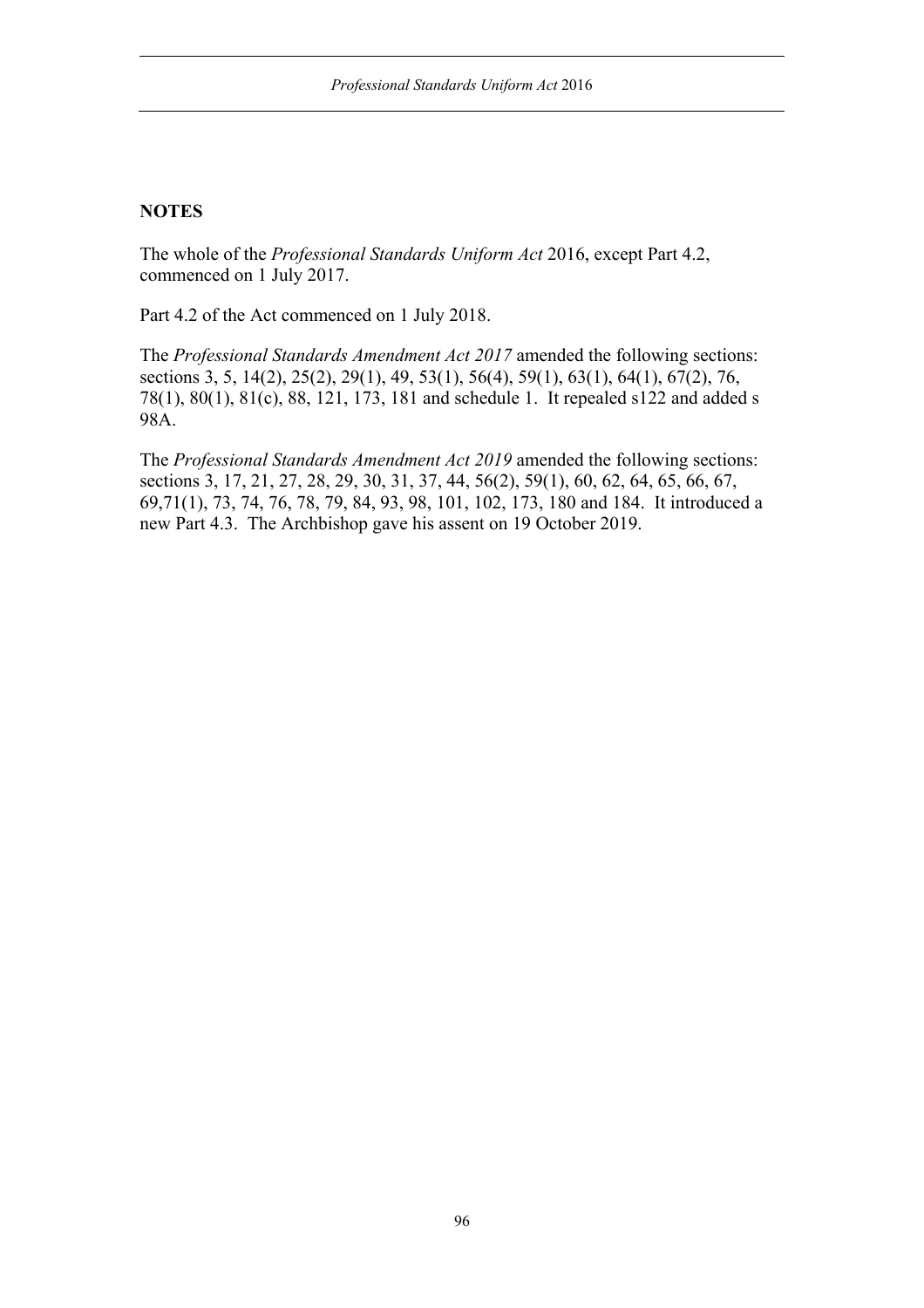**NOTES**

The whole of the *Professional Standards Uniform Act* 2016, except Part 4.2, commenced on 1 July 2017.

Part 4.2 of the Act commenced on 1 July 2018.

The *Professional Standards Amendment Act 2017* amended the following sections: sections 3, 5, 14(2), 25(2), 29(1), 49, 53(1), 56(4), 59(1), 63(1), 64(1), 67(2), 76, 78(1), 80(1), 81(c), 88, 121, 173, 181 and schedule 1. It repealed s122 and added s 98A.

The *Professional Standards Amendment Act 2019* amended the following sections: sections 3, 17, 21, 27, 28, 29, 30, 31, 37, 44, 56(2), 59(1), 60, 62, 64, 65, 66, 67, 69,71(1), 73, 74, 76, 78, 79, 84, 93, 98, 101, 102, 173, 180 and 184. It introduced a new Part 4.3. The Archbishop gave his assent on 19 October 2019.